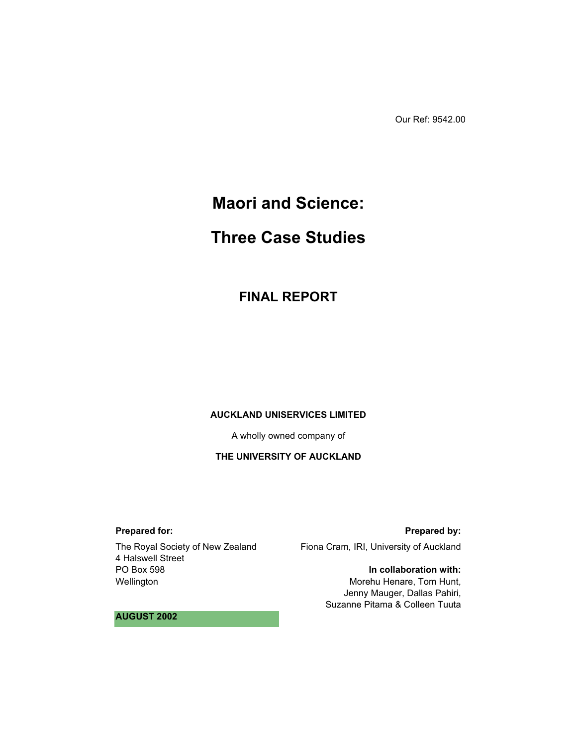Our Ref: 9542.00

# Maori and Science:

# Three Case Studies

## FINAL REPORT

**AUCKLAND UNISERVICES LIMITED**

A wholly owned company of

**THE UNIVERSITY OF AUCKLAND**

**Prepared for:**

The Royal Society of New Zealand
4 Halswell Street
PO Box 598
Wellington

**Prepared by:**

Fiona Cram, IRI, University of Auckland

**In collaboration with:**

Morehu Henare, Tom Hunt,
Jenny Mauger, Dallas Pahiri,
Suzanne Pitama & Colleen Tuuta

**AUGUST 2002**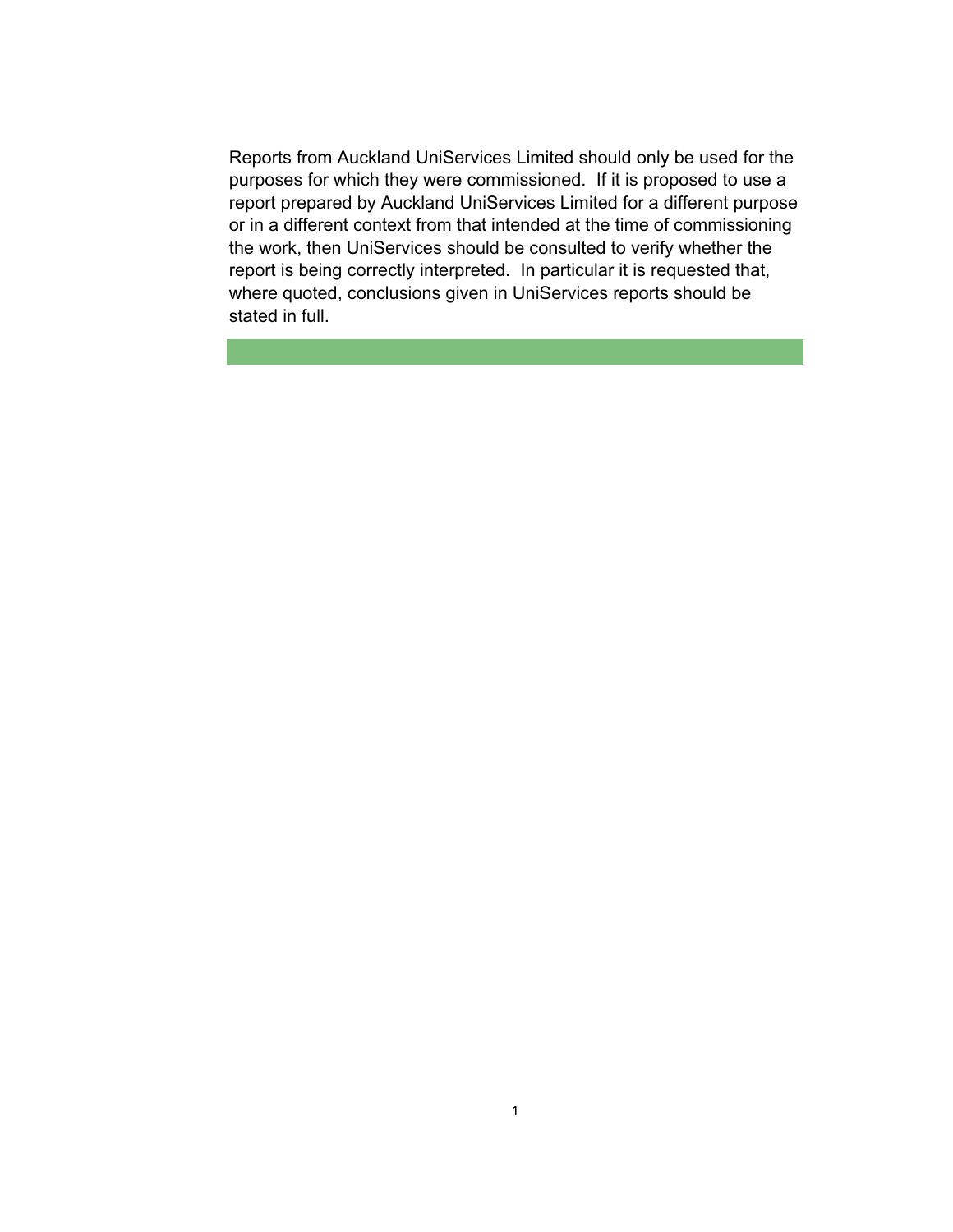Reports from Auckland UniServices Limited should only be used for the purposes for which they were commissioned. If it is proposed to use a report prepared by Auckland UniServices Limited for a different purpose or in a different context from that intended at the time of commissioning the work, then UniServices should be consulted to verify whether the report is being correctly interpreted. In particular it is requested that, where quoted, conclusions given in UniServices reports should be stated in full.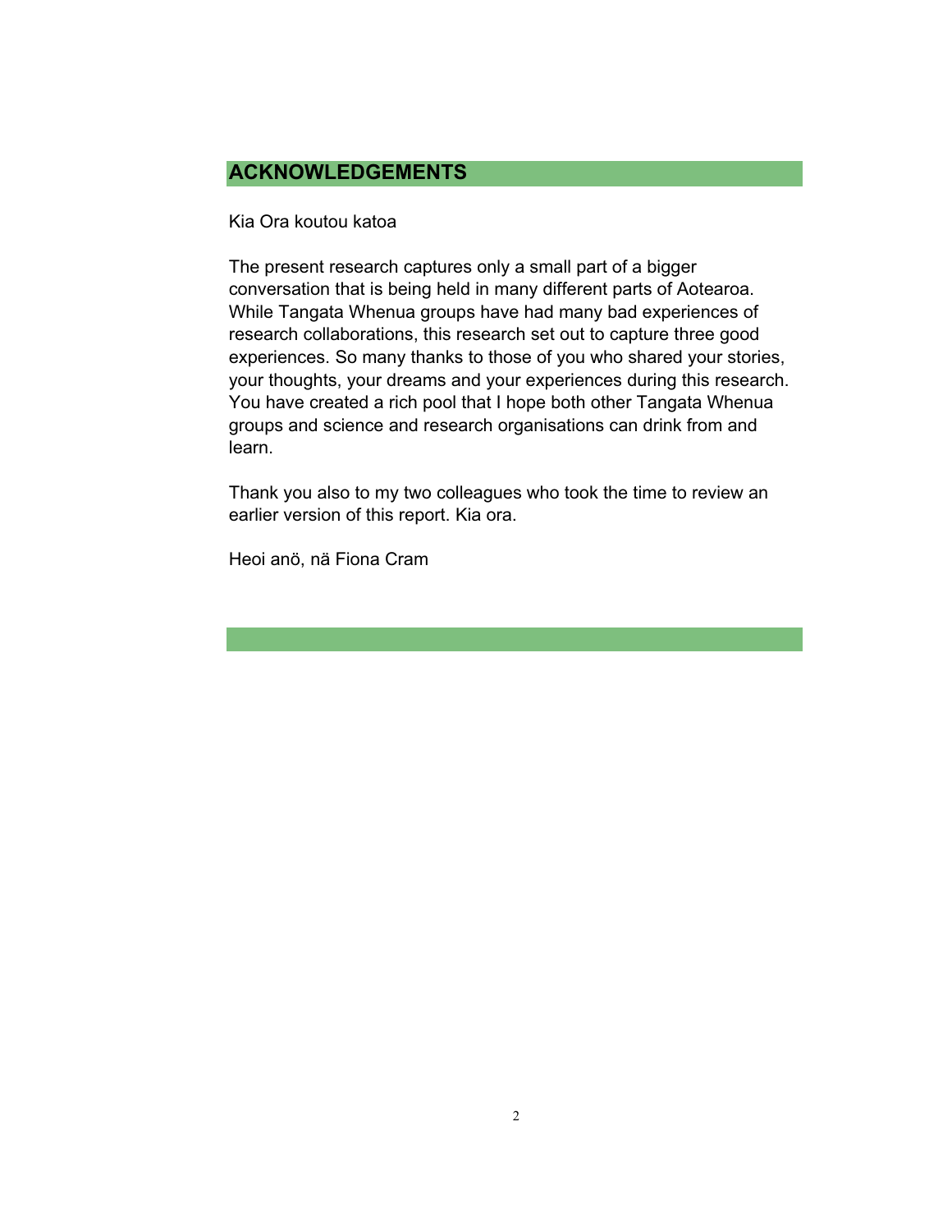# ACKNOWLEDGEMENTS

Kia Ora koutou katoa

The present research captures only a small part of a bigger conversation that is being held in many different parts of Aotearoa. While Tangata Whenua groups have had many bad experiences of research collaborations, this research set out to capture three good experiences. So many thanks to those of you who shared your stories, your thoughts, your dreams and your experiences during this research. You have created a rich pool that I hope both other Tangata Whenua groups and science and research organisations can drink from and learn.

Thank you also to my two colleagues who took the time to review an earlier version of this report. Kia ora.

Heoi anö, nä Fiona Cram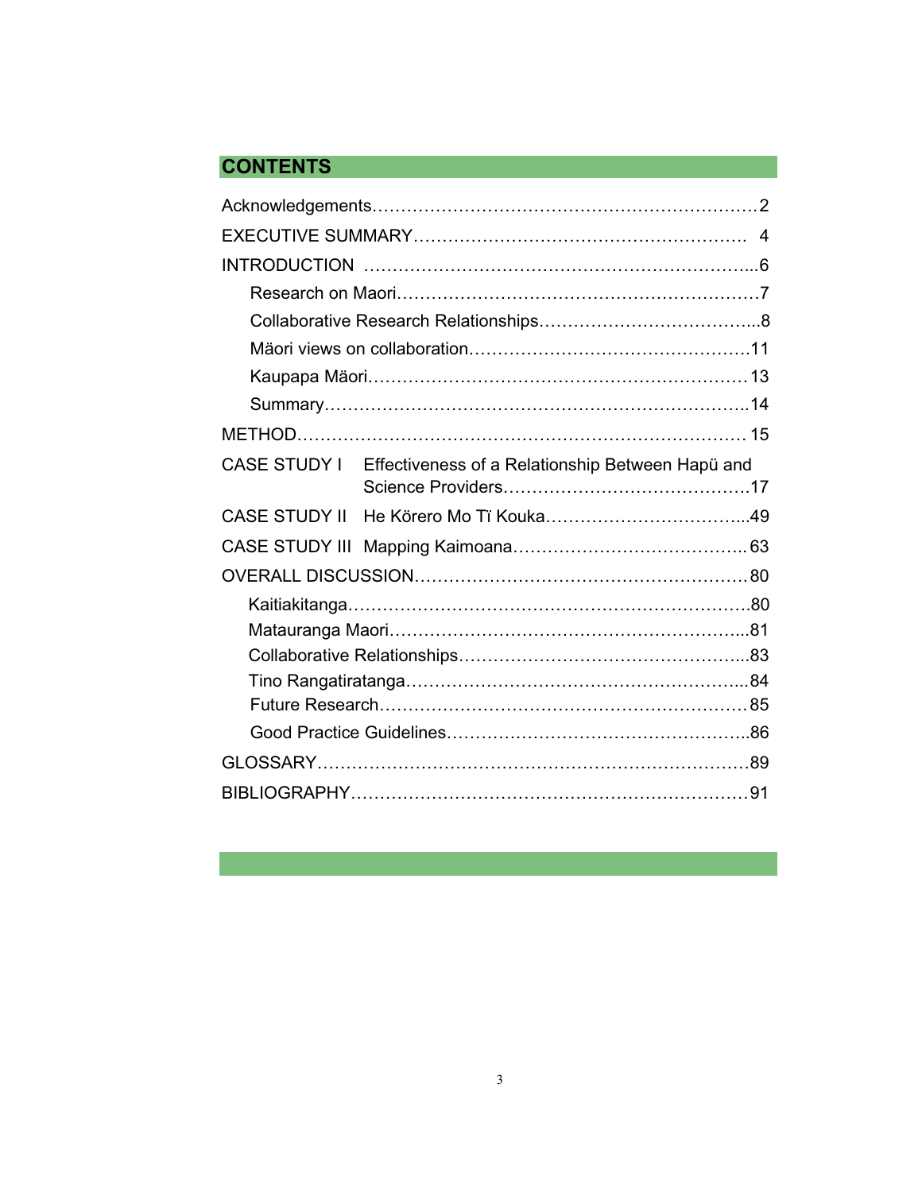## CONTENTS

Acknowledgements……………………………………………………………2

EXECUTIVE SUMMARY…………………………………………………. 4

INTRODUCTION ……………………………………………………………...6

- Research on Maori………………………………………………………7
- Collaborative Research Relationships………………………………...8
- Mäori views on collaboration…………………………………………11
- Kaupapa Mäori…………………………………………………………13
- Summary…………………………………………………………………..14

METHOD…………………………………………………………………… 15

CASE STUDY I Effectiveness of a Relationship Between Hapü and Science Providers……………………………………17

CASE STUDY II He Körero Mo Tï Kouka……………………………...49

CASE STUDY III Mapping Kaimoana………………………………….. 63

OVERALL DISCUSSION…………………………………………………80

- Kaitiakitanga……………………………………………………………80
- Matauranga Maori……………………………………………………...81
- Collaborative Relationships…………………………………………...83
- Tino Rangatiratanga…………………………………………………...84
- Future Research………………………………………………………85
- Good Practice Guidelines……………………………………………..86

GLOSSARY…………………………………………………………………89

BIBLIOGRAPHY……………………………………………………………91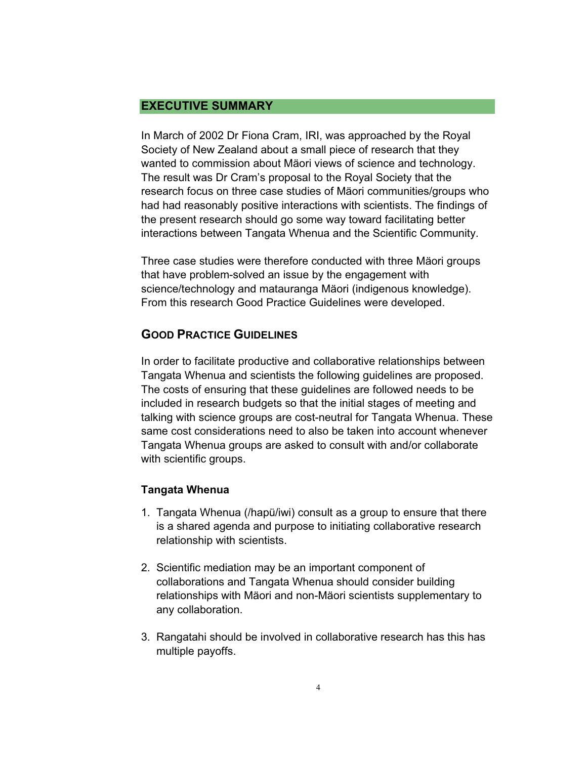## EXECUTIVE SUMMARY

In March of 2002 Dr Fiona Cram, IRI, was approached by the Royal Society of New Zealand about a small piece of research that they wanted to commission about Mäori views of science and technology. The result was Dr Cram's proposal to the Royal Society that the research focus on three case studies of Mäori communities/groups who had had reasonably positive interactions with scientists. The findings of the present research should go some way toward facilitating better interactions between Tangata Whenua and the Scientific Community.

Three case studies were therefore conducted with three Mäori groups that have problem-solved an issue by the engagement with science/technology and matauranga Mäori (indigenous knowledge). From this research Good Practice Guidelines were developed.

### GOOD PRACTICE GUIDELINES

In order to facilitate productive and collaborative relationships between Tangata Whenua and scientists the following guidelines are proposed. The costs of ensuring that these guidelines are followed needs to be included in research budgets so that the initial stages of meeting and talking with science groups are cost-neutral for Tangata Whenua. These same cost considerations need to also be taken into account whenever Tangata Whenua groups are asked to consult with and/or collaborate with scientific groups.

#### Tangata Whenua

1. Tangata Whenua (/hapü/iwi) consult as a group to ensure that there is a shared agenda and purpose to initiating collaborative research relationship with scientists.

2. Scientific mediation may be an important component of collaborations and Tangata Whenua should consider building relationships with Mäori and non-Mäori scientists supplementary to any collaboration.

3. Rangatahi should be involved in collaborative research has this has multiple payoffs.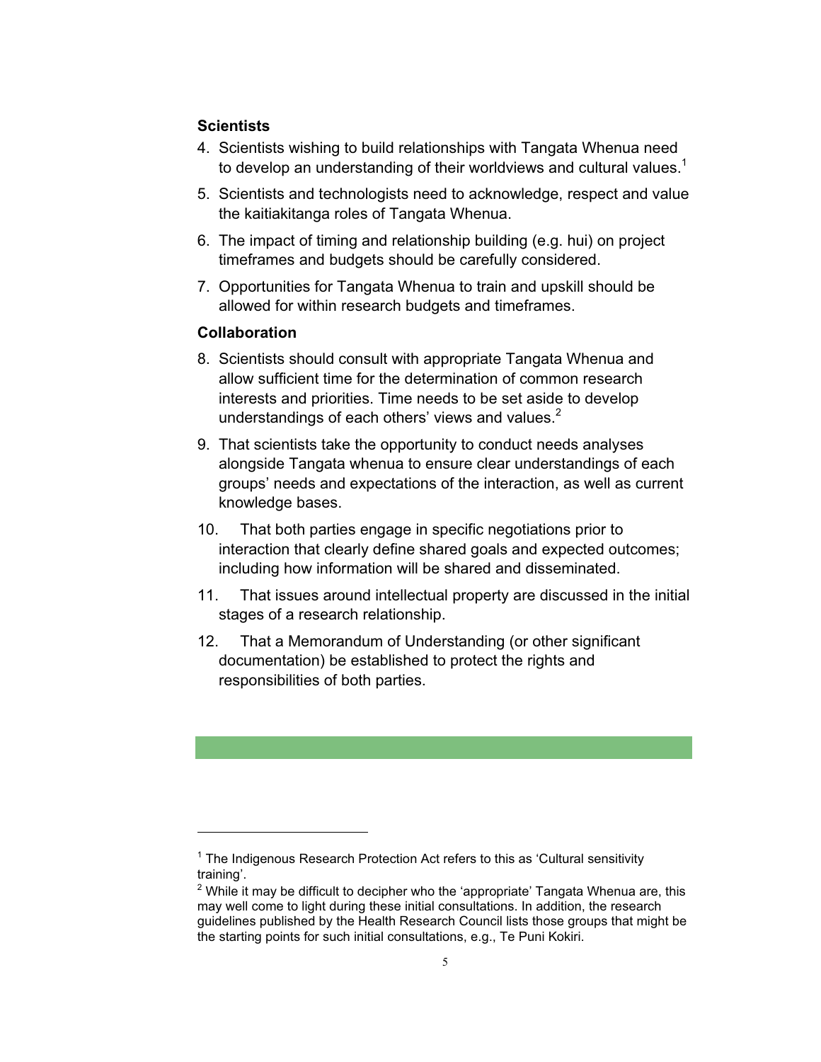**Scientists**

4. Scientists wishing to build relationships with Tangata Whenua need to develop an understanding of their worldviews and cultural values.[1]

5. Scientists and technologists need to acknowledge, respect and value the kaitiakitanga roles of Tangata Whenua.

6. The impact of timing and relationship building (e.g. hui) on project timeframes and budgets should be carefully considered.

7. Opportunities for Tangata Whenua to train and upskill should be allowed for within research budgets and timeframes.

**Collaboration**

8. Scientists should consult with appropriate Tangata Whenua and allow sufficient time for the determination of common research interests and priorities. Time needs to be set aside to develop understandings of each others' views and values.[2]

9. That scientists take the opportunity to conduct needs analyses alongside Tangata whenua to ensure clear understandings of each groups' needs and expectations of the interaction, as well as current knowledge bases.

10. That both parties engage in specific negotiations prior to interaction that clearly define shared goals and expected outcomes; including how information will be shared and disseminated.

11. That issues around intellectual property are discussed in the initial stages of a research relationship.

12. That a Memorandum of Understanding (or other significant documentation) be established to protect the rights and responsibilities of both parties.

---

[1] The Indigenous Research Protection Act refers to this as 'Cultural sensitivity training'.

[2] While it may be difficult to decipher who the 'appropriate' Tangata Whenua are, this may well come to light during these initial consultations. In addition, the research guidelines published by the Health Research Council lists those groups that might be the starting points for such initial consultations, e.g., Te Puni Kokiri.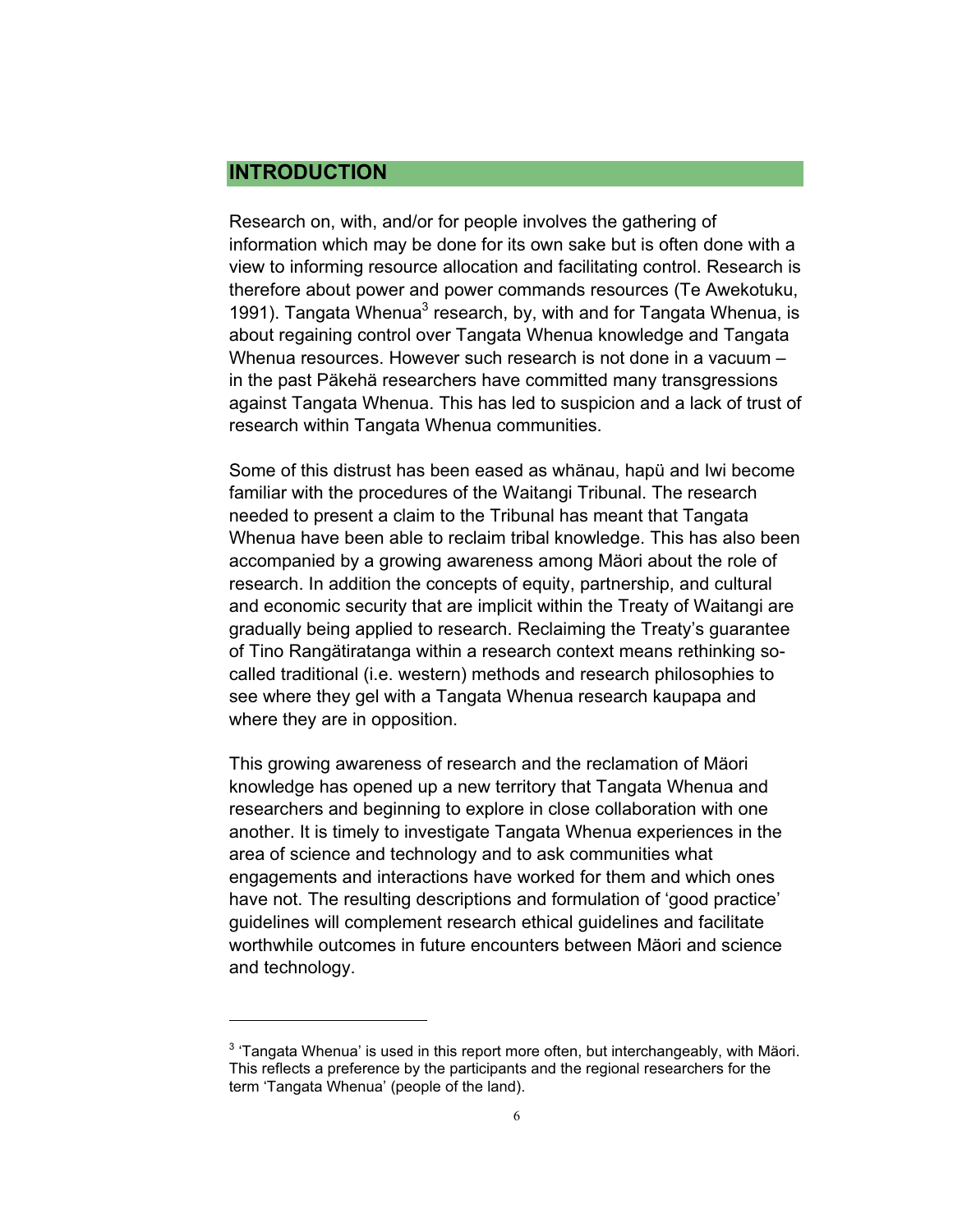# INTRODUCTION

Research on, with, and/or for people involves the gathering of information which may be done for its own sake but is often done with a view to informing resource allocation and facilitating control. Research is therefore about power and power commands resources (Te Awekotuku, 1991). Tangata Whenua[3] research, by, with and for Tangata Whenua, is about regaining control over Tangata Whenua knowledge and Tangata Whenua resources. However such research is not done in a vacuum – in the past Päkehä researchers have committed many transgressions against Tangata Whenua. This has led to suspicion and a lack of trust of research within Tangata Whenua communities.

Some of this distrust has been eased as whänau, hapü and Iwi become familiar with the procedures of the Waitangi Tribunal. The research needed to present a claim to the Tribunal has meant that Tangata Whenua have been able to reclaim tribal knowledge. This has also been accompanied by a growing awareness among Mäori about the role of research. In addition the concepts of equity, partnership, and cultural and economic security that are implicit within the Treaty of Waitangi are gradually being applied to research. Reclaiming the Treaty's guarantee of Tino Rangätiratanga within a research context means rethinking so-called traditional (i.e. western) methods and research philosophies to see where they gel with a Tangata Whenua research kaupapa and where they are in opposition.

This growing awareness of research and the reclamation of Mäori knowledge has opened up a new territory that Tangata Whenua and researchers and beginning to explore in close collaboration with one another. It is timely to investigate Tangata Whenua experiences in the area of science and technology and to ask communities what engagements and interactions have worked for them and which ones have not. The resulting descriptions and formulation of 'good practice' guidelines will complement research ethical guidelines and facilitate worthwhile outcomes in future encounters between Mäori and science and technology.

---

[3] 'Tangata Whenua' is used in this report more often, but interchangeably, with Mäori. This reflects a preference by the participants and the regional researchers for the term 'Tangata Whenua' (people of the land).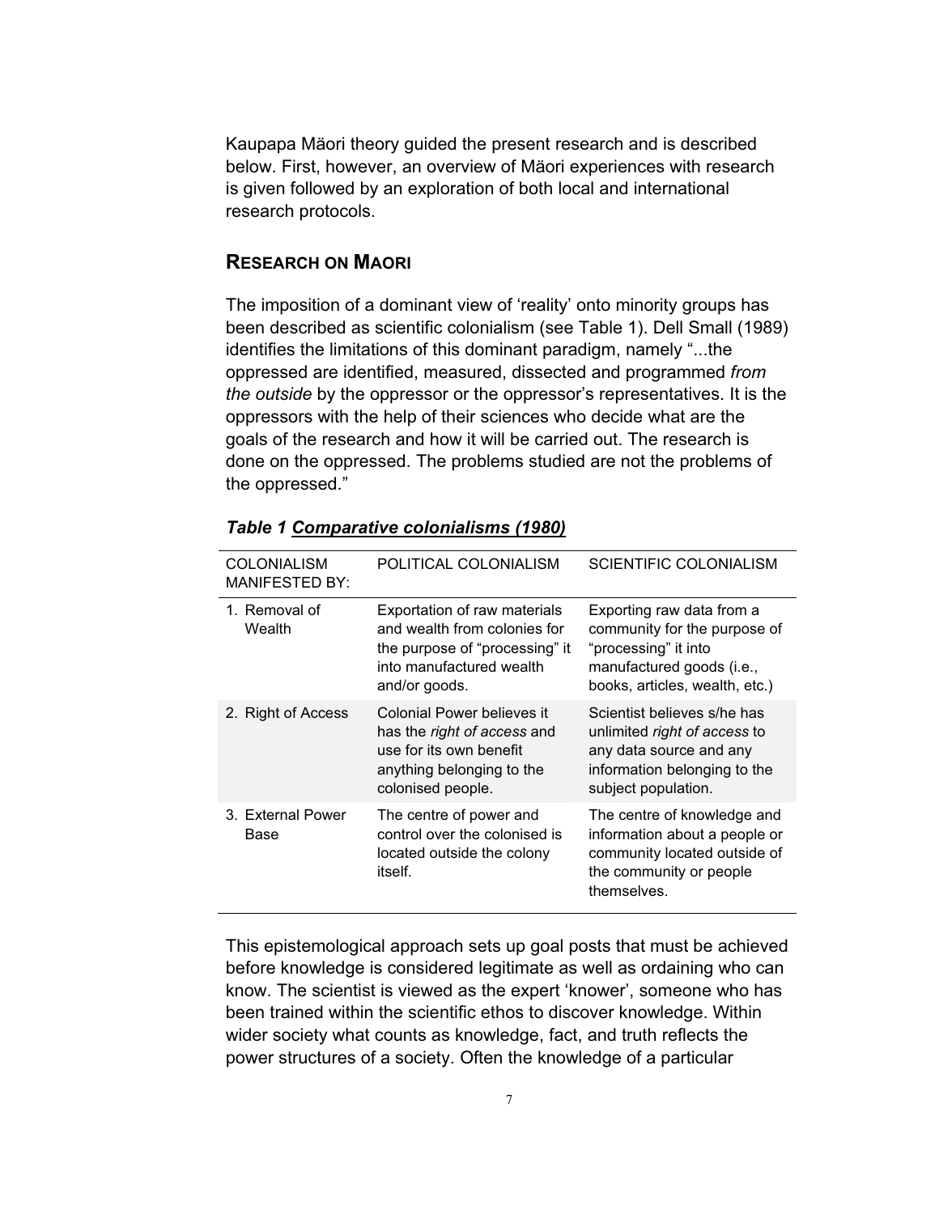Kaupapa Mäori theory guided the present research and is described below. First, however, an overview of Mäori experiences with research is given followed by an exploration of both local and international research protocols.

## RESEARCH ON MAORI

The imposition of a dominant view of 'reality' onto minority groups has been described as scientific colonialism (see Table 1). Dell Small (1989) identifies the limitations of this dominant paradigm, namely "...the oppressed are identified, measured, dissected and programmed *from the outside* by the oppressor or the oppressor's representatives. It is the oppressors with the help of their sciences who decide what are the goals of the research and how it will be carried out. The research is done on the oppressed. The problems studied are not the problems of the oppressed."

***Table 1 Comparative colonialisms (1980)***

| COLONIALISM MANIFESTED BY: | POLITICAL COLONIALISM | SCIENTIFIC COLONIALISM |
|---|---|---|
| 1. Removal of Wealth | Exportation of raw materials and wealth from colonies for the purpose of "processing" it into manufactured wealth and/or goods. | Exporting raw data from a community for the purpose of "processing" it into manufactured goods (i.e., books, articles, wealth, etc.) |
| 2. Right of Access | Colonial Power believes it has the *right of access* and use for its own benefit anything belonging to the colonised people. | Scientist believes s/he has unlimited *right of access* to any data source and any information belonging to the subject population. |
| 3. External Power Base | The centre of power and control over the colonised is located outside the colony itself. | The centre of knowledge and information about a people or community located outside of the community or people themselves. |

This epistemological approach sets up goal posts that must be achieved before knowledge is considered legitimate as well as ordaining who can know. The scientist is viewed as the expert 'knower', someone who has been trained within the scientific ethos to discover knowledge. Within wider society what counts as knowledge, fact, and truth reflects the power structures of a society. Often the knowledge of a particular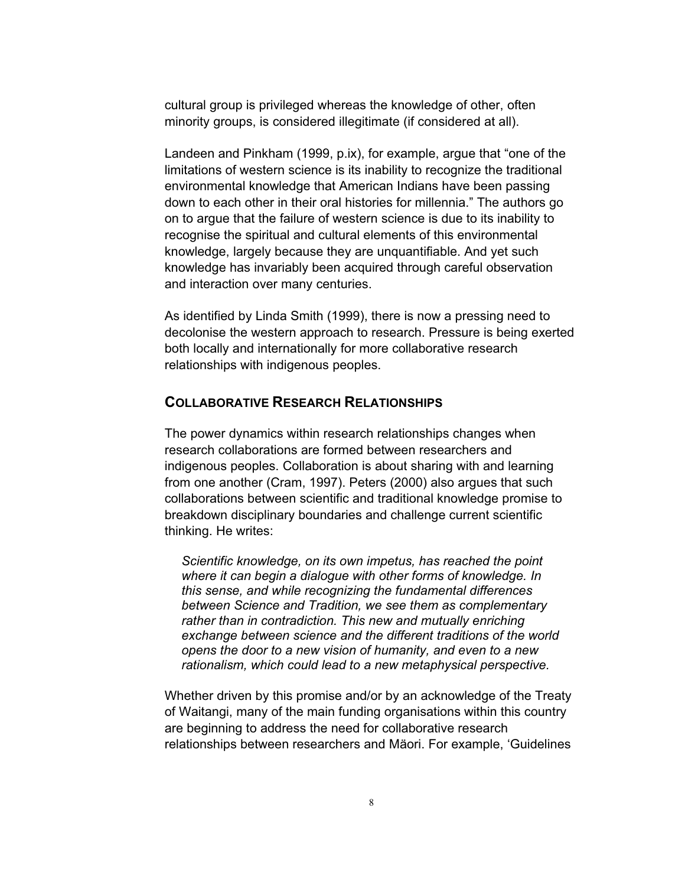cultural group is privileged whereas the knowledge of other, often minority groups, is considered illegitimate (if considered at all).

Landeen and Pinkham (1999, p.ix), for example, argue that "one of the limitations of western science is its inability to recognize the traditional environmental knowledge that American Indians have been passing down to each other in their oral histories for millennia." The authors go on to argue that the failure of western science is due to its inability to recognise the spiritual and cultural elements of this environmental knowledge, largely because they are unquantifiable. And yet such knowledge has invariably been acquired through careful observation and interaction over many centuries.

As identified by Linda Smith (1999), there is now a pressing need to decolonise the western approach to research. Pressure is being exerted both locally and internationally for more collaborative research relationships with indigenous peoples.

## COLLABORATIVE RESEARCH RELATIONSHIPS

The power dynamics within research relationships changes when research collaborations are formed between researchers and indigenous peoples. Collaboration is about sharing with and learning from one another (Cram, 1997). Peters (2000) also argues that such collaborations between scientific and traditional knowledge promise to breakdown disciplinary boundaries and challenge current scientific thinking. He writes:

> *Scientific knowledge, on its own impetus, has reached the point where it can begin a dialogue with other forms of knowledge. In this sense, and while recognizing the fundamental differences between Science and Tradition, we see them as complementary rather than in contradiction. This new and mutually enriching exchange between science and the different traditions of the world opens the door to a new vision of humanity, and even to a new rationalism, which could lead to a new metaphysical perspective.*

Whether driven by this promise and/or by an acknowledge of the Treaty of Waitangi, many of the main funding organisations within this country are beginning to address the need for collaborative research relationships between researchers and Mäori. For example, 'Guidelines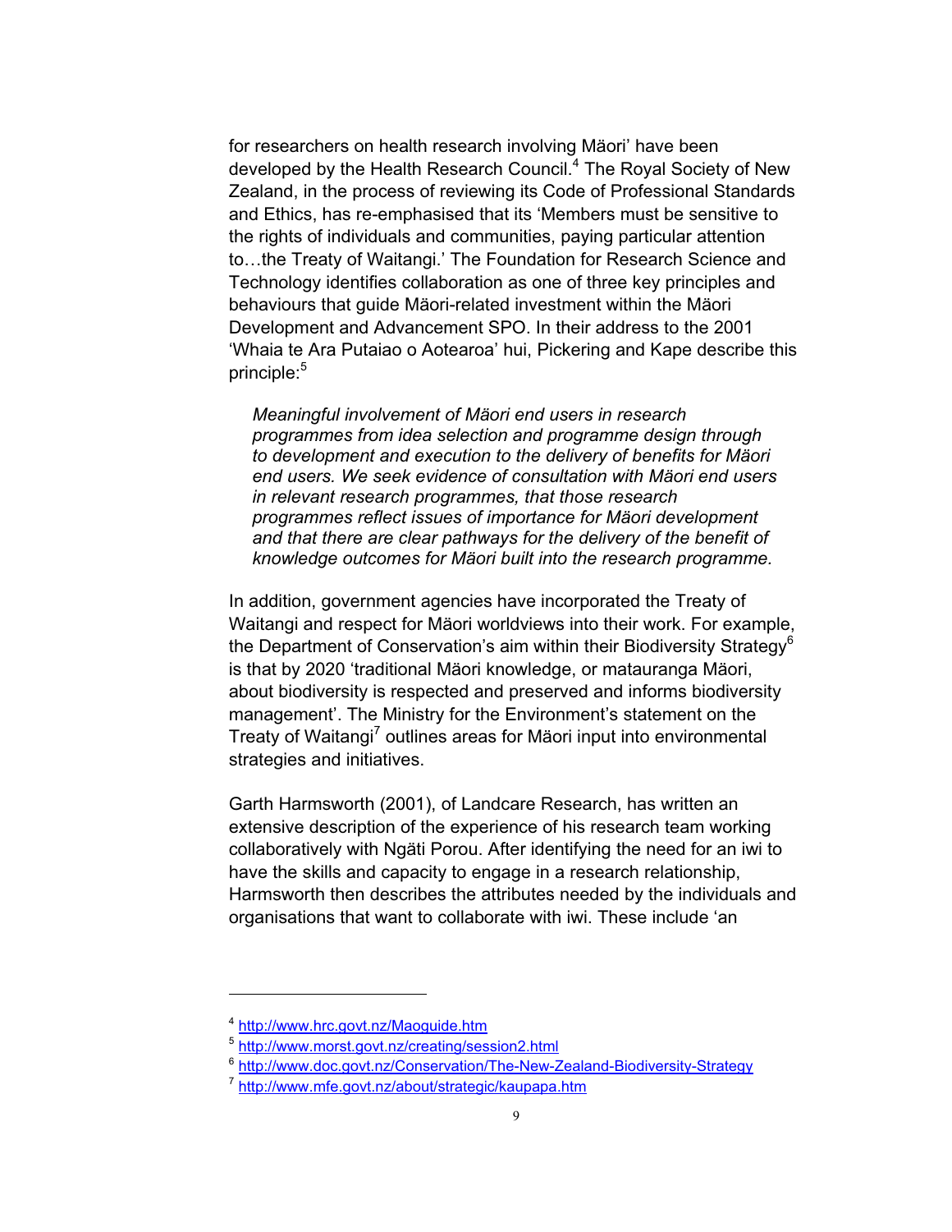for researchers on health research involving Mäori' have been developed by the Health Research Council.[4] The Royal Society of New Zealand, in the process of reviewing its Code of Professional Standards and Ethics, has re-emphasised that its 'Members must be sensitive to the rights of individuals and communities, paying particular attention to…the Treaty of Waitangi.' The Foundation for Research Science and Technology identifies collaboration as one of three key principles and behaviours that guide Mäori-related investment within the Mäori Development and Advancement SPO. In their address to the 2001 'Whaia te Ara Putaiao o Aotearoa' hui, Pickering and Kape describe this principle:[5]

> *Meaningful involvement of Mäori end users in research programmes from idea selection and programme design through to development and execution to the delivery of benefits for Mäori end users. We seek evidence of consultation with Mäori end users in relevant research programmes, that those research programmes reflect issues of importance for Mäori development and that there are clear pathways for the delivery of the benefit of knowledge outcomes for Mäori built into the research programme.*

In addition, government agencies have incorporated the Treaty of Waitangi and respect for Mäori worldviews into their work. For example, the Department of Conservation's aim within their Biodiversity Strategy[6] is that by 2020 'traditional Mäori knowledge, or matauranga Mäori, about biodiversity is respected and preserved and informs biodiversity management'. The Ministry for the Environment's statement on the Treaty of Waitangi[7] outlines areas for Mäori input into environmental strategies and initiatives.

Garth Harmsworth (2001), of Landcare Research, has written an extensive description of the experience of his research team working collaboratively with Ngäti Porou. After identifying the need for an iwi to have the skills and capacity to engage in a research relationship, Harmsworth then describes the attributes needed by the individuals and organisations that want to collaborate with iwi. These include 'an

---

[4] http://www.hrc.govt.nz/Maoguide.htm

[5] http://www.morst.govt.nz/creating/session2.html

[6] http://www.doc.govt.nz/Conservation/The-New-Zealand-Biodiversity-Strategy

[7] http://www.mfe.govt.nz/about/strategic/kaupapa.htm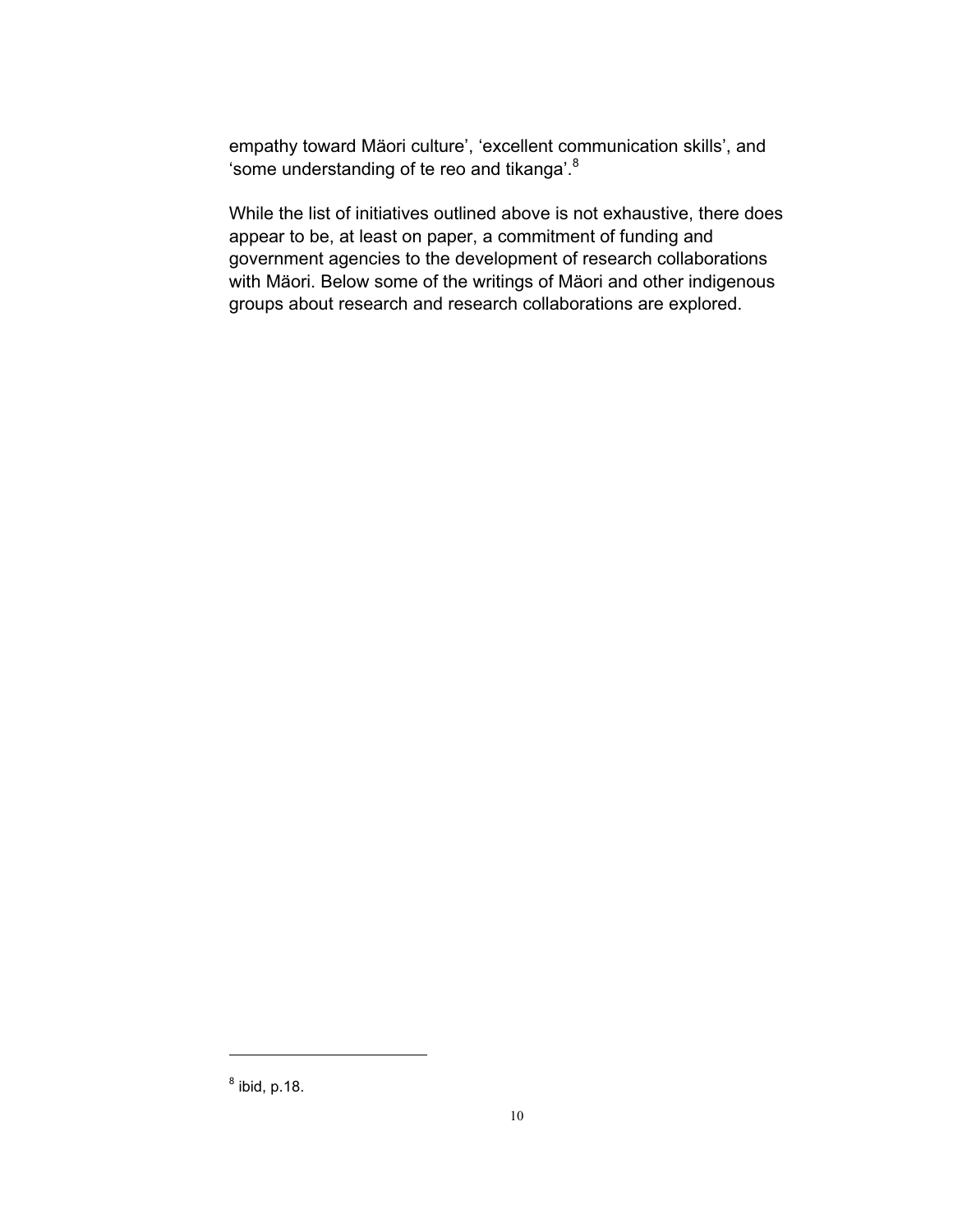empathy toward Mäori culture', 'excellent communication skills', and 'some understanding of te reo and tikanga'.[8]

While the list of initiatives outlined above is not exhaustive, there does appear to be, at least on paper, a commitment of funding and government agencies to the development of research collaborations with Mäori. Below some of the writings of Mäori and other indigenous groups about research and research collaborations are explored.

---

[8] ibid, p.18.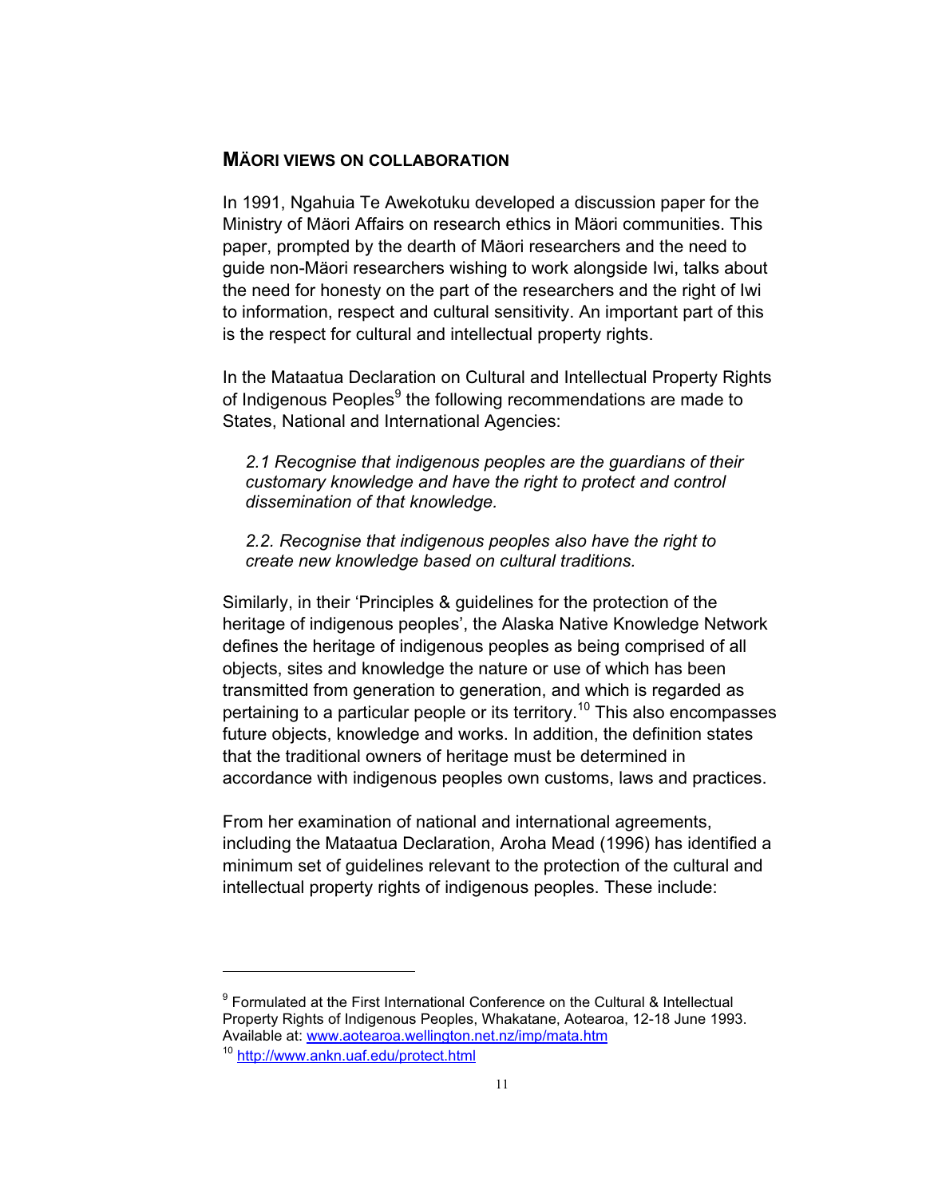## MÄORI VIEWS ON COLLABORATION

In 1991, Ngahuia Te Awekotuku developed a discussion paper for the Ministry of Mäori Affairs on research ethics in Mäori communities. This paper, prompted by the dearth of Mäori researchers and the need to guide non-Mäori researchers wishing to work alongside Iwi, talks about the need for honesty on the part of the researchers and the right of Iwi to information, respect and cultural sensitivity. An important part of this is the respect for cultural and intellectual property rights.

In the Mataatua Declaration on Cultural and Intellectual Property Rights of Indigenous Peoples[9] the following recommendations are made to States, National and International Agencies:

> *2.1 Recognise that indigenous peoples are the guardians of their customary knowledge and have the right to protect and control dissemination of that knowledge.*
>
> *2.2. Recognise that indigenous peoples also have the right to create new knowledge based on cultural traditions.*

Similarly, in their 'Principles & guidelines for the protection of the heritage of indigenous peoples', the Alaska Native Knowledge Network defines the heritage of indigenous peoples as being comprised of all objects, sites and knowledge the nature or use of which has been transmitted from generation to generation, and which is regarded as pertaining to a particular people or its territory.[10] This also encompasses future objects, knowledge and works. In addition, the definition states that the traditional owners of heritage must be determined in accordance with indigenous peoples own customs, laws and practices.

From her examination of national and international agreements, including the Mataatua Declaration, Aroha Mead (1996) has identified a minimum set of guidelines relevant to the protection of the cultural and intellectual property rights of indigenous peoples. These include:

---

[9] Formulated at the First International Conference on the Cultural & Intellectual Property Rights of Indigenous Peoples, Whakatane, Aotearoa, 12-18 June 1993. Available at: www.aotearoa.wellington.net.nz/imp/mata.htm

[10] http://www.ankn.uaf.edu/protect.html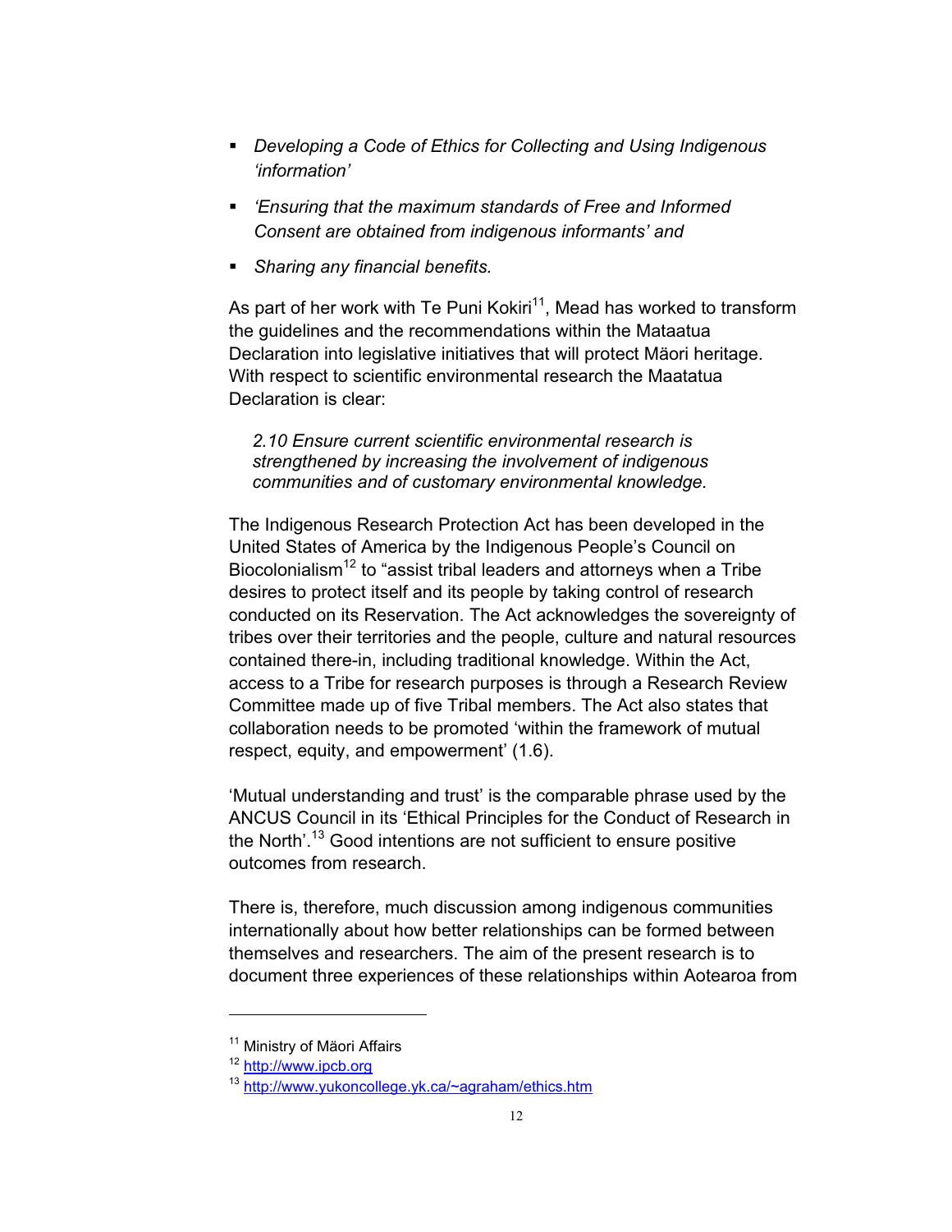- *Developing a Code of Ethics for Collecting and Using Indigenous 'information'*
- *'Ensuring that the maximum standards of Free and Informed Consent are obtained from indigenous informants' and*
- *Sharing any financial benefits.*

As part of her work with Te Puni Kokiri[11], Mead has worked to transform the guidelines and the recommendations within the Mataatua Declaration into legislative initiatives that will protect Mäori heritage. With respect to scientific environmental research the Maatatua Declaration is clear:

> *2.10 Ensure current scientific environmental research is strengthened by increasing the involvement of indigenous communities and of customary environmental knowledge.*

The Indigenous Research Protection Act has been developed in the United States of America by the Indigenous People's Council on Biocolonialism[12] to "assist tribal leaders and attorneys when a Tribe desires to protect itself and its people by taking control of research conducted on its Reservation. The Act acknowledges the sovereignty of tribes over their territories and the people, culture and natural resources contained there-in, including traditional knowledge. Within the Act, access to a Tribe for research purposes is through a Research Review Committee made up of five Tribal members. The Act also states that collaboration needs to be promoted 'within the framework of mutual respect, equity, and empowerment' (1.6).

'Mutual understanding and trust' is the comparable phrase used by the ANCUS Council in its 'Ethical Principles for the Conduct of Research in the North'.[13] Good intentions are not sufficient to ensure positive outcomes from research.

There is, therefore, much discussion among indigenous communities internationally about how better relationships can be formed between themselves and researchers. The aim of the present research is to document three experiences of these relationships within Aotearoa from

---

[11] Ministry of Mäori Affairs

[12] http://www.ipcb.org

[13] http://www.yukoncollege.yk.ca/~agraham/ethics.htm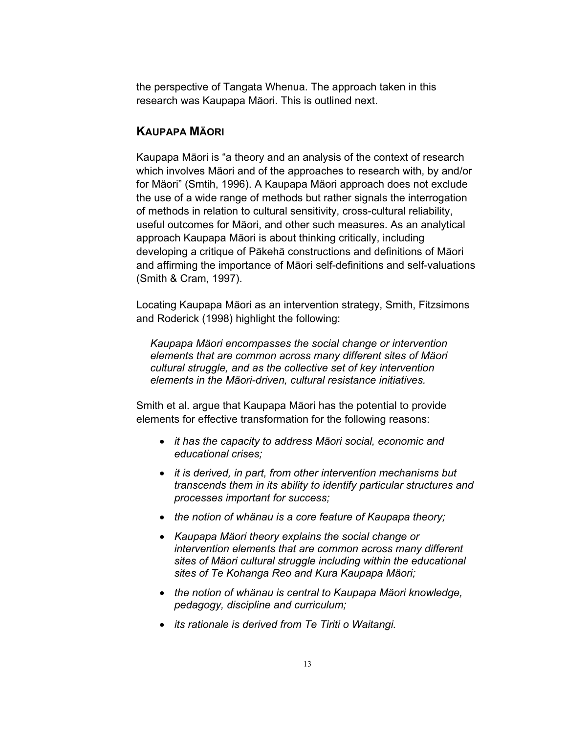the perspective of Tangata Whenua. The approach taken in this research was Kaupapa Mäori. This is outlined next.

## KAUPAPA MÄORI

Kaupapa Mäori is "a theory and an analysis of the context of research which involves Mäori and of the approaches to research with, by and/or for Mäori" (Smtih, 1996). A Kaupapa Mäori approach does not exclude the use of a wide range of methods but rather signals the interrogation of methods in relation to cultural sensitivity, cross-cultural reliability, useful outcomes for Mäori, and other such measures. As an analytical approach Kaupapa Mäori is about thinking critically, including developing a critique of Päkehä constructions and definitions of Mäori and affirming the importance of Mäori self-definitions and self-valuations (Smith & Cram, 1997).

Locating Kaupapa Mäori as an intervention strategy, Smith, Fitzsimons and Roderick (1998) highlight the following:

> *Kaupapa Mäori encompasses the social change or intervention elements that are common across many different sites of Mäori cultural struggle, and as the collective set of key intervention elements in the Mäori-driven, cultural resistance initiatives.*

Smith et al. argue that Kaupapa Mäori has the potential to provide elements for effective transformation for the following reasons:

- *it has the capacity to address Mäori social, economic and educational crises;*
- *it is derived, in part, from other intervention mechanisms but transcends them in its ability to identify particular structures and processes important for success;*
- *the notion of whänau is a core feature of Kaupapa theory;*
- *Kaupapa Mäori theory explains the social change or intervention elements that are common across many different sites of Mäori cultural struggle including within the educational sites of Te Kohanga Reo and Kura Kaupapa Mäori;*
- *the notion of whänau is central to Kaupapa Mäori knowledge, pedagogy, discipline and curriculum;*
- *its rationale is derived from Te Tiriti o Waitangi.*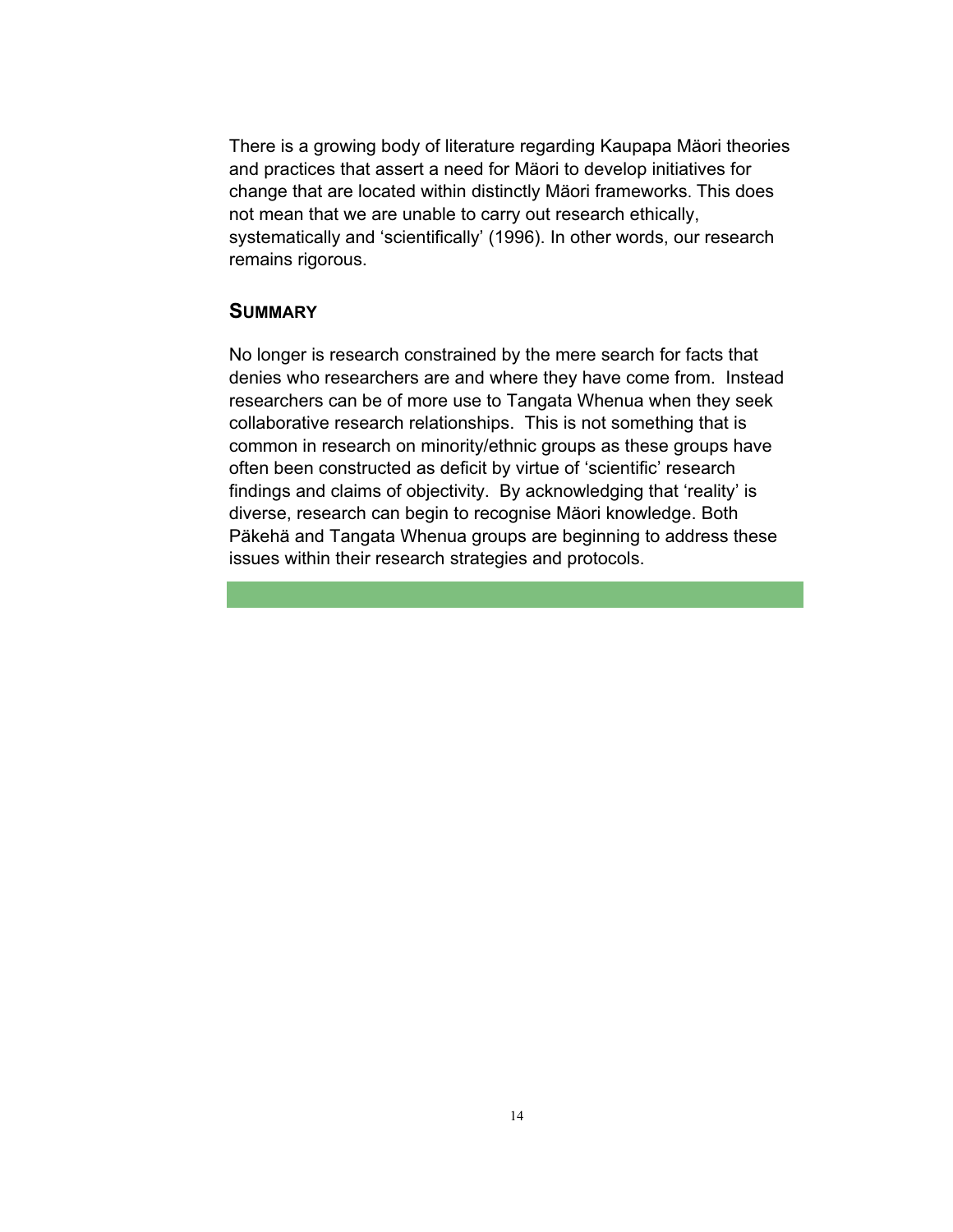There is a growing body of literature regarding Kaupapa Mäori theories and practices that assert a need for Mäori to develop initiatives for change that are located within distinctly Mäori frameworks. This does not mean that we are unable to carry out research ethically, systematically and 'scientifically' (1996). In other words, our research remains rigorous.

## SUMMARY

No longer is research constrained by the mere search for facts that denies who researchers are and where they have come from. Instead researchers can be of more use to Tangata Whenua when they seek collaborative research relationships. This is not something that is common in research on minority/ethnic groups as these groups have often been constructed as deficit by virtue of 'scientific' research findings and claims of objectivity. By acknowledging that 'reality' is diverse, research can begin to recognise Mäori knowledge. Both Päkehä and Tangata Whenua groups are beginning to address these issues within their research strategies and protocols.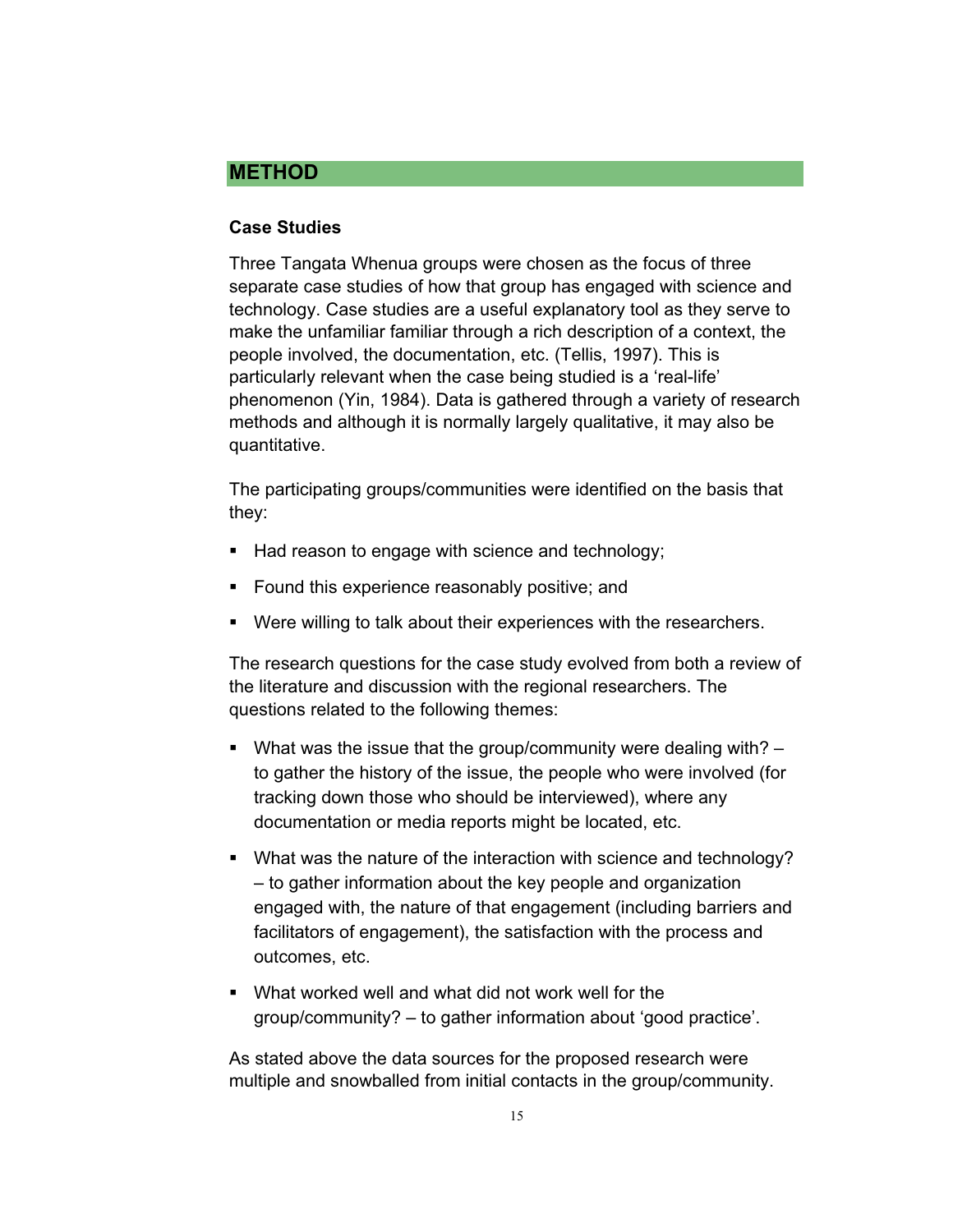## METHOD

### Case Studies

Three Tangata Whenua groups were chosen as the focus of three separate case studies of how that group has engaged with science and technology. Case studies are a useful explanatory tool as they serve to make the unfamiliar familiar through a rich description of a context, the people involved, the documentation, etc. (Tellis, 1997). This is particularly relevant when the case being studied is a 'real-life' phenomenon (Yin, 1984). Data is gathered through a variety of research methods and although it is normally largely qualitative, it may also be quantitative.

The participating groups/communities were identified on the basis that they:

- Had reason to engage with science and technology;
- Found this experience reasonably positive; and
- Were willing to talk about their experiences with the researchers.

The research questions for the case study evolved from both a review of the literature and discussion with the regional researchers. The questions related to the following themes:

- What was the issue that the group/community were dealing with? – to gather the history of the issue, the people who were involved (for tracking down those who should be interviewed), where any documentation or media reports might be located, etc.
- What was the nature of the interaction with science and technology? – to gather information about the key people and organization engaged with, the nature of that engagement (including barriers and facilitators of engagement), the satisfaction with the process and outcomes, etc.
- What worked well and what did not work well for the group/community? – to gather information about 'good practice'.

As stated above the data sources for the proposed research were multiple and snowballed from initial contacts in the group/community.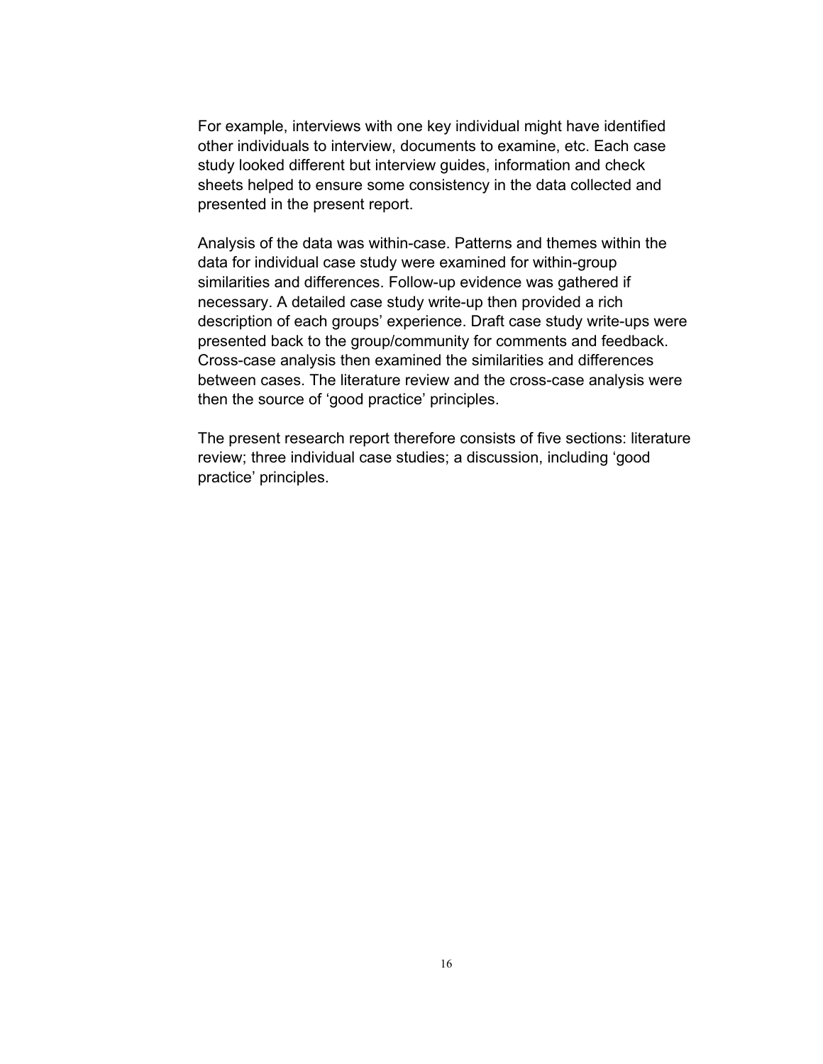For example, interviews with one key individual might have identified other individuals to interview, documents to examine, etc. Each case study looked different but interview guides, information and check sheets helped to ensure some consistency in the data collected and presented in the present report.

Analysis of the data was within-case. Patterns and themes within the data for individual case study were examined for within-group similarities and differences. Follow-up evidence was gathered if necessary. A detailed case study write-up then provided a rich description of each groups' experience. Draft case study write-ups were presented back to the group/community for comments and feedback. Cross-case analysis then examined the similarities and differences between cases. The literature review and the cross-case analysis were then the source of 'good practice' principles.

The present research report therefore consists of five sections: literature review; three individual case studies; a discussion, including 'good practice' principles.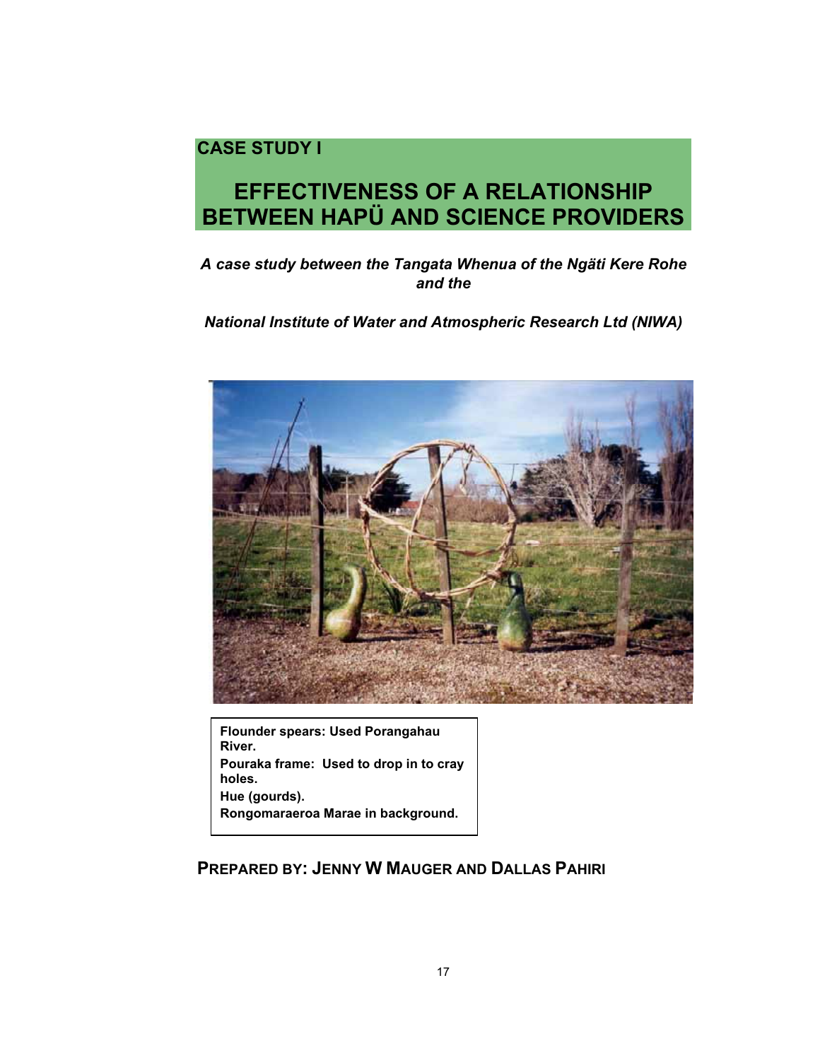**CASE STUDY I**

# EFFECTIVENESS OF A RELATIONSHIP BETWEEN HAPÜ AND SCIENCE PROVIDERS

***A case study between the Tangata Whenua of the Ngäti Kere Rohe and the***

***National Institute of Water and Atmospheric Research Ltd (NIWA)***

**Flounder spears: Used Porangahau River.**
**Pouraka frame: Used to drop in to cray holes.**
**Hue (gourds).**
**Rongomaraeroa Marae in background.**

**PREPARED BY: JENNY W MAUGER AND DALLAS PAHIRI**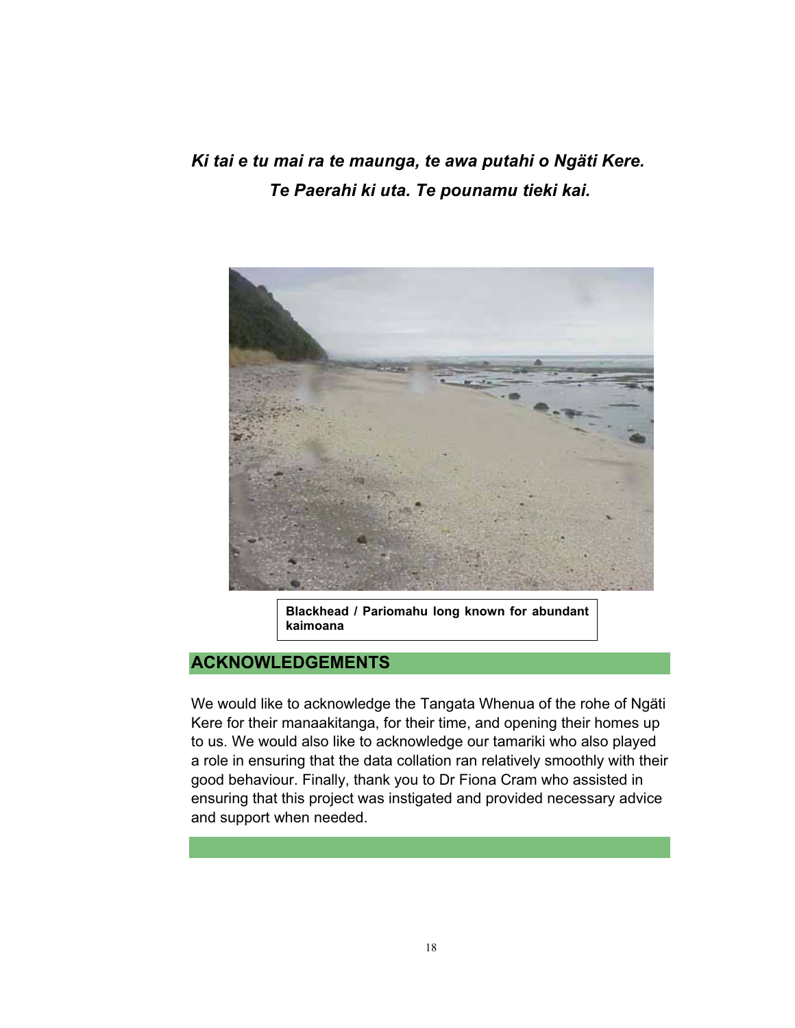***Ki tai e tu mai ra te maunga, te awa putahi o Ngäti Kere.***
***Te Paerahi ki uta. Te pounamu tieki kai.***

**Blackhead / Pariomahu long known for abundant kaimoana**

## ACKNOWLEDGEMENTS

We would like to acknowledge the Tangata Whenua of the rohe of Ngäti Kere for their manaakitanga, for their time, and opening their homes up to us. We would also like to acknowledge our tamariki who also played a role in ensuring that the data collation ran relatively smoothly with their good behaviour. Finally, thank you to Dr Fiona Cram who assisted in ensuring that this project was instigated and provided necessary advice and support when needed.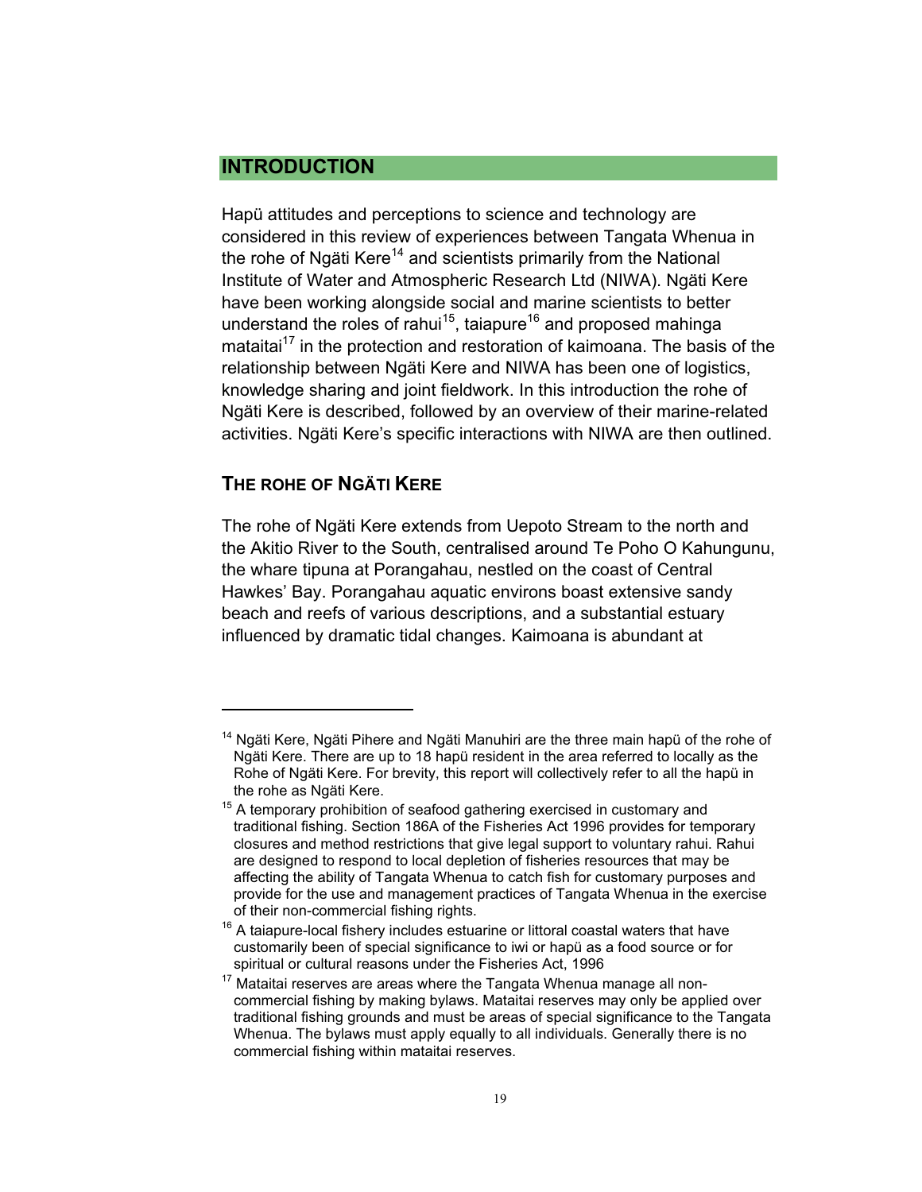# INTRODUCTION

Hapü attitudes and perceptions to science and technology are considered in this review of experiences between Tangata Whenua in the rohe of Ngäti Kere[14] and scientists primarily from the National Institute of Water and Atmospheric Research Ltd (NIWA). Ngäti Kere have been working alongside social and marine scientists to better understand the roles of rahui[15], taiapure[16] and proposed mahinga mataitai[17] in the protection and restoration of kaimoana. The basis of the relationship between Ngäti Kere and NIWA has been one of logistics, knowledge sharing and joint fieldwork. In this introduction the rohe of Ngäti Kere is described, followed by an overview of their marine-related activities. Ngäti Kere's specific interactions with NIWA are then outlined.

## THE ROHE OF NGÄTI KERE

The rohe of Ngäti Kere extends from Uepoto Stream to the north and the Akitio River to the South, centralised around Te Poho O Kahungunu, the whare tipuna at Porangahau, nestled on the coast of Central Hawkes' Bay. Porangahau aquatic environs boast extensive sandy beach and reefs of various descriptions, and a substantial estuary influenced by dramatic tidal changes. Kaimoana is abundant at

---

[14] Ngäti Kere, Ngäti Pihere and Ngäti Manuhiri are the three main hapü of the rohe of Ngäti Kere. There are up to 18 hapü resident in the area referred to locally as the Rohe of Ngäti Kere. For brevity, this report will collectively refer to all the hapü in the rohe as Ngäti Kere.

[15] A temporary prohibition of seafood gathering exercised in customary and traditional fishing. Section 186A of the Fisheries Act 1996 provides for temporary closures and method restrictions that give legal support to voluntary rahui. Rahui are designed to respond to local depletion of fisheries resources that may be affecting the ability of Tangata Whenua to catch fish for customary purposes and provide for the use and management practices of Tangata Whenua in the exercise of their non-commercial fishing rights.

[16] A taiapure-local fishery includes estuarine or littoral coastal waters that have customarily been of special significance to iwi or hapü as a food source or for spiritual or cultural reasons under the Fisheries Act, 1996

[17] Mataitai reserves are areas where the Tangata Whenua manage all non-commercial fishing by making bylaws. Mataitai reserves may only be applied over traditional fishing grounds and must be areas of special significance to the Tangata Whenua. The bylaws must apply equally to all individuals. Generally there is no commercial fishing within mataitai reserves.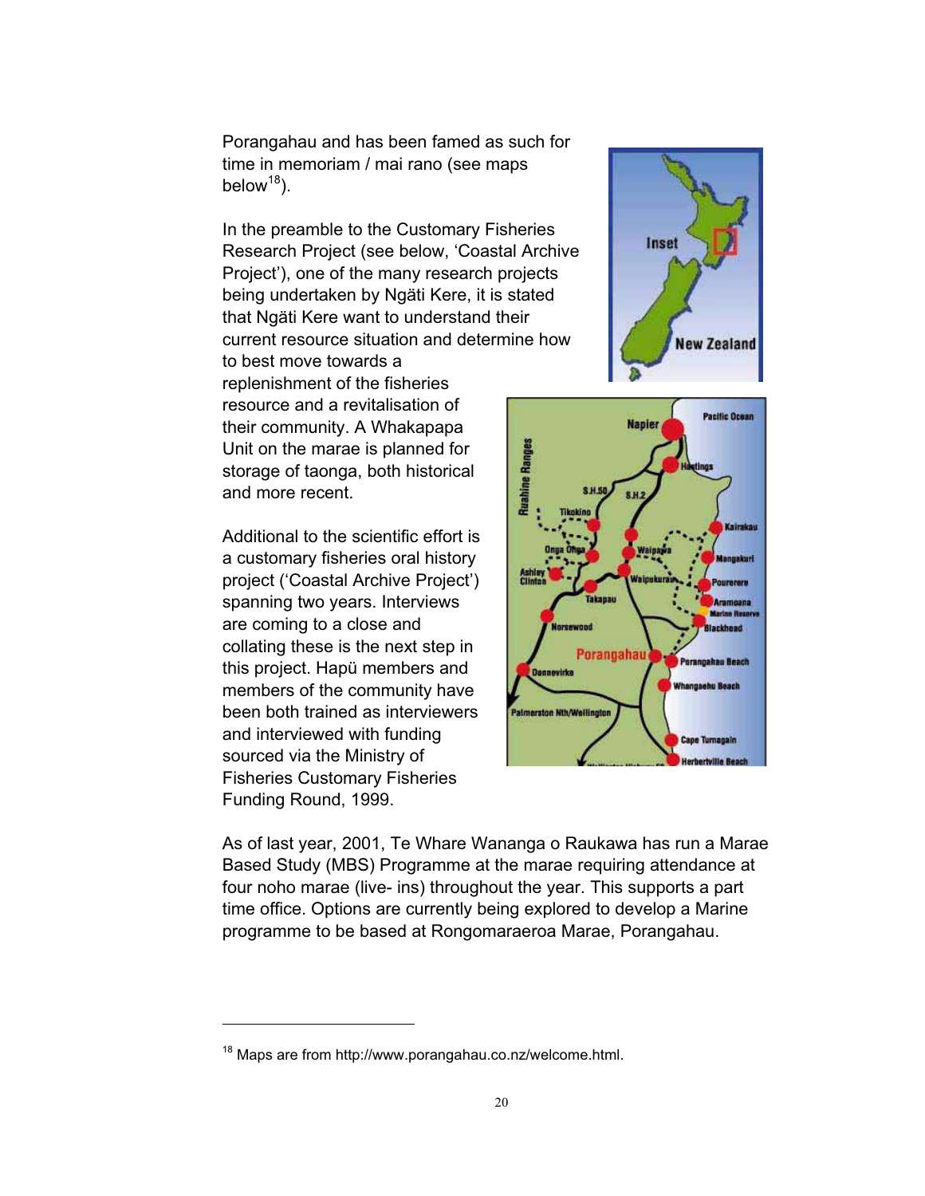Porangahau and has been famed as such for time in memoriam / mai rano (see maps below[18]).

In the preamble to the Customary Fisheries Research Project (see below, 'Coastal Archive Project'), one of the many research projects being undertaken by Ngäti Kere, it is stated that Ngäti Kere want to understand their current resource situation and determine how to best move towards a replenishment of the fisheries resource and a revitalisation of their community. A Whakapapa Unit on the marae is planned for storage of taonga, both historical and more recent.

Additional to the scientific effort is a customary fisheries oral history project ('Coastal Archive Project') spanning two years. Interviews are coming to a close and collating these is the next step in this project. Hapü members and members of the community have been both trained as interviewers and interviewed with funding sourced via the Ministry of Fisheries Customary Fisheries Funding Round, 1999.

As of last year, 2001, Te Whare Wananga o Raukawa has run a Marae Based Study (MBS) Programme at the marae requiring attendance at four noho marae (live- ins) throughout the year. This supports a part time office. Options are currently being explored to develop a Marine programme to be based at Rongomaraeroa Marae, Porangahau.

---

[18] Maps are from http://www.porangahau.co.nz/welcome.html.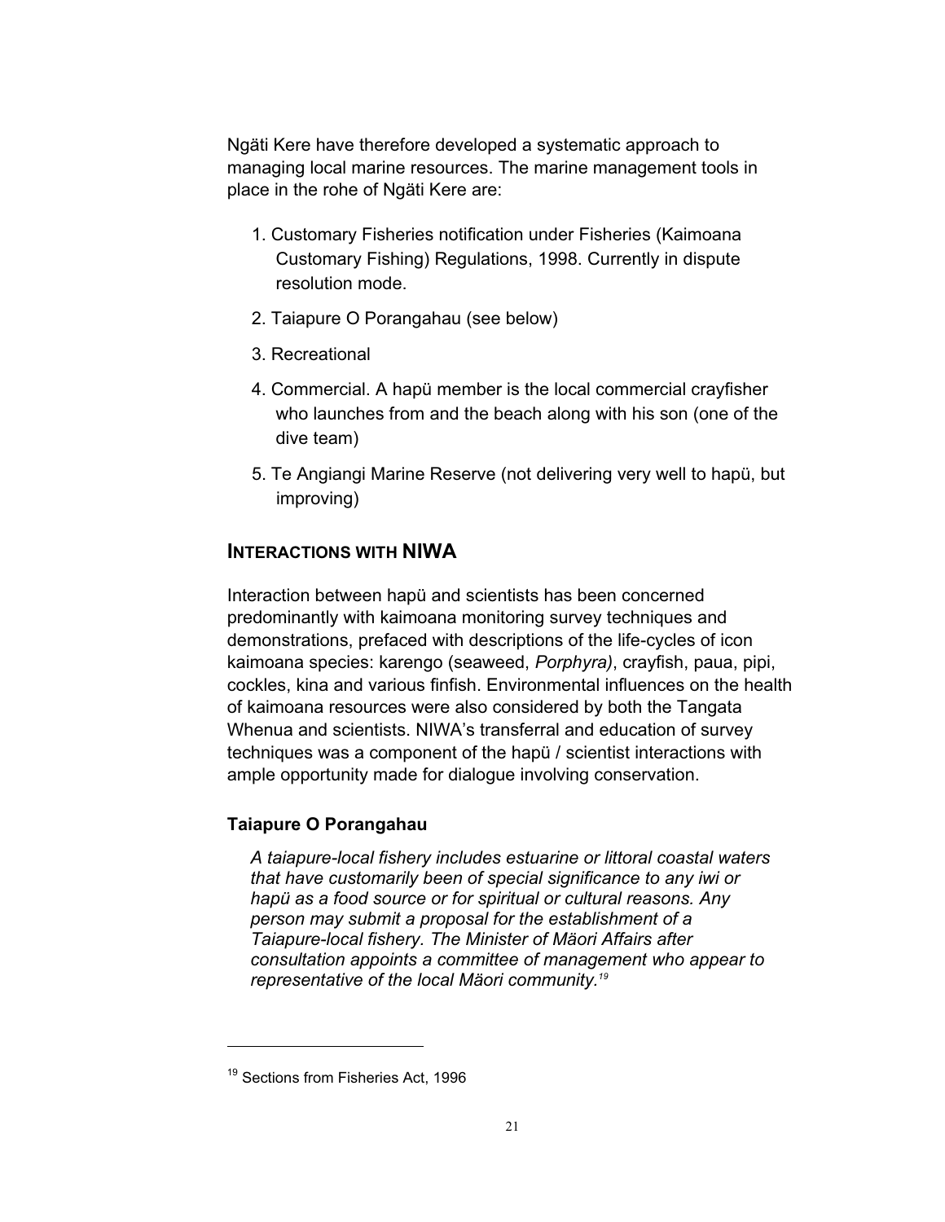Ngäti Kere have therefore developed a systematic approach to managing local marine resources. The marine management tools in place in the rohe of Ngäti Kere are:

1. Customary Fisheries notification under Fisheries (Kaimoana Customary Fishing) Regulations, 1998. Currently in dispute resolution mode.
2. Taiapure O Porangahau (see below)
3. Recreational
4. Commercial. A hapü member is the local commercial crayfisher who launches from and the beach along with his son (one of the dive team)
5. Te Angiangi Marine Reserve (not delivering very well to hapü, but improving)

## INTERACTIONS WITH NIWA

Interaction between hapü and scientists has been concerned predominantly with kaimoana monitoring survey techniques and demonstrations, prefaced with descriptions of the life-cycles of icon kaimoana species: karengo (seaweed, *Porphyra)*, crayfish, paua, pipi, cockles, kina and various finfish. Environmental influences on the health of kaimoana resources were also considered by both the Tangata Whenua and scientists. NIWA's transferral and education of survey techniques was a component of the hapü / scientist interactions with ample opportunity made for dialogue involving conservation.

### Taiapure O Porangahau

> *A taiapure-local fishery includes estuarine or littoral coastal waters that have customarily been of special significance to any iwi or hapü as a food source or for spiritual or cultural reasons. Any person may submit a proposal for the establishment of a Taiapure-local fishery. The Minister of Mäori Affairs after consultation appoints a committee of management who appear to representative of the local Mäori community.*[19]

---

[19] Sections from Fisheries Act, 1996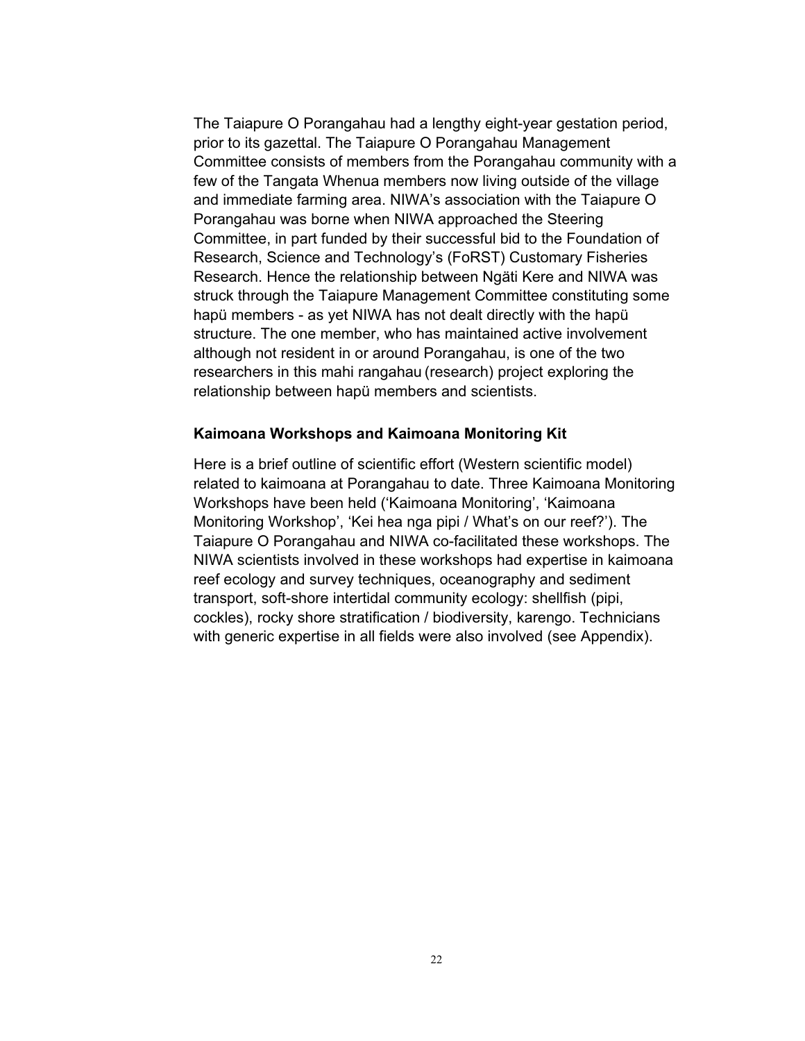The Taiapure O Porangahau had a lengthy eight-year gestation period, prior to its gazettal. The Taiapure O Porangahau Management Committee consists of members from the Porangahau community with a few of the Tangata Whenua members now living outside of the village and immediate farming area. NIWA's association with the Taiapure O Porangahau was borne when NIWA approached the Steering Committee, in part funded by their successful bid to the Foundation of Research, Science and Technology's (FoRST) Customary Fisheries Research. Hence the relationship between Ngäti Kere and NIWA was struck through the Taiapure Management Committee constituting some hapü members - as yet NIWA has not dealt directly with the hapü structure. The one member, who has maintained active involvement although not resident in or around Porangahau, is one of the two researchers in this mahi rangahau (research) project exploring the relationship between hapü members and scientists.

**Kaimoana Workshops and Kaimoana Monitoring Kit**

Here is a brief outline of scientific effort (Western scientific model) related to kaimoana at Porangahau to date. Three Kaimoana Monitoring Workshops have been held ('Kaimoana Monitoring', 'Kaimoana Monitoring Workshop', 'Kei hea nga pipi / What's on our reef?'). The Taiapure O Porangahau and NIWA co-facilitated these workshops. The NIWA scientists involved in these workshops had expertise in kaimoana reef ecology and survey techniques, oceanography and sediment transport, soft-shore intertidal community ecology: shellfish (pipi, cockles), rocky shore stratification / biodiversity, karengo. Technicians with generic expertise in all fields were also involved (see Appendix).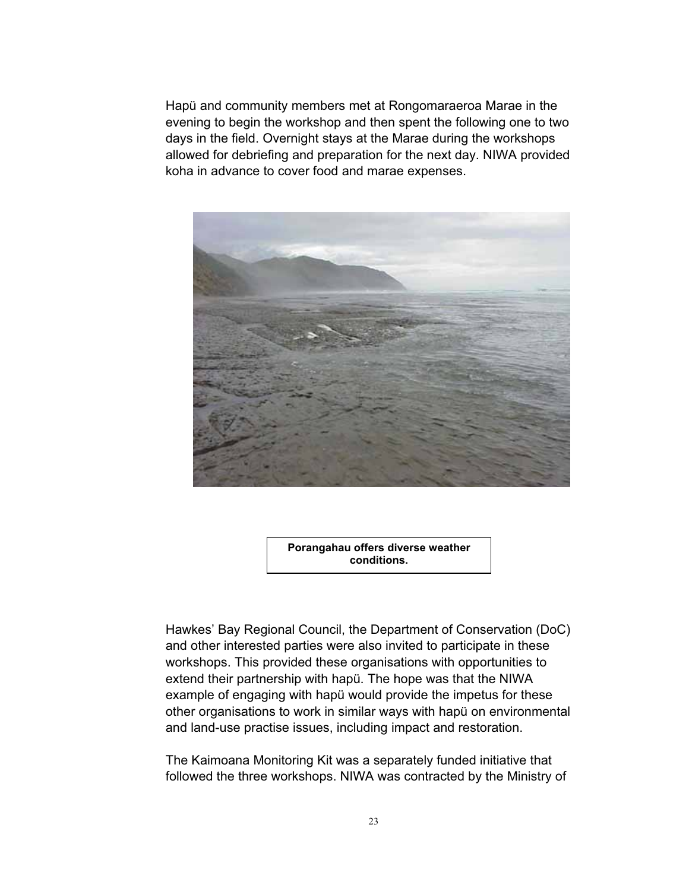Hapü and community members met at Rongomaraeroa Marae in the evening to begin the workshop and then spent the following one to two days in the field. Overnight stays at the Marae during the workshops allowed for debriefing and preparation for the next day. NIWA provided koha in advance to cover food and marae expenses.

**Porangahau offers diverse weather conditions.**

Hawkes' Bay Regional Council, the Department of Conservation (DoC) and other interested parties were also invited to participate in these workshops. This provided these organisations with opportunities to extend their partnership with hapü. The hope was that the NIWA example of engaging with hapü would provide the impetus for these other organisations to work in similar ways with hapü on environmental and land-use practise issues, including impact and restoration.

The Kaimoana Monitoring Kit was a separately funded initiative that followed the three workshops. NIWA was contracted by the Ministry of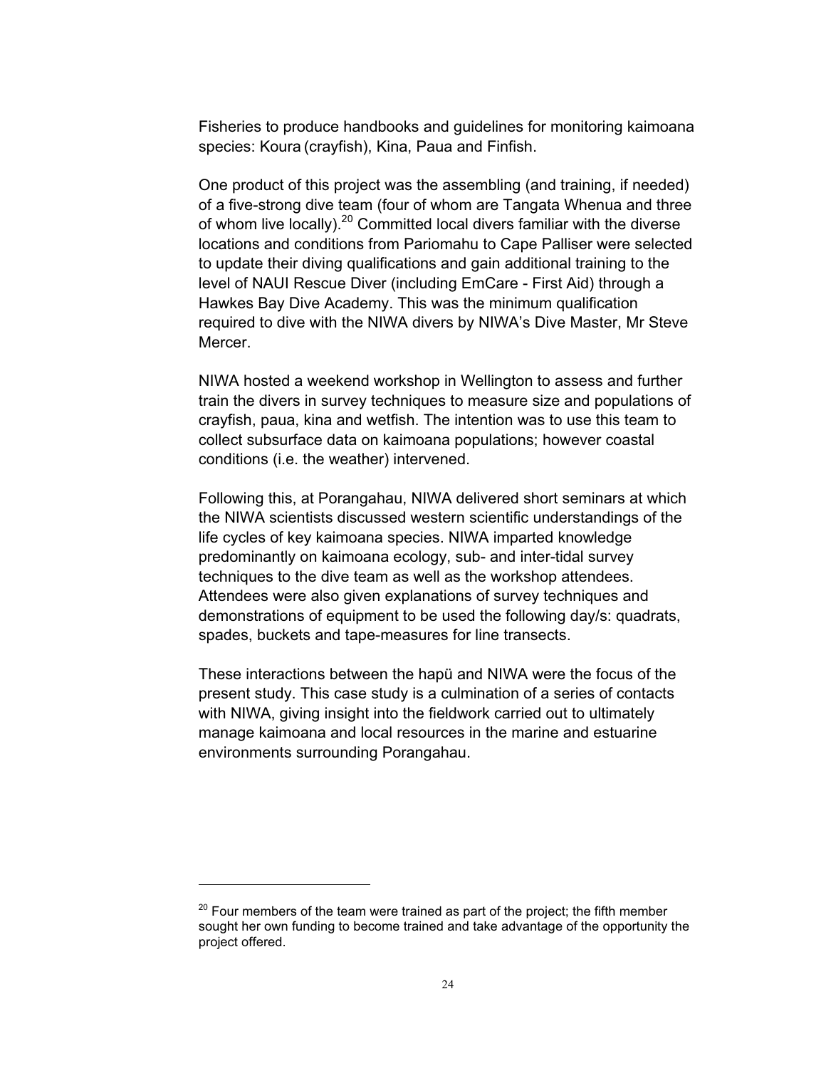Fisheries to produce handbooks and guidelines for monitoring kaimoana species: Koura (crayfish), Kina, Paua and Finfish.

One product of this project was the assembling (and training, if needed) of a five-strong dive team (four of whom are Tangata Whenua and three of whom live locally).[20] Committed local divers familiar with the diverse locations and conditions from Pariomahu to Cape Palliser were selected to update their diving qualifications and gain additional training to the level of NAUI Rescue Diver (including EmCare - First Aid) through a Hawkes Bay Dive Academy. This was the minimum qualification required to dive with the NIWA divers by NIWA's Dive Master, Mr Steve Mercer.

NIWA hosted a weekend workshop in Wellington to assess and further train the divers in survey techniques to measure size and populations of crayfish, paua, kina and wetfish. The intention was to use this team to collect subsurface data on kaimoana populations; however coastal conditions (i.e. the weather) intervened.

Following this, at Porangahau, NIWA delivered short seminars at which the NIWA scientists discussed western scientific understandings of the life cycles of key kaimoana species. NIWA imparted knowledge predominantly on kaimoana ecology, sub- and inter-tidal survey techniques to the dive team as well as the workshop attendees. Attendees were also given explanations of survey techniques and demonstrations of equipment to be used the following day/s: quadrats, spades, buckets and tape-measures for line transects.

These interactions between the hapü and NIWA were the focus of the present study. This case study is a culmination of a series of contacts with NIWA, giving insight into the fieldwork carried out to ultimately manage kaimoana and local resources in the marine and estuarine environments surrounding Porangahau.

---

[20] Four members of the team were trained as part of the project; the fifth member sought her own funding to become trained and take advantage of the opportunity the project offered.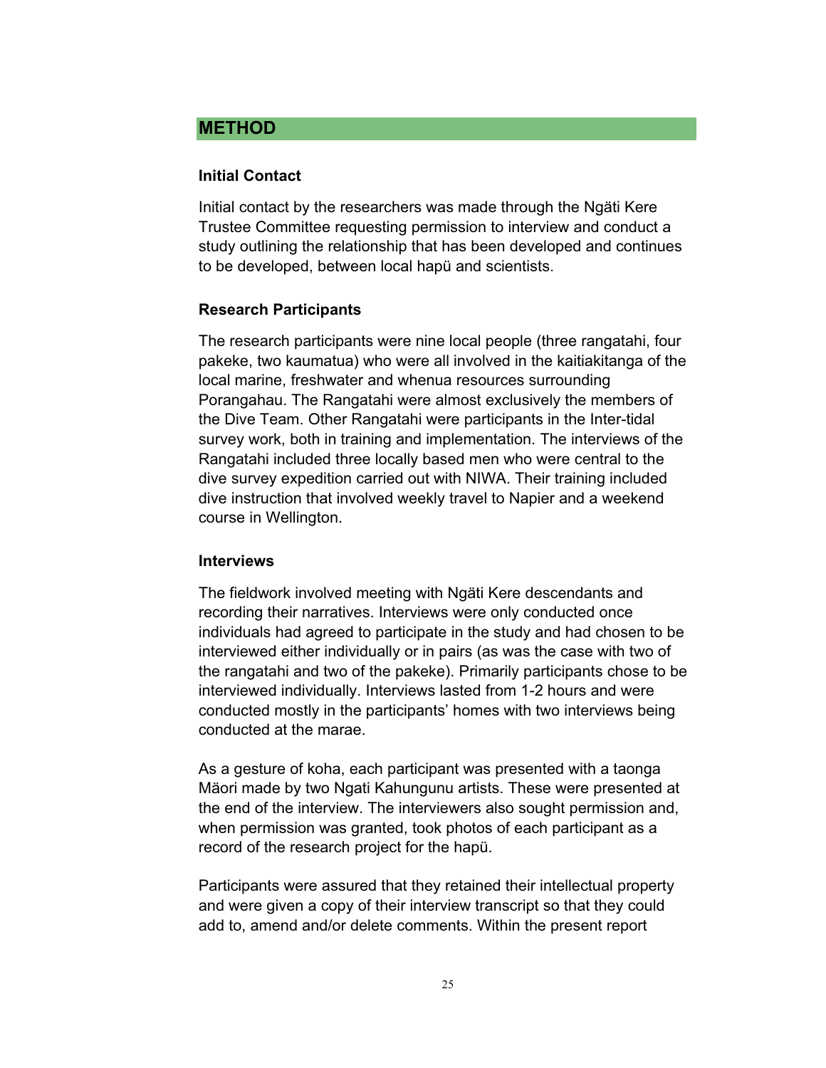## METHOD

### Initial Contact

Initial contact by the researchers was made through the Ngäti Kere Trustee Committee requesting permission to interview and conduct a study outlining the relationship that has been developed and continues to be developed, between local hapü and scientists.

### Research Participants

The research participants were nine local people (three rangatahi, four pakeke, two kaumatua) who were all involved in the kaitiakitanga of the local marine, freshwater and whenua resources surrounding Porangahau. The Rangatahi were almost exclusively the members of the Dive Team. Other Rangatahi were participants in the Inter-tidal survey work, both in training and implementation. The interviews of the Rangatahi included three locally based men who were central to the dive survey expedition carried out with NIWA. Their training included dive instruction that involved weekly travel to Napier and a weekend course in Wellington.

### Interviews

The fieldwork involved meeting with Ngäti Kere descendants and recording their narratives. Interviews were only conducted once individuals had agreed to participate in the study and had chosen to be interviewed either individually or in pairs (as was the case with two of the rangatahi and two of the pakeke). Primarily participants chose to be interviewed individually. Interviews lasted from 1-2 hours and were conducted mostly in the participants' homes with two interviews being conducted at the marae.

As a gesture of koha, each participant was presented with a taonga Mäori made by two Ngati Kahungunu artists. These were presented at the end of the interview. The interviewers also sought permission and, when permission was granted, took photos of each participant as a record of the research project for the hapü.

Participants were assured that they retained their intellectual property and were given a copy of their interview transcript so that they could add to, amend and/or delete comments. Within the present report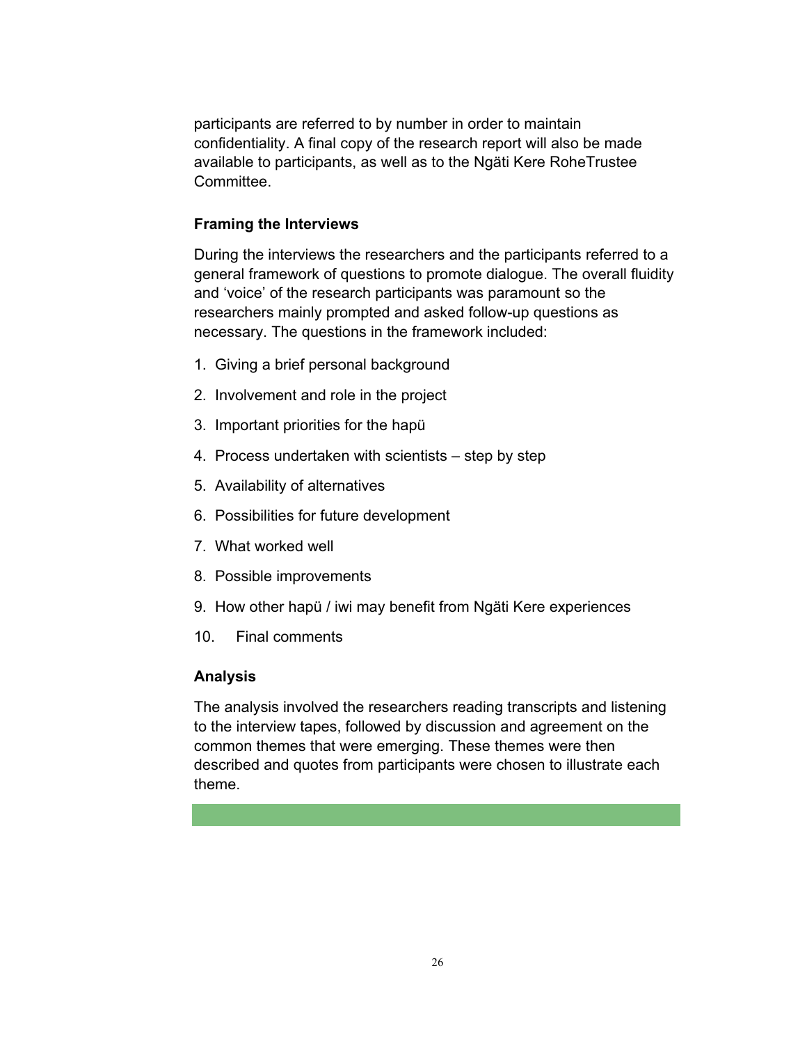participants are referred to by number in order to maintain confidentiality. A final copy of the research report will also be made available to participants, as well as to the Ngäti Kere RoheTrustee Committee.

### Framing the Interviews

During the interviews the researchers and the participants referred to a general framework of questions to promote dialogue. The overall fluidity and 'voice' of the research participants was paramount so the researchers mainly prompted and asked follow-up questions as necessary. The questions in the framework included:

1. Giving a brief personal background
2. Involvement and role in the project
3. Important priorities for the hapü
4. Process undertaken with scientists – step by step
5. Availability of alternatives
6. Possibilities for future development
7. What worked well
8. Possible improvements
9. How other hapü / iwi may benefit from Ngäti Kere experiences
10. Final comments

### Analysis

The analysis involved the researchers reading transcripts and listening to the interview tapes, followed by discussion and agreement on the common themes that were emerging. These themes were then described and quotes from participants were chosen to illustrate each theme.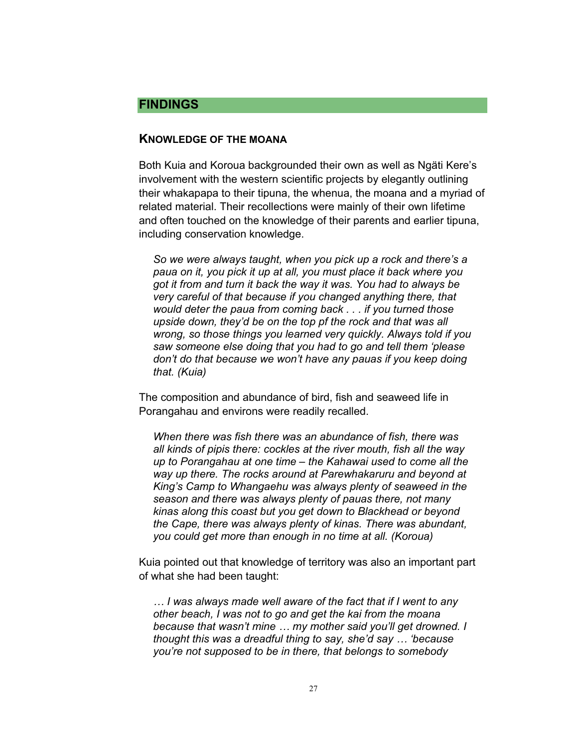## FINDINGS

### KNOWLEDGE OF THE MOANA

Both Kuia and Koroua backgrounded their own as well as Ngäti Kere's involvement with the western scientific projects by elegantly outlining their whakapapa to their tipuna, the whenua, the moana and a myriad of related material. Their recollections were mainly of their own lifetime and often touched on the knowledge of their parents and earlier tipuna, including conservation knowledge.

> *So we were always taught, when you pick up a rock and there's a paua on it, you pick it up at all, you must place it back where you got it from and turn it back the way it was. You had to always be very careful of that because if you changed anything there, that would deter the paua from coming back . . . if you turned those upside down, they'd be on the top pf the rock and that was all wrong, so those things you learned very quickly. Always told if you saw someone else doing that you had to go and tell them 'please don't do that because we won't have any pauas if you keep doing that. (Kuia)*

The composition and abundance of bird, fish and seaweed life in Porangahau and environs were readily recalled.

> *When there was fish there was an abundance of fish, there was all kinds of pipis there: cockles at the river mouth, fish all the way up to Porangahau at one time – the Kahawai used to come all the way up there. The rocks around at Parewhakaruru and beyond at King's Camp to Whangaehu was always plenty of seaweed in the season and there was always plenty of pauas there, not many kinas along this coast but you get down to Blackhead or beyond the Cape, there was always plenty of kinas. There was abundant, you could get more than enough in no time at all. (Koroua)*

Kuia pointed out that knowledge of territory was also an important part of what she had been taught:

> *… I was always made well aware of the fact that if I went to any other beach, I was not to go and get the kai from the moana because that wasn't mine … my mother said you'll get drowned. I thought this was a dreadful thing to say, she'd say … 'because you're not supposed to be in there, that belongs to somebody*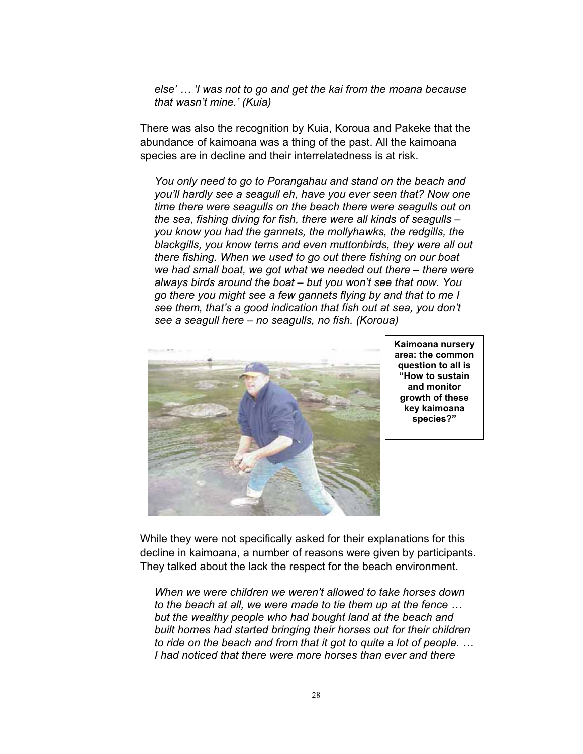*else' … 'I was not to go and get the kai from the moana because that wasn't mine.' (Kuia)*

There was also the recognition by Kuia, Koroua and Pakeke that the abundance of kaimoana was a thing of the past. All the kaimoana species are in decline and their interrelatedness is at risk.

*You only need to go to Porangahau and stand on the beach and you'll hardly see a seagull eh, have you ever seen that? Now one time there were seagulls on the beach there were seagulls out on the sea, fishing diving for fish, there were all kinds of seagulls – you know you had the gannets, the mollyhawks, the redgills, the blackgills, you know terns and even muttonbirds, they were all out there fishing. When we used to go out there fishing on our boat we had small boat, we got what we needed out there – there were always birds around the boat – but you won't see that now. You go there you might see a few gannets flying by and that to me I see them, that's a good indication that fish out at sea, you don't see a seagull here – no seagulls, no fish. (Koroua)*

**Kaimoana nursery area: the common question to all is "How to sustain and monitor growth of these key kaimoana species?"**

While they were not specifically asked for their explanations for this decline in kaimoana, a number of reasons were given by participants. They talked about the lack the respect for the beach environment.

*When we were children we weren't allowed to take horses down to the beach at all, we were made to tie them up at the fence … but the wealthy people who had bought land at the beach and built homes had started bringing their horses out for their children to ride on the beach and from that it got to quite a lot of people. … I had noticed that there were more horses than ever and there*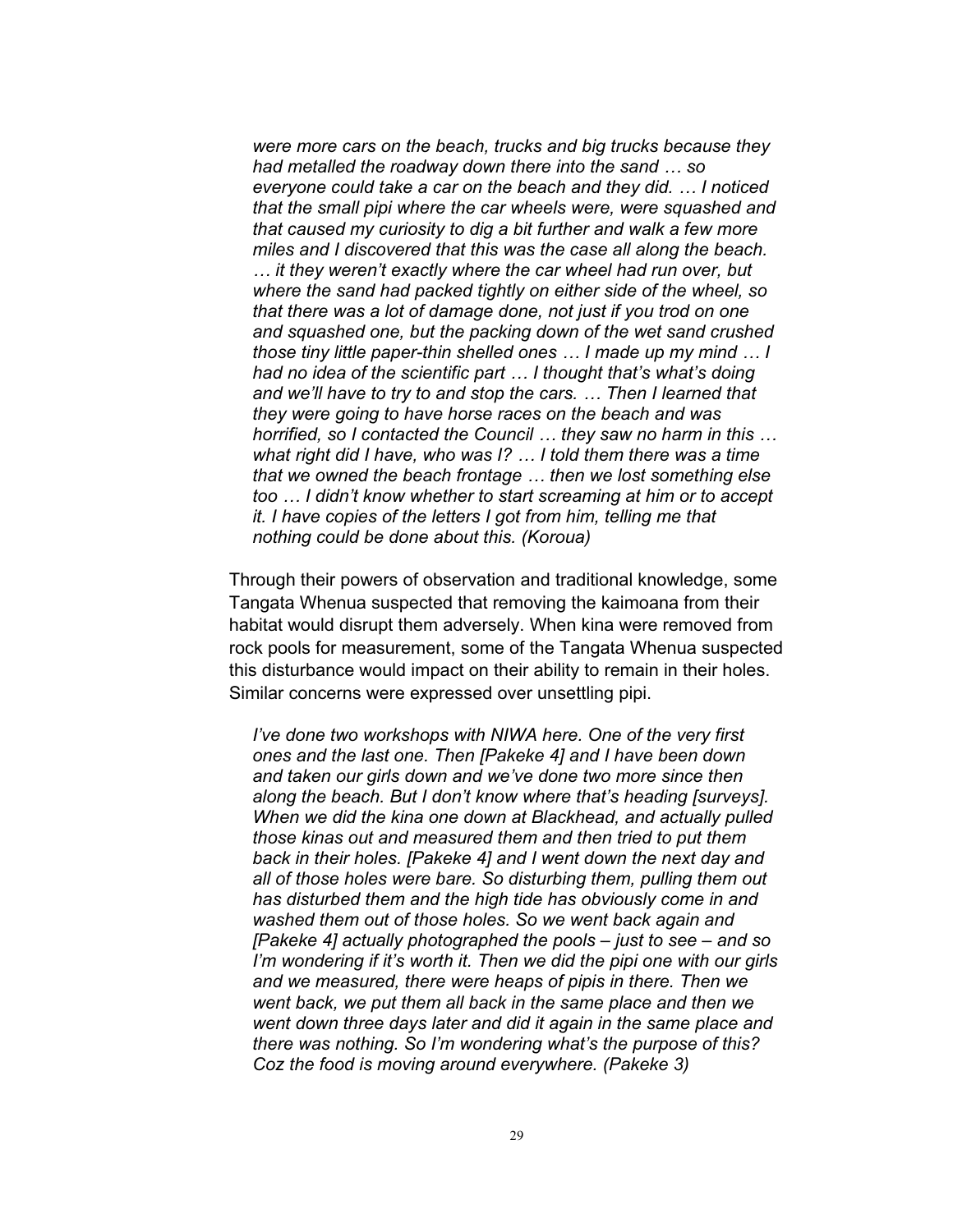*were more cars on the beach, trucks and big trucks because they had metalled the roadway down there into the sand … so everyone could take a car on the beach and they did. … I noticed that the small pipi where the car wheels were, were squashed and that caused my curiosity to dig a bit further and walk a few more miles and I discovered that this was the case all along the beach. … it they weren't exactly where the car wheel had run over, but where the sand had packed tightly on either side of the wheel, so that there was a lot of damage done, not just if you trod on one and squashed one, but the packing down of the wet sand crushed those tiny little paper-thin shelled ones … I made up my mind … I had no idea of the scientific part … I thought that's what's doing and we'll have to try to and stop the cars. … Then I learned that they were going to have horse races on the beach and was horrified, so I contacted the Council … they saw no harm in this … what right did I have, who was I? … I told them there was a time that we owned the beach frontage … then we lost something else too … I didn't know whether to start screaming at him or to accept it. I have copies of the letters I got from him, telling me that nothing could be done about this. (Koroua)*

Through their powers of observation and traditional knowledge, some Tangata Whenua suspected that removing the kaimoana from their habitat would disrupt them adversely. When kina were removed from rock pools for measurement, some of the Tangata Whenua suspected this disturbance would impact on their ability to remain in their holes. Similar concerns were expressed over unsettling pipi.

*I've done two workshops with NIWA here. One of the very first ones and the last one. Then [Pakeke 4] and I have been down and taken our girls down and we've done two more since then along the beach. But I don't know where that's heading [surveys]. When we did the kina one down at Blackhead, and actually pulled those kinas out and measured them and then tried to put them back in their holes. [Pakeke 4] and I went down the next day and all of those holes were bare. So disturbing them, pulling them out has disturbed them and the high tide has obviously come in and washed them out of those holes. So we went back again and [Pakeke 4] actually photographed the pools – just to see – and so I'm wondering if it's worth it. Then we did the pipi one with our girls and we measured, there were heaps of pipis in there. Then we went back, we put them all back in the same place and then we went down three days later and did it again in the same place and there was nothing. So I'm wondering what's the purpose of this? Coz the food is moving around everywhere. (Pakeke 3)*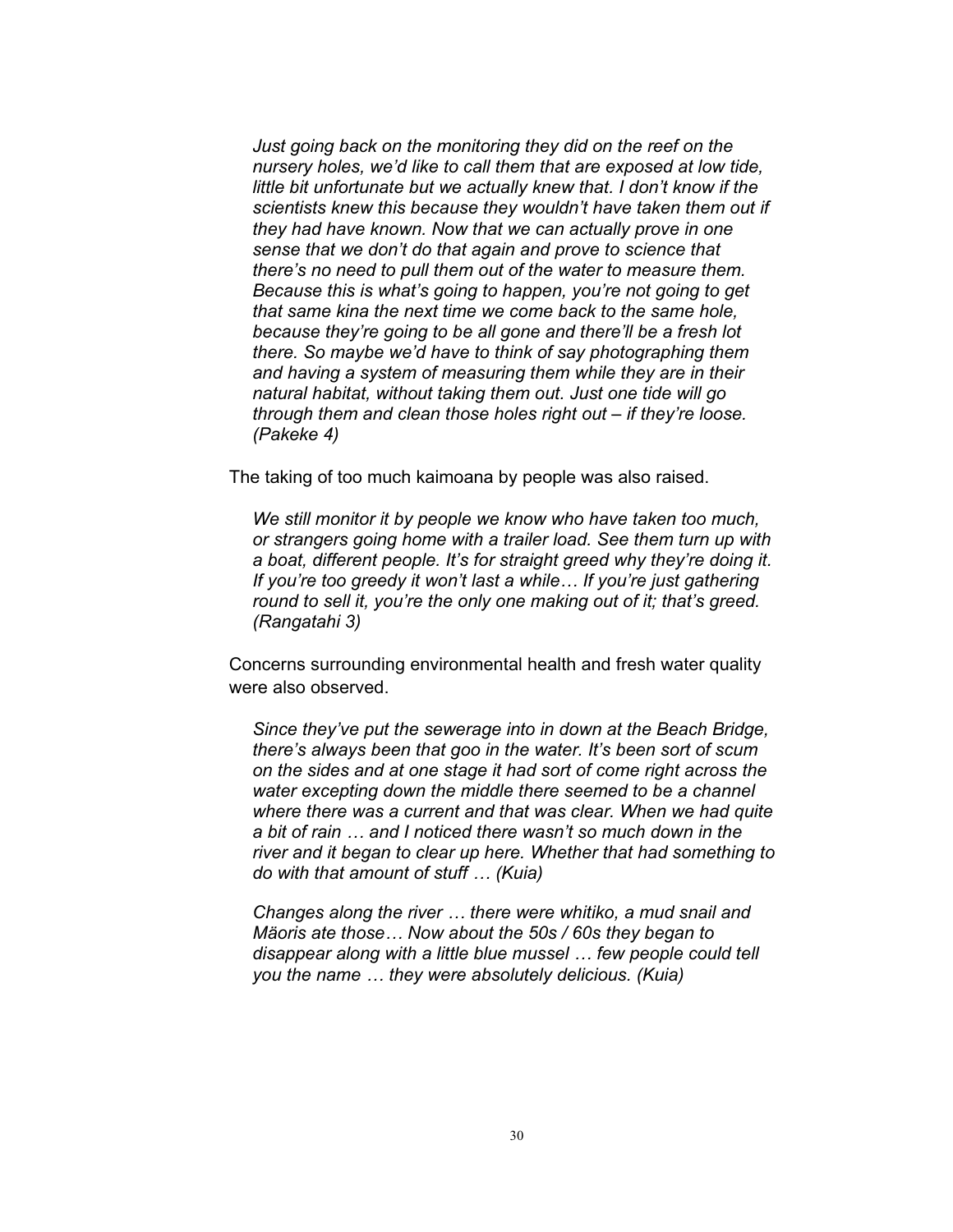*Just going back on the monitoring they did on the reef on the nursery holes, we'd like to call them that are exposed at low tide, little bit unfortunate but we actually knew that. I don't know if the scientists knew this because they wouldn't have taken them out if they had have known. Now that we can actually prove in one sense that we don't do that again and prove to science that there's no need to pull them out of the water to measure them. Because this is what's going to happen, you're not going to get that same kina the next time we come back to the same hole, because they're going to be all gone and there'll be a fresh lot there. So maybe we'd have to think of say photographing them and having a system of measuring them while they are in their natural habitat, without taking them out. Just one tide will go through them and clean those holes right out – if they're loose. (Pakeke 4)*

The taking of too much kaimoana by people was also raised.

*We still monitor it by people we know who have taken too much, or strangers going home with a trailer load. See them turn up with a boat, different people. It's for straight greed why they're doing it. If you're too greedy it won't last a while… If you're just gathering round to sell it, you're the only one making out of it; that's greed. (Rangatahi 3)*

Concerns surrounding environmental health and fresh water quality were also observed.

*Since they've put the sewerage into in down at the Beach Bridge, there's always been that goo in the water. It's been sort of scum on the sides and at one stage it had sort of come right across the water excepting down the middle there seemed to be a channel where there was a current and that was clear. When we had quite a bit of rain … and I noticed there wasn't so much down in the river and it began to clear up here. Whether that had something to do with that amount of stuff … (Kuia)*

*Changes along the river … there were whitiko, a mud snail and Mäoris ate those… Now about the 50s / 60s they began to disappear along with a little blue mussel … few people could tell you the name … they were absolutely delicious. (Kuia)*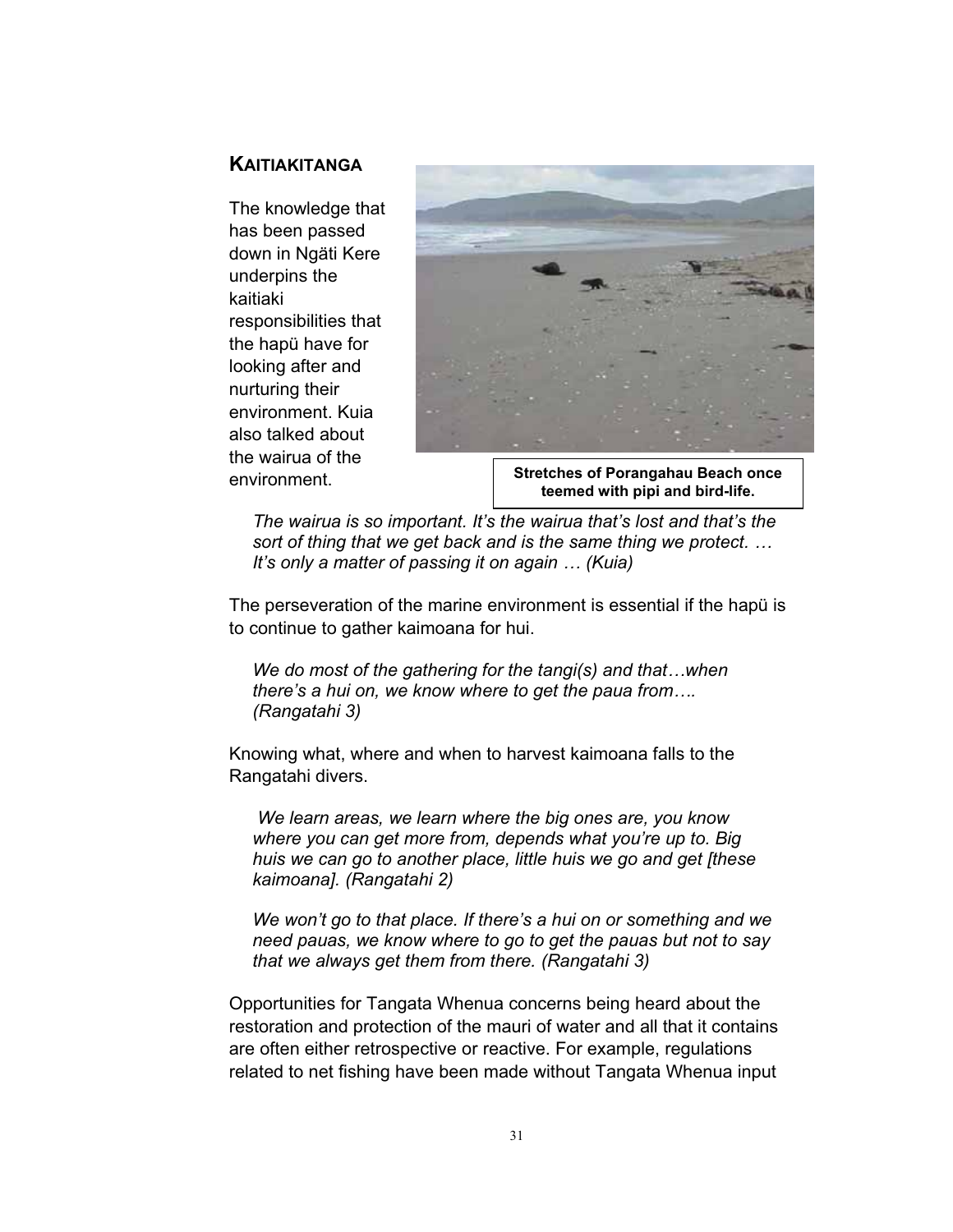## KAITIAKITANGA

The knowledge that has been passed down in Ngäti Kere underpins the kaitiaki responsibilities that the hapü have for looking after and nurturing their environment. Kuia also talked about the wairua of the environment.

Stretches of Porangahau Beach once teemed with pipi and bird-life.

> *The wairua is so important. It's the wairua that's lost and that's the sort of thing that we get back and is the same thing we protect. … It's only a matter of passing it on again … (Kuia)*

The perseveration of the marine environment is essential if the hapü is to continue to gather kaimoana for hui.

> *We do most of the gathering for the tangi(s) and that…when there's a hui on, we know where to get the paua from…. (Rangatahi 3)*

Knowing what, where and when to harvest kaimoana falls to the Rangatahi divers.

> *We learn areas, we learn where the big ones are, you know where you can get more from, depends what you're up to. Big huis we can go to another place, little huis we go and get [these kaimoana]. (Rangatahi 2)*

> *We won't go to that place. If there's a hui on or something and we need pauas, we know where to go to get the pauas but not to say that we always get them from there. (Rangatahi 3)*

Opportunities for Tangata Whenua concerns being heard about the restoration and protection of the mauri of water and all that it contains are often either retrospective or reactive. For example, regulations related to net fishing have been made without Tangata Whenua input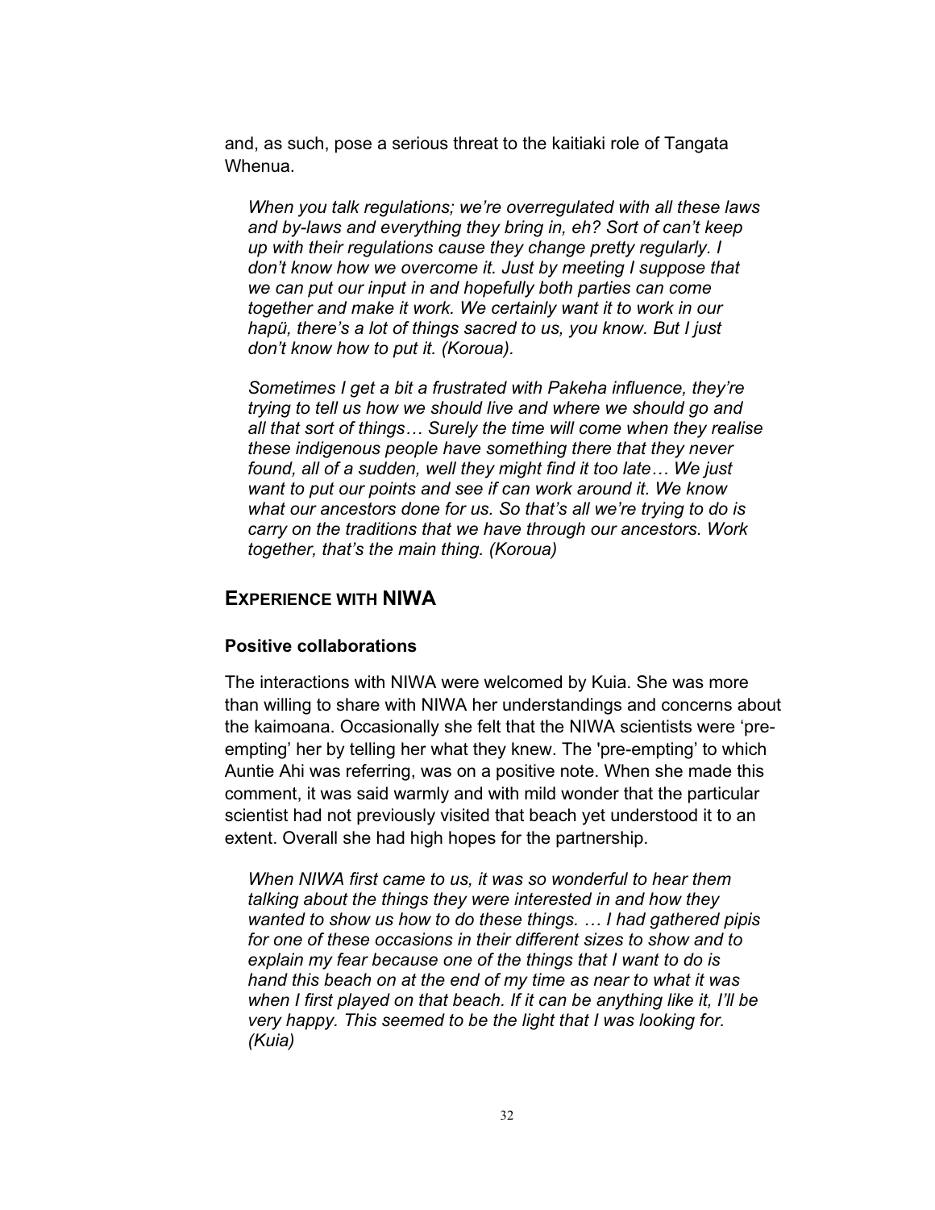and, as such, pose a serious threat to the kaitiaki role of Tangata Whenua.

> *When you talk regulations; we're overregulated with all these laws and by-laws and everything they bring in, eh? Sort of can't keep up with their regulations cause they change pretty regularly. I don't know how we overcome it. Just by meeting I suppose that we can put our input in and hopefully both parties can come together and make it work. We certainly want it to work in our hapü, there's a lot of things sacred to us, you know. But I just don't know how to put it. (Koroua).*

> *Sometimes I get a bit a frustrated with Pakeha influence, they're trying to tell us how we should live and where we should go and all that sort of things… Surely the time will come when they realise these indigenous people have something there that they never found, all of a sudden, well they might find it too late… We just want to put our points and see if can work around it. We know what our ancestors done for us. So that's all we're trying to do is carry on the traditions that we have through our ancestors. Work together, that's the main thing. (Koroua)*

## EXPERIENCE WITH NIWA

### Positive collaborations

The interactions with NIWA were welcomed by Kuia. She was more than willing to share with NIWA her understandings and concerns about the kaimoana. Occasionally she felt that the NIWA scientists were 'pre-empting' her by telling her what they knew. The 'pre-empting' to which Auntie Ahi was referring, was on a positive note. When she made this comment, it was said warmly and with mild wonder that the particular scientist had not previously visited that beach yet understood it to an extent. Overall she had high hopes for the partnership.

> *When NIWA first came to us, it was so wonderful to hear them talking about the things they were interested in and how they wanted to show us how to do these things. … I had gathered pipis for one of these occasions in their different sizes to show and to explain my fear because one of the things that I want to do is hand this beach on at the end of my time as near to what it was when I first played on that beach. If it can be anything like it, I'll be very happy. This seemed to be the light that I was looking for. (Kuia)*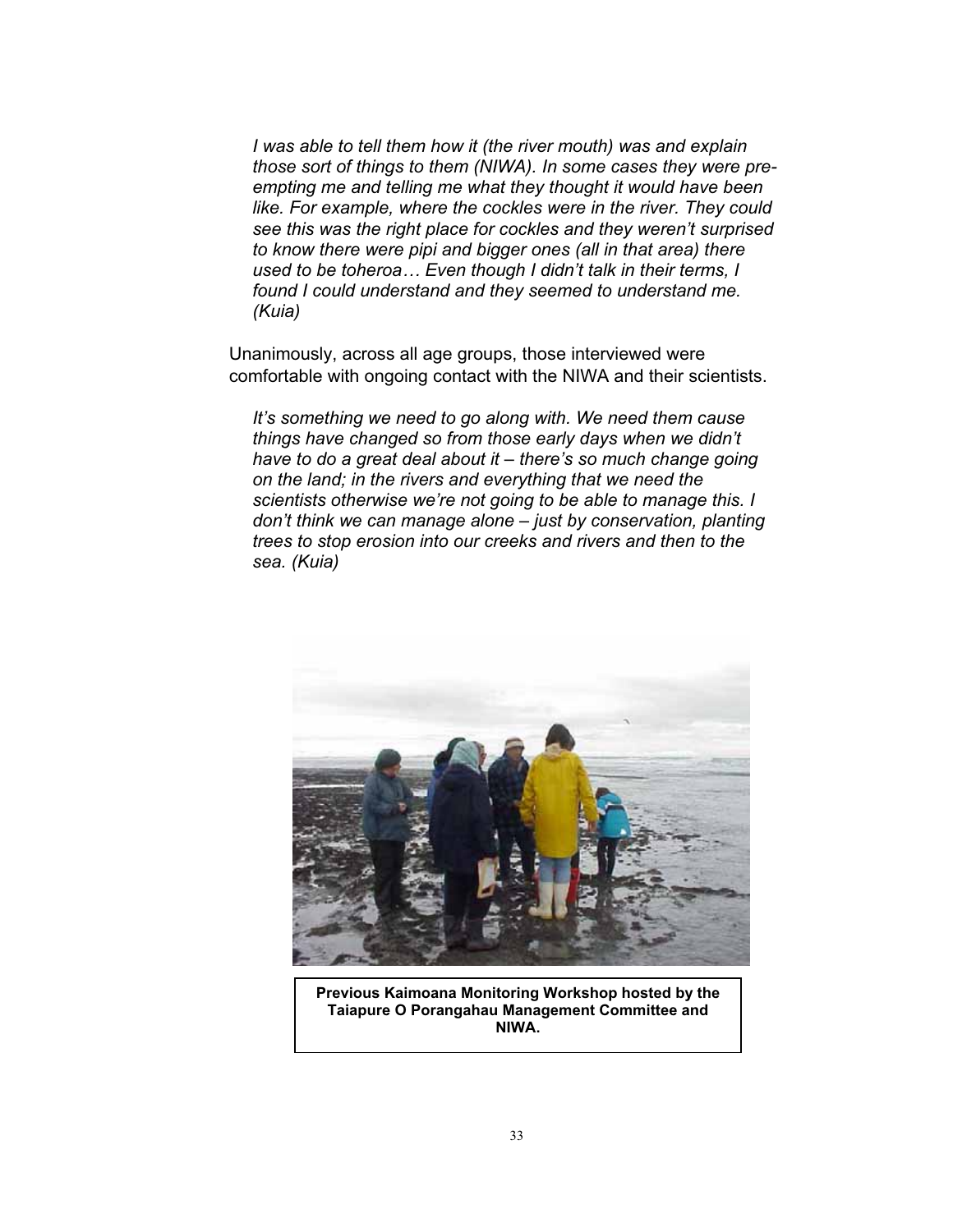*I was able to tell them how it (the river mouth) was and explain those sort of things to them (NIWA). In some cases they were pre-empting me and telling me what they thought it would have been like. For example, where the cockles were in the river. They could see this was the right place for cockles and they weren't surprised to know there were pipi and bigger ones (all in that area) there used to be toheroa… Even though I didn't talk in their terms, I found I could understand and they seemed to understand me. (Kuia)*

Unanimously, across all age groups, those interviewed were comfortable with ongoing contact with the NIWA and their scientists.

*It's something we need to go along with. We need them cause things have changed so from those early days when we didn't have to do a great deal about it – there's so much change going on the land; in the rivers and everything that we need the scientists otherwise we're not going to be able to manage this. I don't think we can manage alone – just by conservation, planting trees to stop erosion into our creeks and rivers and then to the sea. (Kuia)*

**Previous Kaimoana Monitoring Workshop hosted by the Taiapure O Porangahau Management Committee and NIWA.**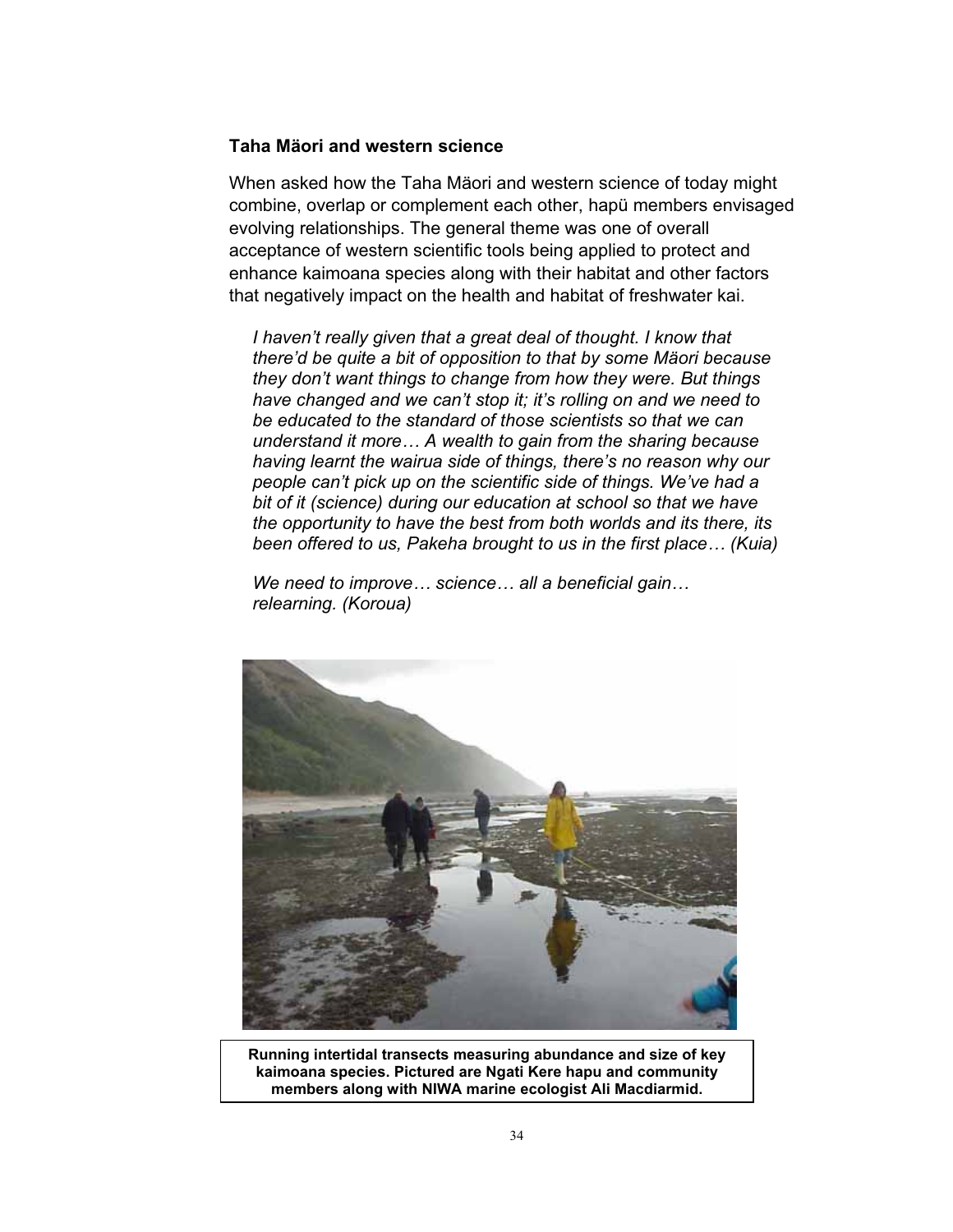### Taha Mäori and western science

When asked how the Taha Mäori and western science of today might combine, overlap or complement each other, hapü members envisaged evolving relationships. The general theme was one of overall acceptance of western scientific tools being applied to protect and enhance kaimoana species along with their habitat and other factors that negatively impact on the health and habitat of freshwater kai.

> *I haven't really given that a great deal of thought. I know that there'd be quite a bit of opposition to that by some Mäori because they don't want things to change from how they were. But things have changed and we can't stop it; it's rolling on and we need to be educated to the standard of those scientists so that we can understand it more… A wealth to gain from the sharing because having learnt the wairua side of things, there's no reason why our people can't pick up on the scientific side of things. We've had a bit of it (science) during our education at school so that we have the opportunity to have the best from both worlds and its there, its been offered to us, Pakeha brought to us in the first place… (Kuia)*

> *We need to improve… science… all a beneficial gain… relearning. (Koroua)*

**Running intertidal transects measuring abundance and size of key kaimoana species. Pictured are Ngati Kere hapu and community members along with NIWA marine ecologist Ali Macdiarmid.**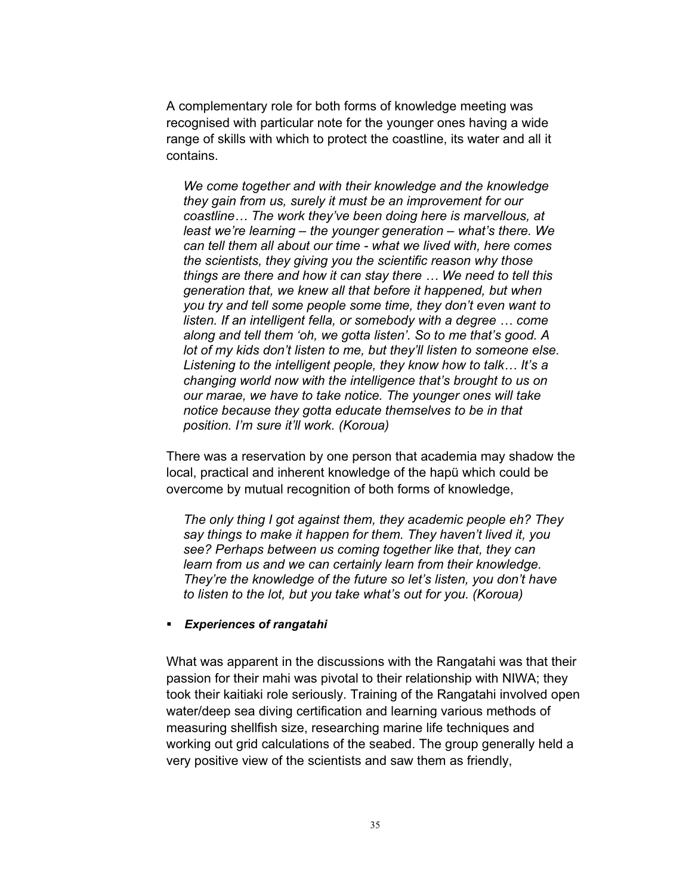A complementary role for both forms of knowledge meeting was recognised with particular note for the younger ones having a wide range of skills with which to protect the coastline, its water and all it contains.

> *We come together and with their knowledge and the knowledge they gain from us, surely it must be an improvement for our coastline… The work they've been doing here is marvellous, at least we're learning – the younger generation – what's there. We can tell them all about our time - what we lived with, here comes the scientists, they giving you the scientific reason why those things are there and how it can stay there … We need to tell this generation that, we knew all that before it happened, but when you try and tell some people some time, they don't even want to listen. If an intelligent fella, or somebody with a degree … come along and tell them 'oh, we gotta listen'. So to me that's good. A lot of my kids don't listen to me, but they'll listen to someone else. Listening to the intelligent people, they know how to talk… It's a changing world now with the intelligence that's brought to us on our marae, we have to take notice. The younger ones will take notice because they gotta educate themselves to be in that position. I'm sure it'll work. (Koroua)*

There was a reservation by one person that academia may shadow the local, practical and inherent knowledge of the hapü which could be overcome by mutual recognition of both forms of knowledge,

> *The only thing I got against them, they academic people eh? They say things to make it happen for them. They haven't lived it, you see? Perhaps between us coming together like that, they can learn from us and we can certainly learn from their knowledge. They're the knowledge of the future so let's listen, you don't have to listen to the lot, but you take what's out for you. (Koroua)*

- ***Experiences of rangatahi***

What was apparent in the discussions with the Rangatahi was that their passion for their mahi was pivotal to their relationship with NIWA; they took their kaitiaki role seriously. Training of the Rangatahi involved open water/deep sea diving certification and learning various methods of measuring shellfish size, researching marine life techniques and working out grid calculations of the seabed. The group generally held a very positive view of the scientists and saw them as friendly,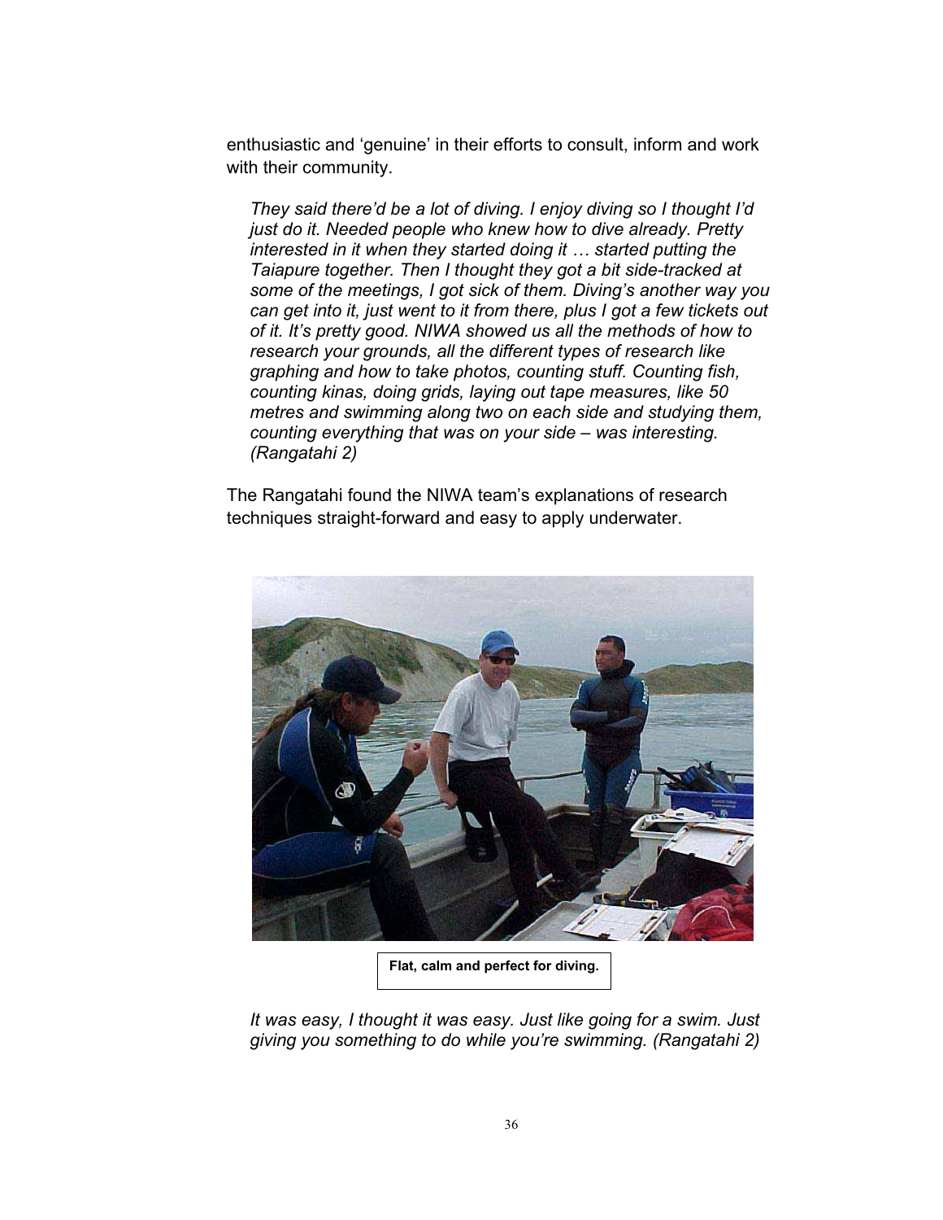enthusiastic and 'genuine' in their efforts to consult, inform and work with their community.

> *They said there'd be a lot of diving. I enjoy diving so I thought I'd just do it. Needed people who knew how to dive already. Pretty interested in it when they started doing it … started putting the Taiapure together. Then I thought they got a bit side-tracked at some of the meetings, I got sick of them. Diving's another way you can get into it, just went to it from there, plus I got a few tickets out of it. It's pretty good. NIWA showed us all the methods of how to research your grounds, all the different types of research like graphing and how to take photos, counting stuff. Counting fish, counting kinas, doing grids, laying out tape measures, like 50 metres and swimming along two on each side and studying them, counting everything that was on your side – was interesting. (Rangatahi 2)*

The Rangatahi found the NIWA team's explanations of research techniques straight-forward and easy to apply underwater.

**Flat, calm and perfect for diving.**

> *It was easy, I thought it was easy. Just like going for a swim. Just giving you something to do while you're swimming. (Rangatahi 2)*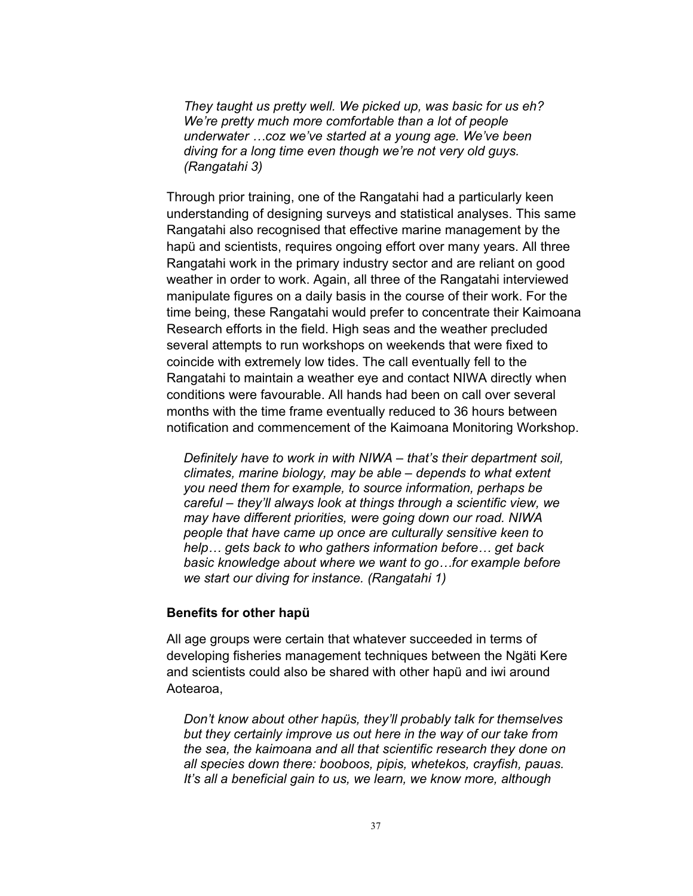*They taught us pretty well. We picked up, was basic for us eh? We're pretty much more comfortable than a lot of people underwater …coz we've started at a young age. We've been diving for a long time even though we're not very old guys. (Rangatahi 3)*

Through prior training, one of the Rangatahi had a particularly keen understanding of designing surveys and statistical analyses. This same Rangatahi also recognised that effective marine management by the hapü and scientists, requires ongoing effort over many years. All three Rangatahi work in the primary industry sector and are reliant on good weather in order to work. Again, all three of the Rangatahi interviewed manipulate figures on a daily basis in the course of their work. For the time being, these Rangatahi would prefer to concentrate their Kaimoana Research efforts in the field. High seas and the weather precluded several attempts to run workshops on weekends that were fixed to coincide with extremely low tides. The call eventually fell to the Rangatahi to maintain a weather eye and contact NIWA directly when conditions were favourable. All hands had been on call over several months with the time frame eventually reduced to 36 hours between notification and commencement of the Kaimoana Monitoring Workshop.

*Definitely have to work in with NIWA – that's their department soil, climates, marine biology, may be able – depends to what extent you need them for example, to source information, perhaps be careful – they'll always look at things through a scientific view, we may have different priorities, were going down our road. NIWA people that have came up once are culturally sensitive keen to help… gets back to who gathers information before… get back basic knowledge about where we want to go…for example before we start our diving for instance. (Rangatahi 1)*

### Benefits for other hapü

All age groups were certain that whatever succeeded in terms of developing fisheries management techniques between the Ngäti Kere and scientists could also be shared with other hapü and iwi around Aotearoa,

*Don't know about other hapüs, they'll probably talk for themselves but they certainly improve us out here in the way of our take from the sea, the kaimoana and all that scientific research they done on all species down there: booboos, pipis, whetekos, crayfish, pauas. It's all a beneficial gain to us, we learn, we know more, although*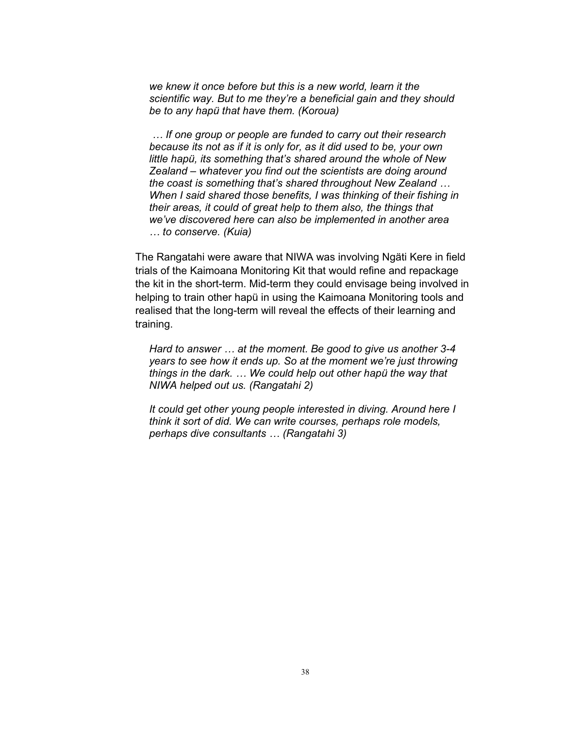*we knew it once before but this is a new world, learn it the scientific way. But to me they're a beneficial gain and they should be to any hapü that have them. (Koroua)*

*… If one group or people are funded to carry out their research because its not as if it is only for, as it did used to be, your own little hapü, its something that's shared around the whole of New Zealand – whatever you find out the scientists are doing around the coast is something that's shared throughout New Zealand … When I said shared those benefits, I was thinking of their fishing in their areas, it could of great help to them also, the things that we've discovered here can also be implemented in another area … to conserve. (Kuia)*

The Rangatahi were aware that NIWA was involving Ngäti Kere in field trials of the Kaimoana Monitoring Kit that would refine and repackage the kit in the short-term. Mid-term they could envisage being involved in helping to train other hapü in using the Kaimoana Monitoring tools and realised that the long-term will reveal the effects of their learning and training.

*Hard to answer … at the moment. Be good to give us another 3-4 years to see how it ends up. So at the moment we're just throwing things in the dark. … We could help out other hapü the way that NIWA helped out us. (Rangatahi 2)*

*It could get other young people interested in diving. Around here I think it sort of did. We can write courses, perhaps role models, perhaps dive consultants … (Rangatahi 3)*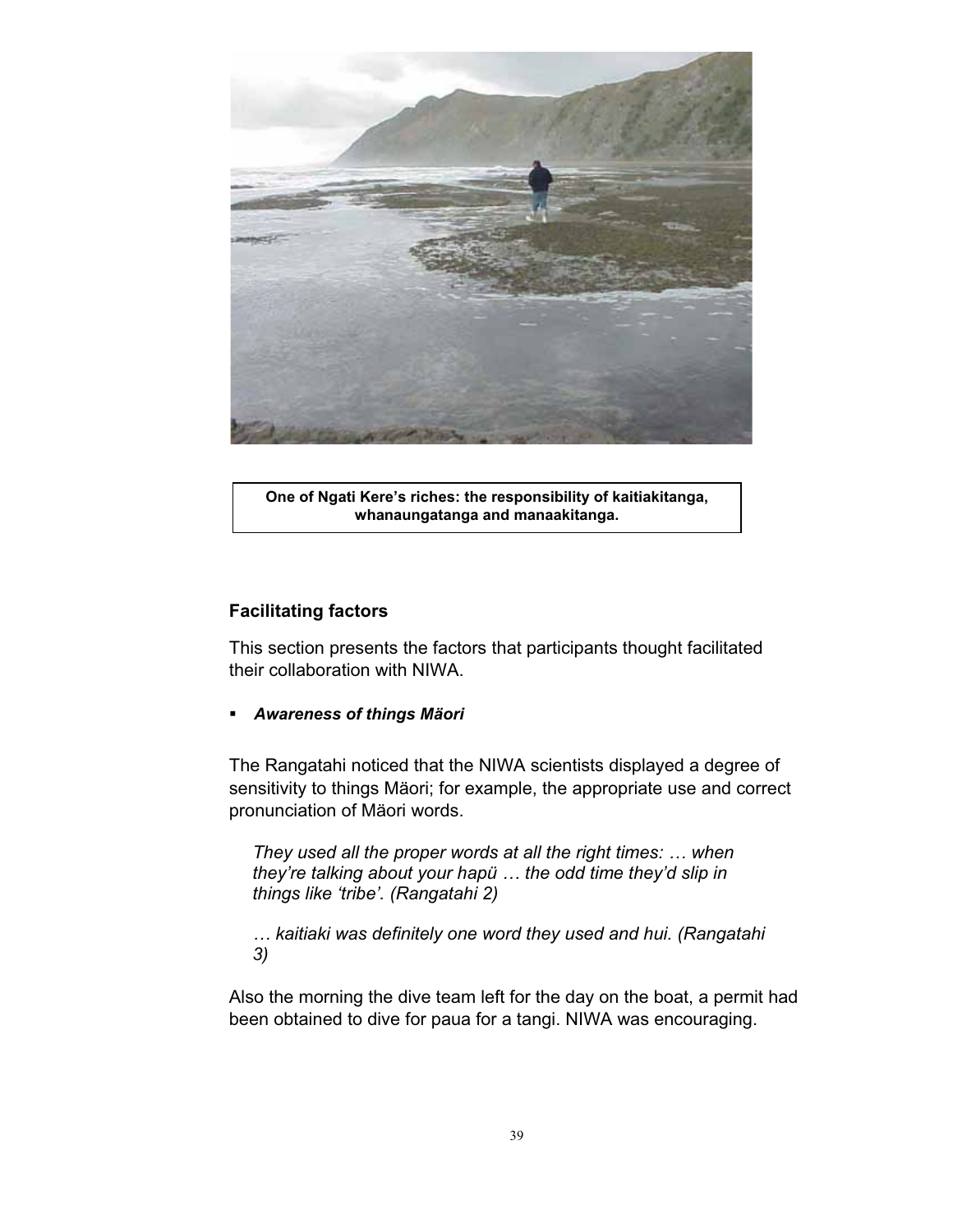One of Ngati Kere's riches: the responsibility of kaitiakitanga, whanaungatanga and manaakitanga.

## Facilitating factors

This section presents the factors that participants thought facilitated their collaboration with NIWA.

- ***Awareness of things Mäori***

The Rangatahi noticed that the NIWA scientists displayed a degree of sensitivity to things Mäori; for example, the appropriate use and correct pronunciation of Mäori words.

> *They used all the proper words at all the right times: … when they're talking about your hapü … the odd time they'd slip in things like 'tribe'. (Rangatahi 2)*

> *… kaitiaki was definitely one word they used and hui. (Rangatahi 3)*

Also the morning the dive team left for the day on the boat, a permit had been obtained to dive for paua for a tangi. NIWA was encouraging.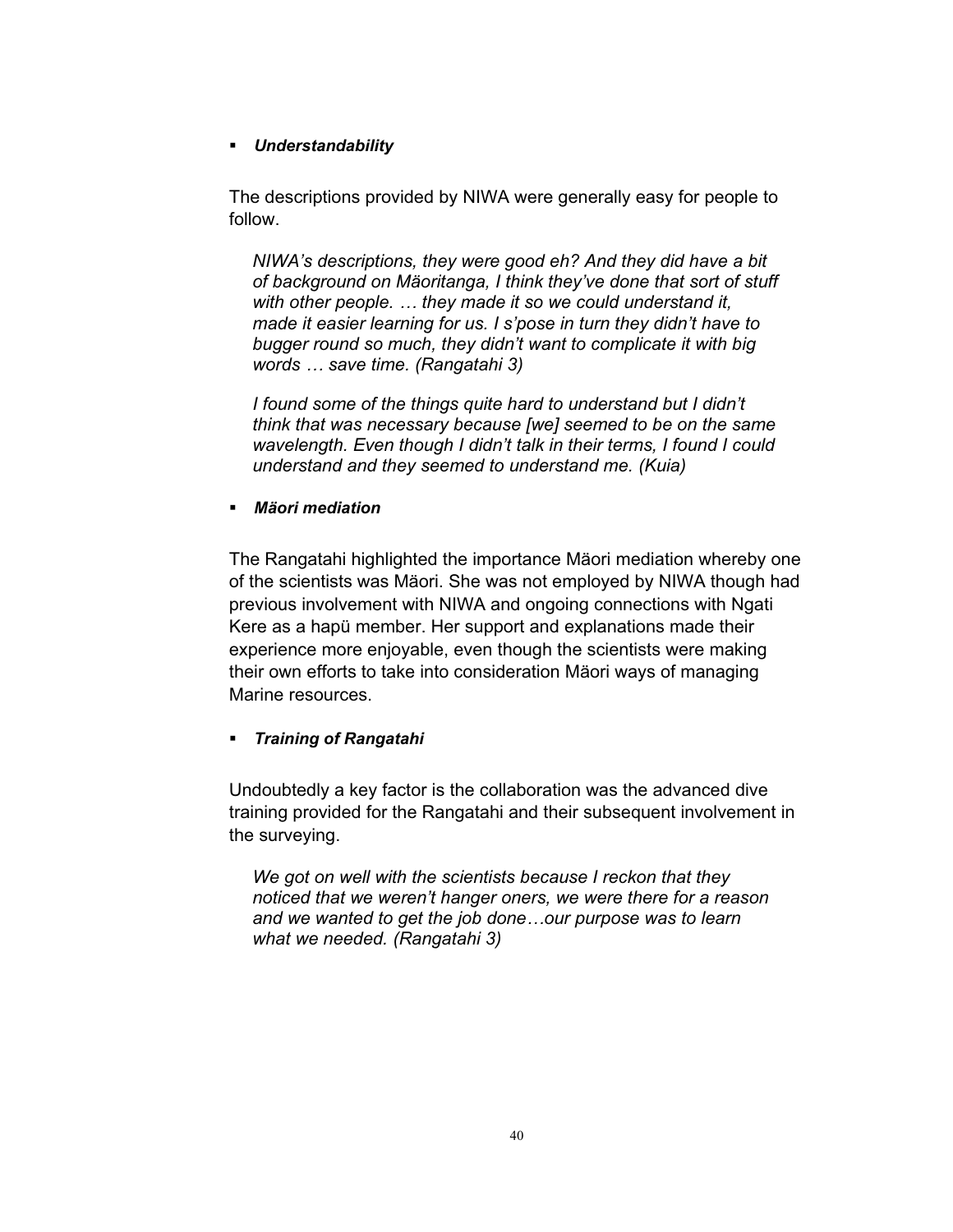- ***Understandability***

The descriptions provided by NIWA were generally easy for people to follow.

> *NIWA's descriptions, they were good eh? And they did have a bit of background on Mäoritanga, I think they've done that sort of stuff with other people. … they made it so we could understand it, made it easier learning for us. I s'pose in turn they didn't have to bugger round so much, they didn't want to complicate it with big words … save time. (Rangatahi 3)*

> *I found some of the things quite hard to understand but I didn't think that was necessary because [we] seemed to be on the same wavelength. Even though I didn't talk in their terms, I found I could understand and they seemed to understand me. (Kuia)*

- ***Mäori mediation***

The Rangatahi highlighted the importance Mäori mediation whereby one of the scientists was Mäori. She was not employed by NIWA though had previous involvement with NIWA and ongoing connections with Ngati Kere as a hapü member. Her support and explanations made their experience more enjoyable, even though the scientists were making their own efforts to take into consideration Mäori ways of managing Marine resources.

- ***Training of Rangatahi***

Undoubtedly a key factor is the collaboration was the advanced dive training provided for the Rangatahi and their subsequent involvement in the surveying.

> *We got on well with the scientists because I reckon that they noticed that we weren't hanger oners, we were there for a reason and we wanted to get the job done…our purpose was to learn what we needed. (Rangatahi 3)*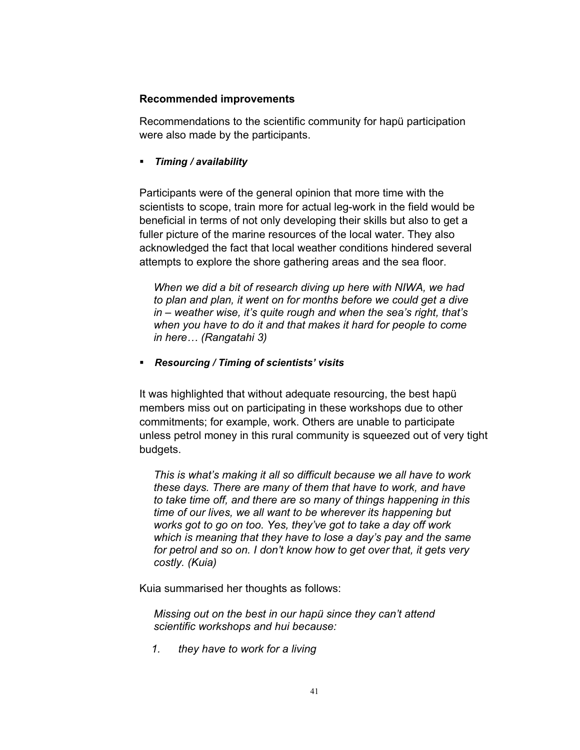**Recommended improvements**

Recommendations to the scientific community for hapü participation were also made by the participants.

- ***Timing / availability***

Participants were of the general opinion that more time with the scientists to scope, train more for actual leg-work in the field would be beneficial in terms of not only developing their skills but also to get a fuller picture of the marine resources of the local water. They also acknowledged the fact that local weather conditions hindered several attempts to explore the shore gathering areas and the sea floor.

> *When we did a bit of research diving up here with NIWA, we had to plan and plan, it went on for months before we could get a dive in – weather wise, it's quite rough and when the sea's right, that's when you have to do it and that makes it hard for people to come in here… (Rangatahi 3)*

- ***Resourcing / Timing of scientists' visits***

It was highlighted that without adequate resourcing, the best hapü members miss out on participating in these workshops due to other commitments; for example, work. Others are unable to participate unless petrol money in this rural community is squeezed out of very tight budgets.

> *This is what's making it all so difficult because we all have to work these days. There are many of them that have to work, and have to take time off, and there are so many of things happening in this time of our lives, we all want to be wherever its happening but works got to go on too. Yes, they've got to take a day off work which is meaning that they have to lose a day's pay and the same for petrol and so on. I don't know how to get over that, it gets very costly. (Kuia)*

Kuia summarised her thoughts as follows:

> *Missing out on the best in our hapü since they can't attend scientific workshops and hui because:*
>
> 1. *they have to work for a living*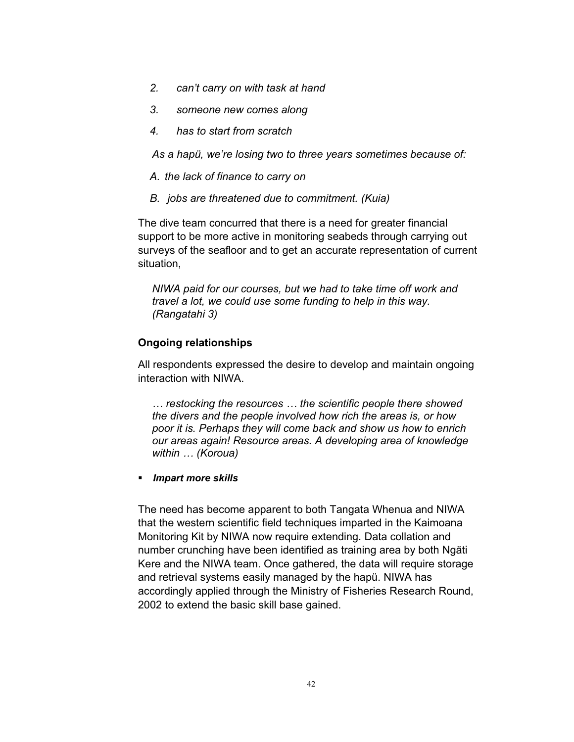*2. can't carry on with task at hand*

*3. someone new comes along*

*4. has to start from scratch*

*As a hapü, we're losing two to three years sometimes because of:*

*A. the lack of finance to carry on*

*B. jobs are threatened due to commitment. (Kuia)*

The dive team concurred that there is a need for greater financial support to be more active in monitoring seabeds through carrying out surveys of the seafloor and to get an accurate representation of current situation,

> *NIWA paid for our courses, but we had to take time off work and travel a lot, we could use some funding to help in this way. (Rangatahi 3)*

### Ongoing relationships

All respondents expressed the desire to develop and maintain ongoing interaction with NIWA.

> *… restocking the resources … the scientific people there showed the divers and the people involved how rich the areas is, or how poor it is. Perhaps they will come back and show us how to enrich our areas again! Resource areas. A developing area of knowledge within … (Koroua)*

- ***Impart more skills***

The need has become apparent to both Tangata Whenua and NIWA that the western scientific field techniques imparted in the Kaimoana Monitoring Kit by NIWA now require extending. Data collation and number crunching have been identified as training area by both Ngäti Kere and the NIWA team. Once gathered, the data will require storage and retrieval systems easily managed by the hapü. NIWA has accordingly applied through the Ministry of Fisheries Research Round, 2002 to extend the basic skill base gained.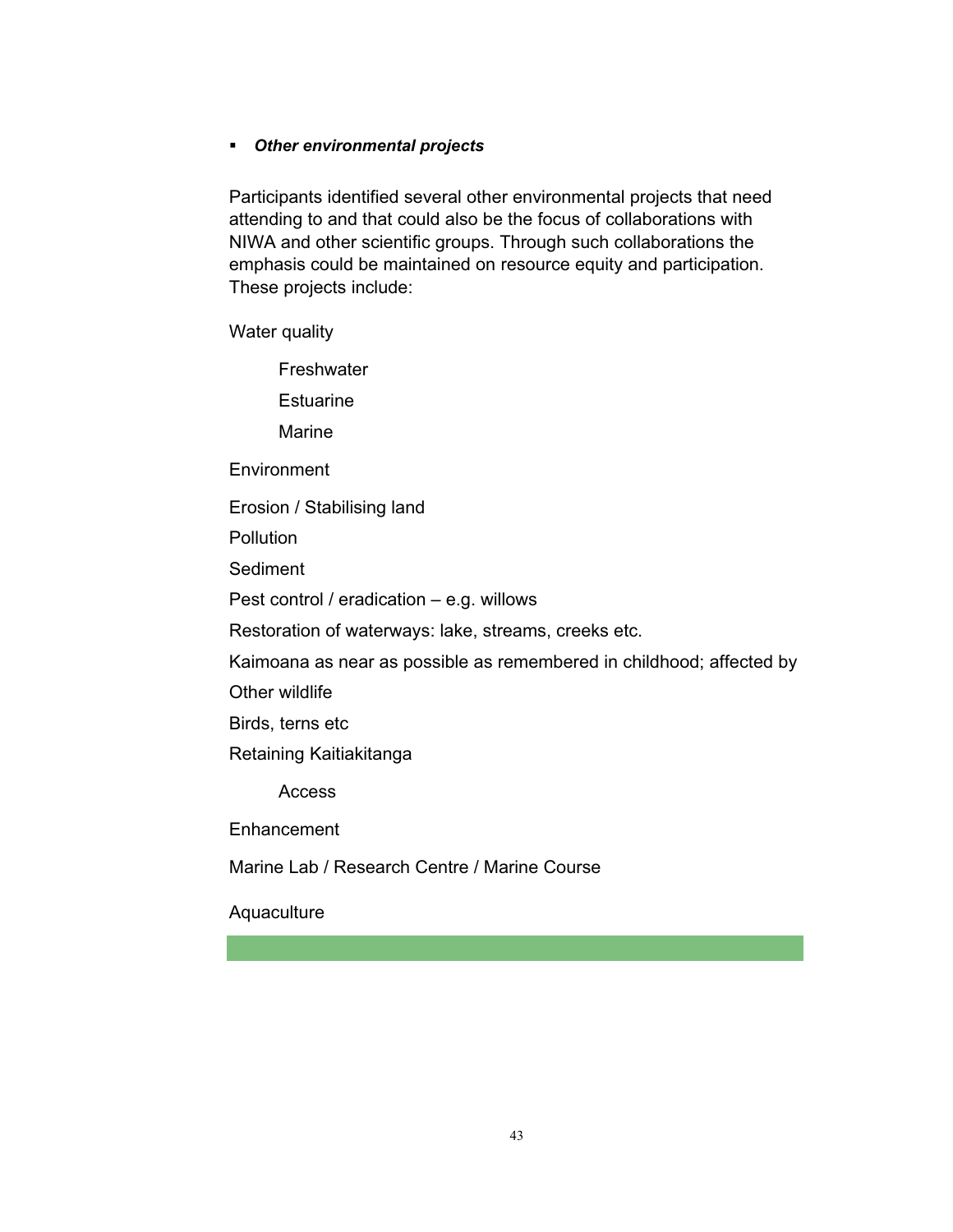- ***Other environmental projects***

Participants identified several other environmental projects that need attending to and that could also be the focus of collaborations with NIWA and other scientific groups. Through such collaborations the emphasis could be maintained on resource equity and participation. These projects include:

Water quality

- Freshwater
- Estuarine
- Marine

Environment

Erosion / Stabilising land

Pollution

Sediment

Pest control / eradication – e.g. willows

Restoration of waterways: lake, streams, creeks etc.

Kaimoana as near as possible as remembered in childhood; affected by

Other wildlife

Birds, terns etc

Retaining Kaitiakitanga

- Access

Enhancement

Marine Lab / Research Centre / Marine Course

Aquaculture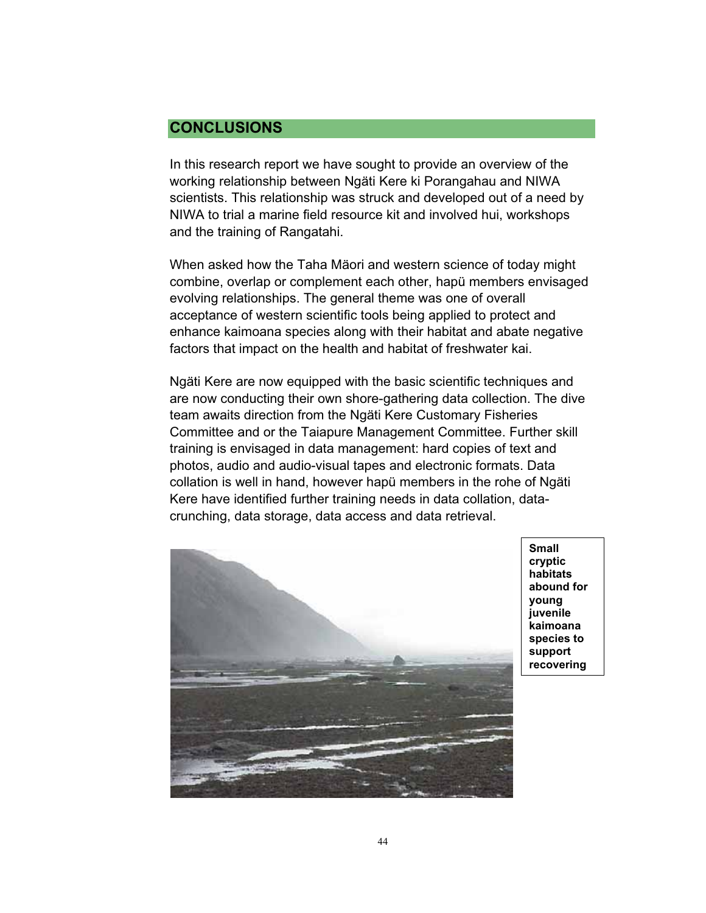# CONCLUSIONS

In this research report we have sought to provide an overview of the working relationship between Ngäti Kere ki Porangahau and NIWA scientists. This relationship was struck and developed out of a need by NIWA to trial a marine field resource kit and involved hui, workshops and the training of Rangatahi.

When asked how the Taha Mäori and western science of today might combine, overlap or complement each other, hapü members envisaged evolving relationships. The general theme was one of overall acceptance of western scientific tools being applied to protect and enhance kaimoana species along with their habitat and abate negative factors that impact on the health and habitat of freshwater kai.

Ngäti Kere are now equipped with the basic scientific techniques and are now conducting their own shore-gathering data collection. The dive team awaits direction from the Ngäti Kere Customary Fisheries Committee and or the Taiapure Management Committee. Further skill training is envisaged in data management: hard copies of text and photos, audio and audio-visual tapes and electronic formats. Data collation is well in hand, however hapü members in the rohe of Ngäti Kere have identified further training needs in data collation, data-crunching, data storage, data access and data retrieval.

**Small cryptic habitats abound for young juvenile kaimoana species to support recovering**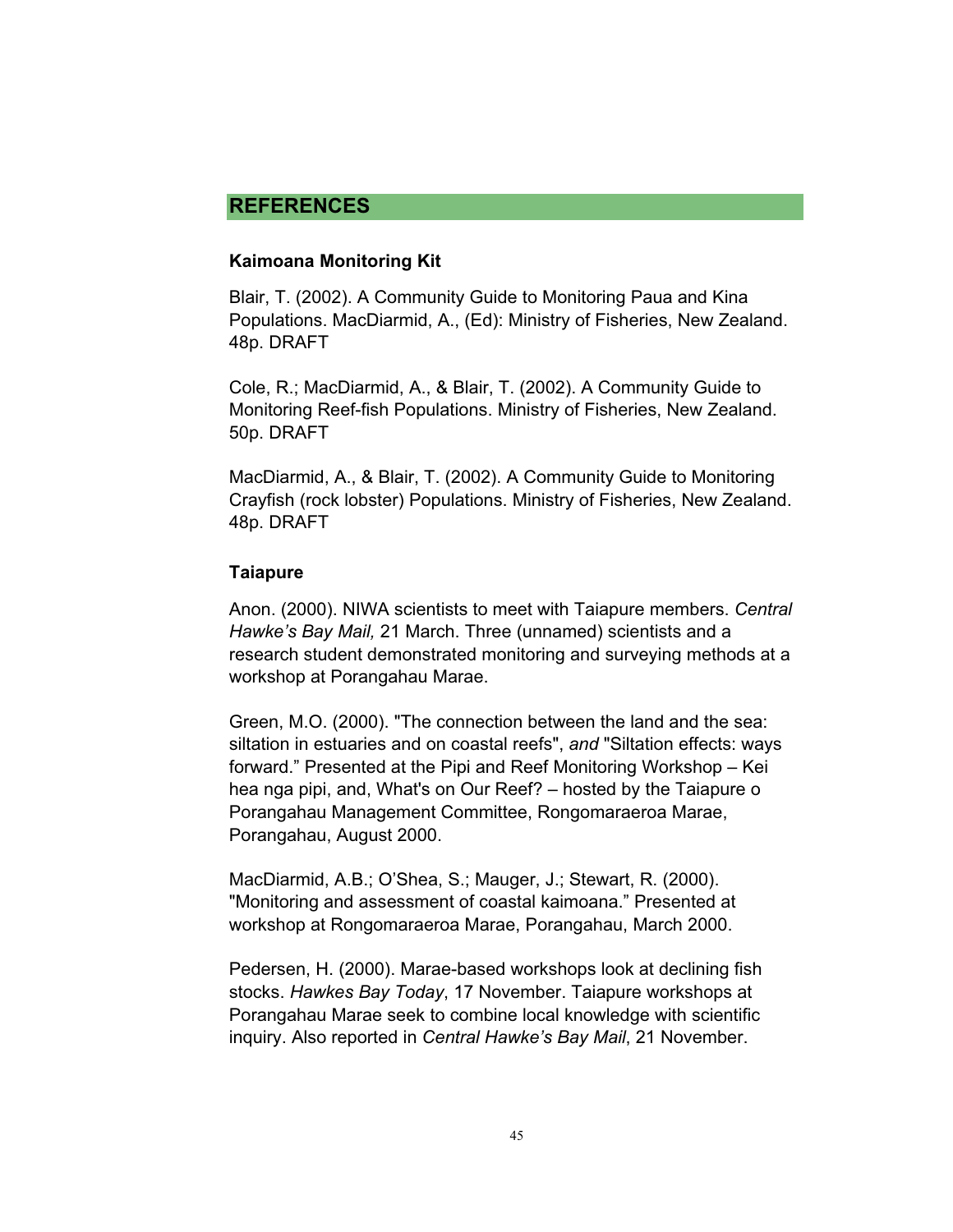## REFERENCES

### Kaimoana Monitoring Kit

Blair, T. (2002). A Community Guide to Monitoring Paua and Kina Populations. MacDiarmid, A., (Ed): Ministry of Fisheries, New Zealand. 48p. DRAFT

Cole, R.; MacDiarmid, A., & Blair, T. (2002). A Community Guide to Monitoring Reef-fish Populations. Ministry of Fisheries, New Zealand. 50p. DRAFT

MacDiarmid, A., & Blair, T. (2002). A Community Guide to Monitoring Crayfish (rock lobster) Populations. Ministry of Fisheries, New Zealand. 48p. DRAFT

### Taiapure

Anon. (2000). NIWA scientists to meet with Taiapure members. *Central Hawke's Bay Mail,* 21 March. Three (unnamed) scientists and a research student demonstrated monitoring and surveying methods at a workshop at Porangahau Marae.

Green, M.O. (2000). "The connection between the land and the sea: siltation in estuaries and on coastal reefs", *and* "Siltation effects: ways forward." Presented at the Pipi and Reef Monitoring Workshop – Kei hea nga pipi, and, What's on Our Reef? – hosted by the Taiapure o Porangahau Management Committee, Rongomaraeroa Marae, Porangahau, August 2000.

MacDiarmid, A.B.; O'Shea, S.; Mauger, J.; Stewart, R. (2000). "Monitoring and assessment of coastal kaimoana." Presented at workshop at Rongomaraeroa Marae, Porangahau, March 2000.

Pedersen, H. (2000). Marae-based workshops look at declining fish stocks. *Hawkes Bay Today*, 17 November. Taiapure workshops at Porangahau Marae seek to combine local knowledge with scientific inquiry. Also reported in *Central Hawke's Bay Mail*, 21 November.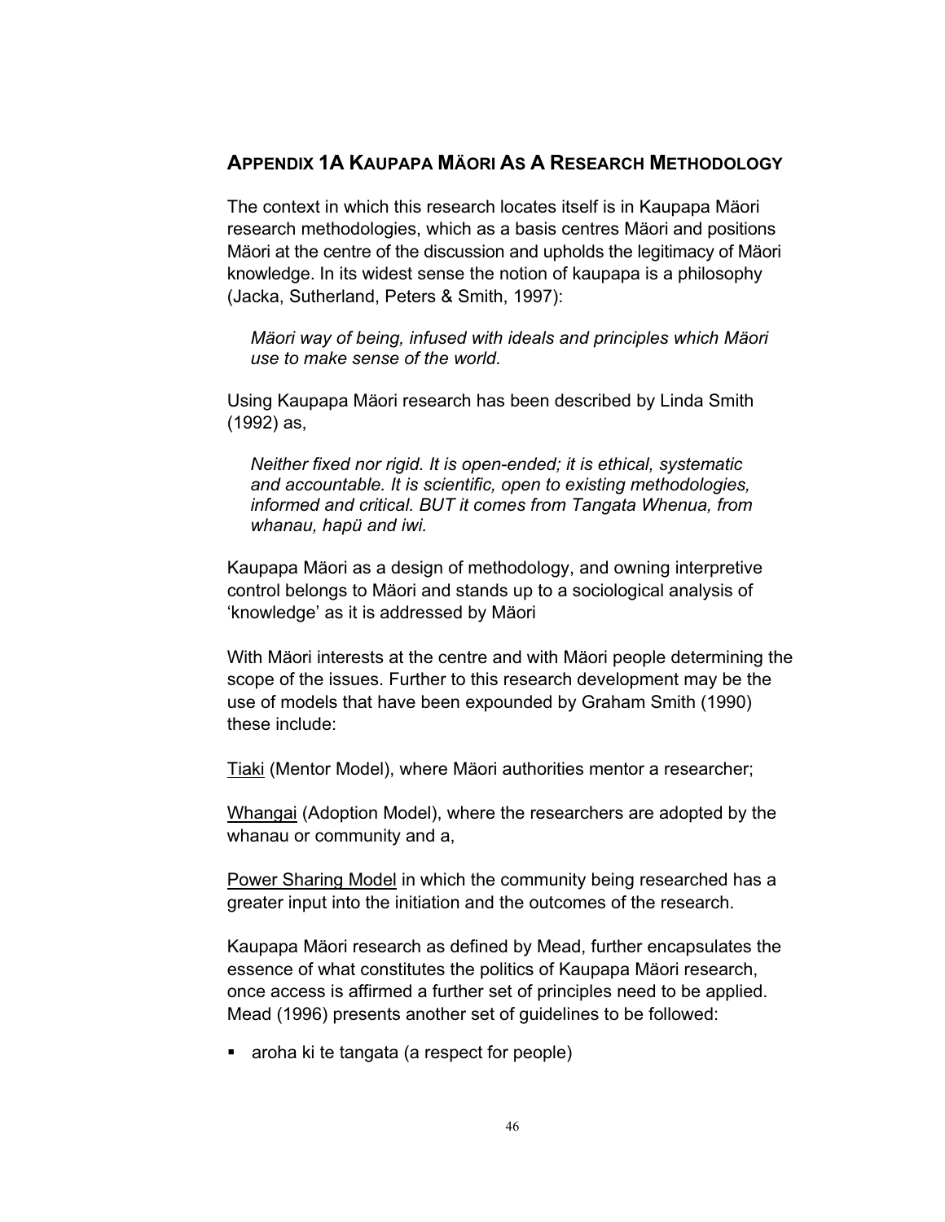## Appendix 1A Kaupapa Mäori As A Research Methodology

The context in which this research locates itself is in Kaupapa Mäori research methodologies, which as a basis centres Mäori and positions Mäori at the centre of the discussion and upholds the legitimacy of Mäori knowledge. In its widest sense the notion of kaupapa is a philosophy (Jacka, Sutherland, Peters & Smith, 1997):

> *Mäori way of being, infused with ideals and principles which Mäori use to make sense of the world.*

Using Kaupapa Mäori research has been described by Linda Smith (1992) as,

> *Neither fixed nor rigid. It is open-ended; it is ethical, systematic and accountable. It is scientific, open to existing methodologies, informed and critical. BUT it comes from Tangata Whenua, from whanau, hapü and iwi.*

Kaupapa Mäori as a design of methodology, and owning interpretive control belongs to Mäori and stands up to a sociological analysis of 'knowledge' as it is addressed by Mäori

With Mäori interests at the centre and with Mäori people determining the scope of the issues. Further to this research development may be the use of models that have been expounded by Graham Smith (1990) these include:

<u>Tiaki</u> (Mentor Model), where Mäori authorities mentor a researcher;

<u>Whangai</u> (Adoption Model), where the researchers are adopted by the whanau or community and a,

<u>Power Sharing Model</u> in which the community being researched has a greater input into the initiation and the outcomes of the research.

Kaupapa Mäori research as defined by Mead, further encapsulates the essence of what constitutes the politics of Kaupapa Mäori research, once access is affirmed a further set of principles need to be applied. Mead (1996) presents another set of guidelines to be followed:

- aroha ki te tangata (a respect for people)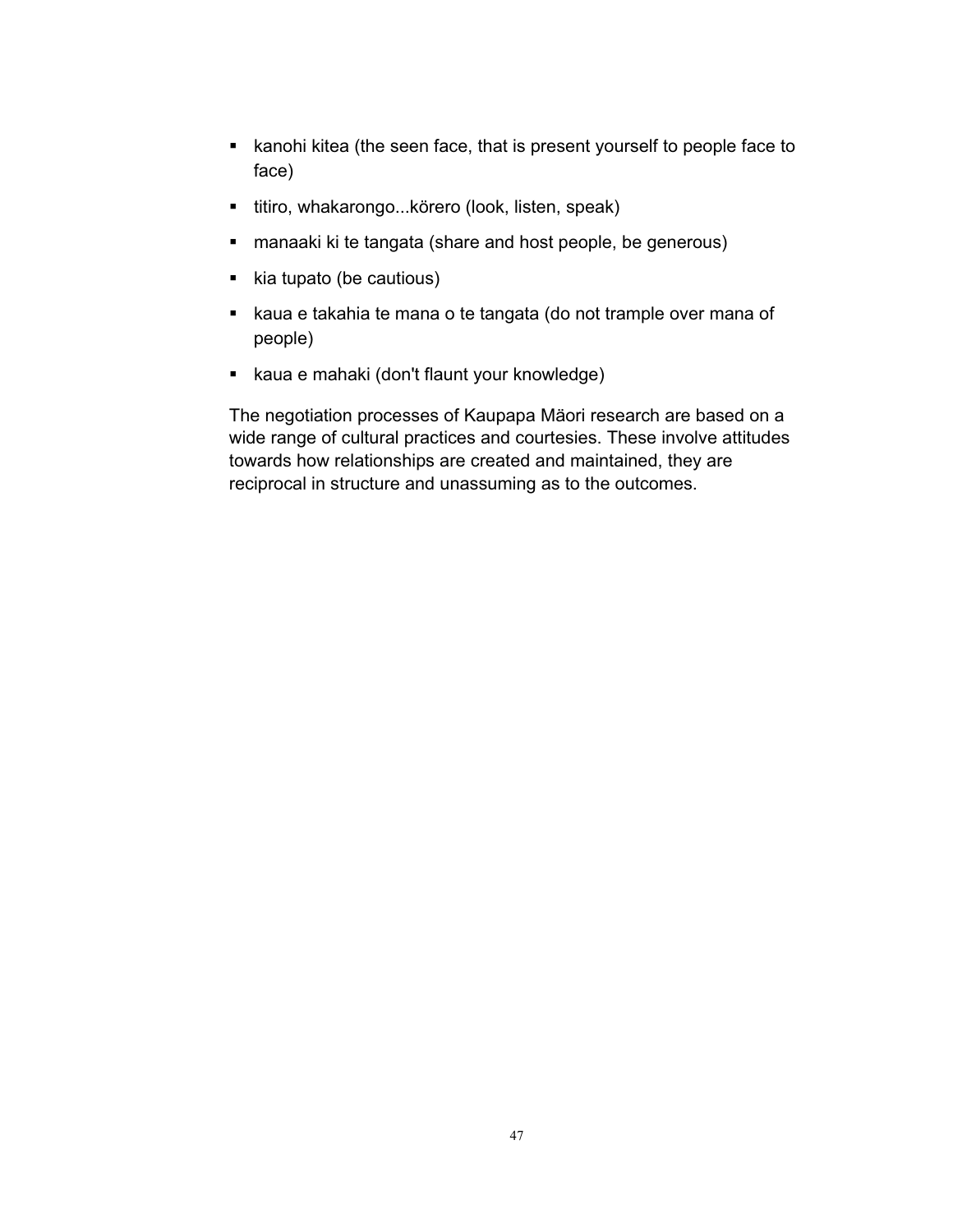- kanohi kitea (the seen face, that is present yourself to people face to face)
- titiro, whakarongo...körero (look, listen, speak)
- manaaki ki te tangata (share and host people, be generous)
- kia tupato (be cautious)
- kaua e takahia te mana o te tangata (do not trample over mana of people)
- kaua e mahaki (don't flaunt your knowledge)

The negotiation processes of Kaupapa Mäori research are based on a wide range of cultural practices and courtesies. These involve attitudes towards how relationships are created and maintained, they are reciprocal in structure and unassuming as to the outcomes.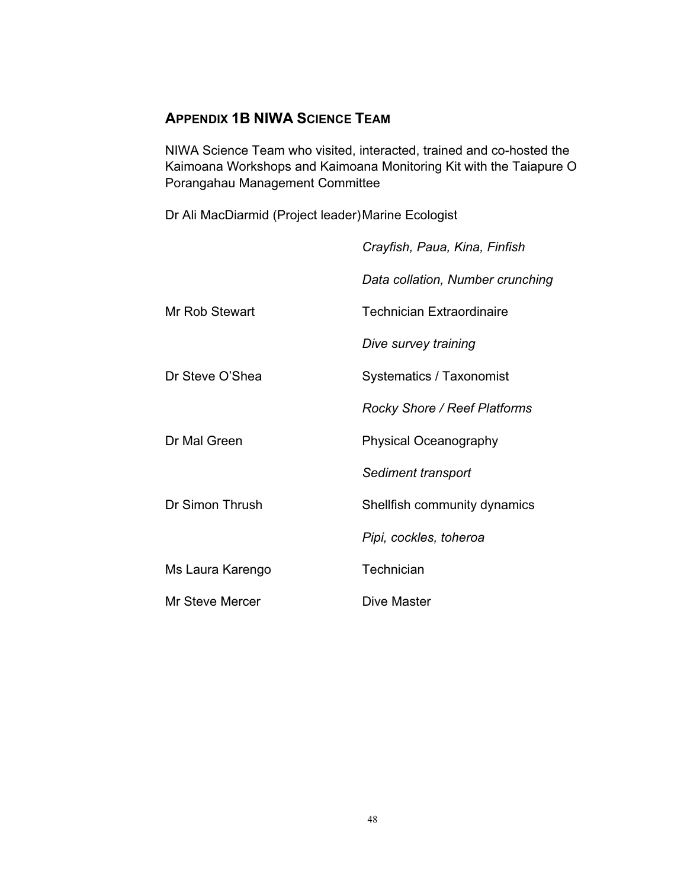## APPENDIX 1B NIWA SCIENCE TEAM

NIWA Science Team who visited, interacted, trained and co-hosted the Kaimoana Workshops and Kaimoana Monitoring Kit with the Taiapure O Porangahau Management Committee

| | |
|---|---|
| Dr Ali MacDiarmid (Project leader) | Marine Ecologist |
| | *Crayfish, Paua, Kina, Finfish* |
| | *Data collation, Number crunching* |
| Mr Rob Stewart | Technician Extraordinaire |
| | *Dive survey training* |
| Dr Steve O'Shea | Systematics / Taxonomist |
| | *Rocky Shore / Reef Platforms* |
| Dr Mal Green | Physical Oceanography |
| | *Sediment transport* |
| Dr Simon Thrush | Shellfish community dynamics |
| | *Pipi, cockles, toheroa* |
| Ms Laura Karengo | Technician |
| Mr Steve Mercer | Dive Master |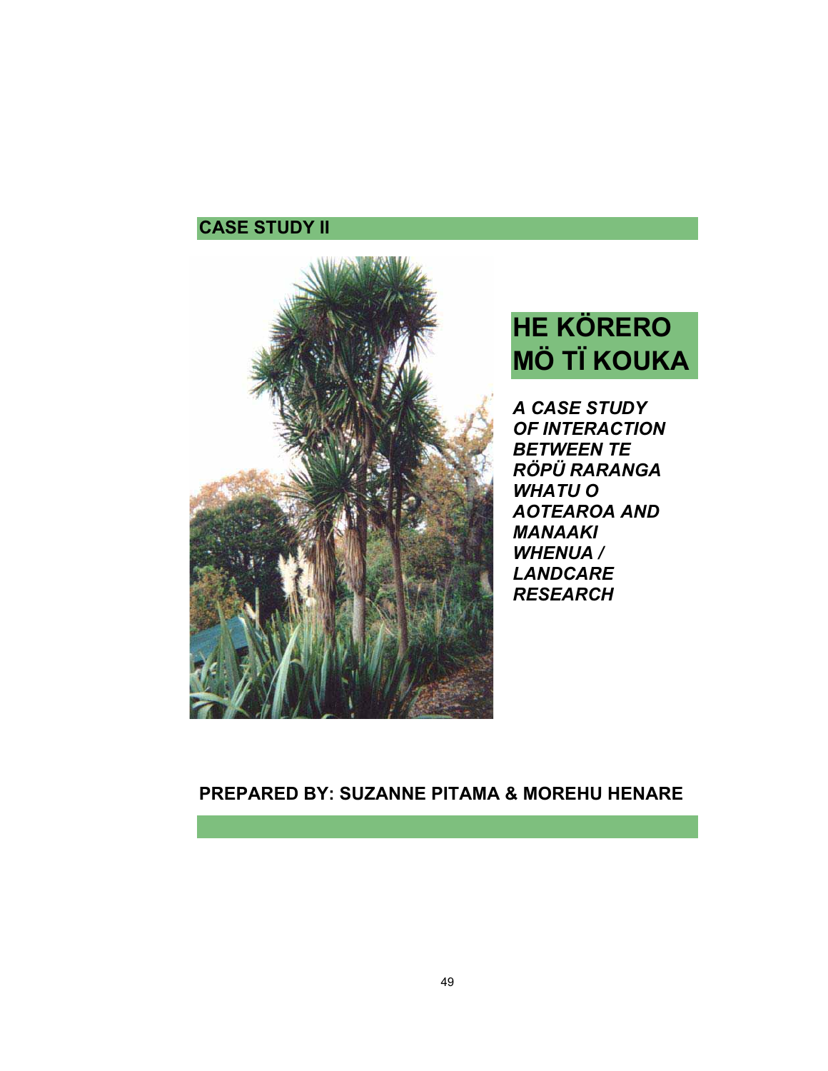**CASE STUDY II**

# HE KÖRERO MÖ TÏ KOUKA

***A CASE STUDY OF INTERACTION BETWEEN TE RÖPÜ RARANGA WHATU O AOTEAROA AND MANAAKI WHENUA / LANDCARE RESEARCH***

**PREPARED BY: SUZANNE PITAMA & MOREHU HENARE**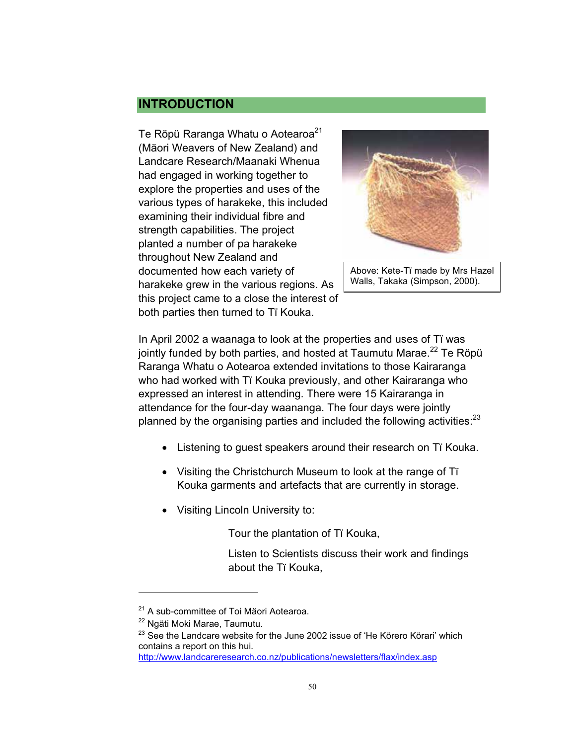## INTRODUCTION

Te Röpü Raranga Whatu o Aotearoa[21] (Mäori Weavers of New Zealand) and Landcare Research/Maanaki Whenua had engaged in working together to explore the properties and uses of the various types of harakeke, this included examining their individual fibre and strength capabilities. The project planted a number of pa harakeke throughout New Zealand and documented how each variety of harakeke grew in the various regions. As this project came to a close the interest of both parties then turned to Tï Kouka.

Above: Kete-Tï made by Mrs Hazel Walls, Takaka (Simpson, 2000).

In April 2002 a waanaga to look at the properties and uses of Tï was jointly funded by both parties, and hosted at Taumutu Marae.[22] Te Röpü Raranga Whatu o Aotearoa extended invitations to those Kairaranga who had worked with Tï Kouka previously, and other Kairaranga who expressed an interest in attending. There were 15 Kairaranga in attendance for the four-day waananga. The four days were jointly planned by the organising parties and included the following activities:[23]

- Listening to guest speakers around their research on Tï Kouka.
- Visiting the Christchurch Museum to look at the range of Tï Kouka garments and artefacts that are currently in storage.
- Visiting Lincoln University to:

  Tour the plantation of Tï Kouka,

  Listen to Scientists discuss their work and findings about the Tï Kouka,

---

[21] A sub-committee of Toi Mäori Aotearoa.

[22] Ngäti Moki Marae, Taumutu.

[23] See the Landcare website for the June 2002 issue of 'He Körero Körari' which contains a report on this hui. http://www.landcareresearch.co.nz/publications/newsletters/flax/index.asp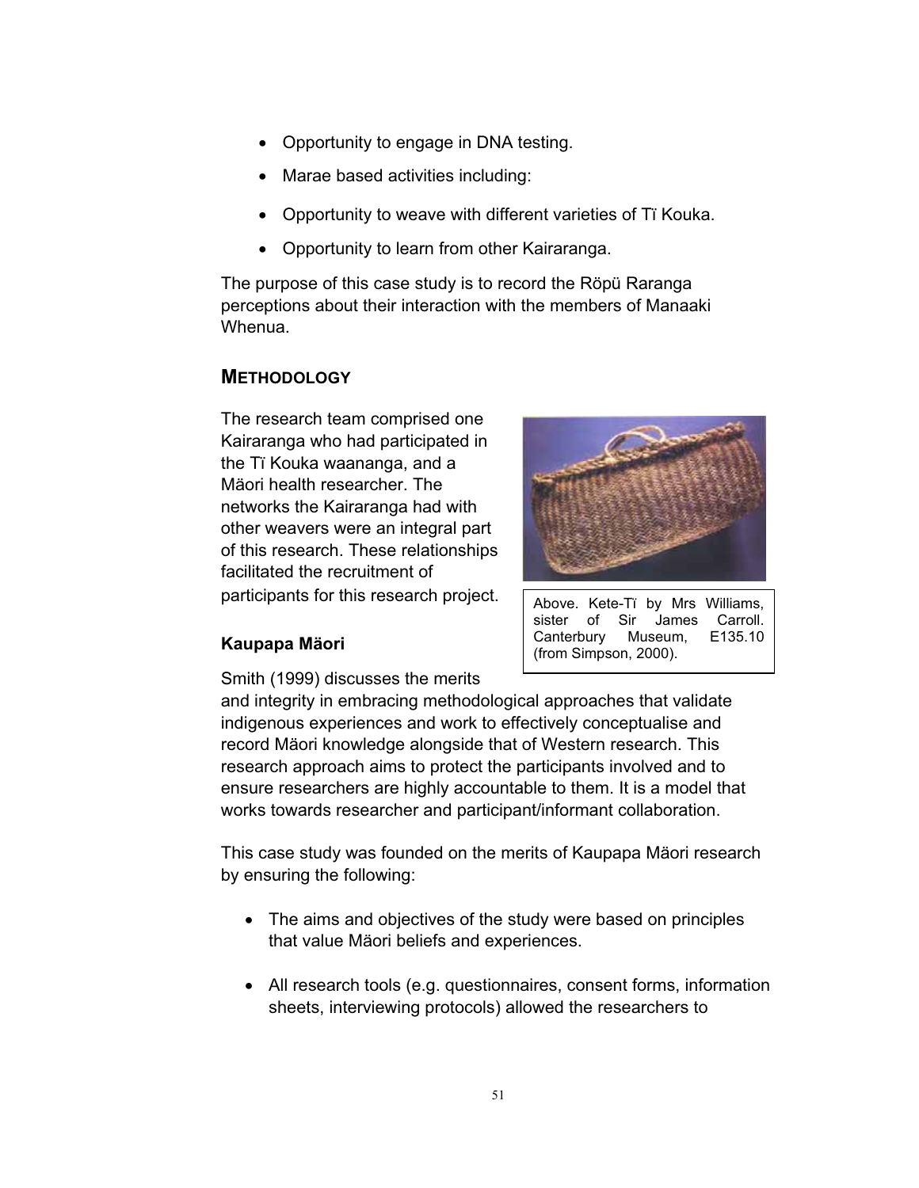- Opportunity to engage in DNA testing.
- Marae based activities including:
- Opportunity to weave with different varieties of Tï Kouka.
- Opportunity to learn from other Kairaranga.

The purpose of this case study is to record the Röpü Raranga perceptions about their interaction with the members of Manaaki Whenua.

## METHODOLOGY

The research team comprised one Kairaranga who had participated in the Tï Kouka waananga, and a Mäori health researcher. The networks the Kairaranga had with other weavers were an integral part of this research. These relationships facilitated the recruitment of participants for this research project.

Above. Kete-Tï by Mrs Williams, sister of Sir James Carroll. Canterbury Museum, E135.10 (from Simpson, 2000).

### Kaupapa Mäori

Smith (1999) discusses the merits and integrity in embracing methodological approaches that validate indigenous experiences and work to effectively conceptualise and record Mäori knowledge alongside that of Western research. This research approach aims to protect the participants involved and to ensure researchers are highly accountable to them. It is a model that works towards researcher and participant/informant collaboration.

This case study was founded on the merits of Kaupapa Mäori research by ensuring the following:

- The aims and objectives of the study were based on principles that value Mäori beliefs and experiences.
- All research tools (e.g. questionnaires, consent forms, information sheets, interviewing protocols) allowed the researchers to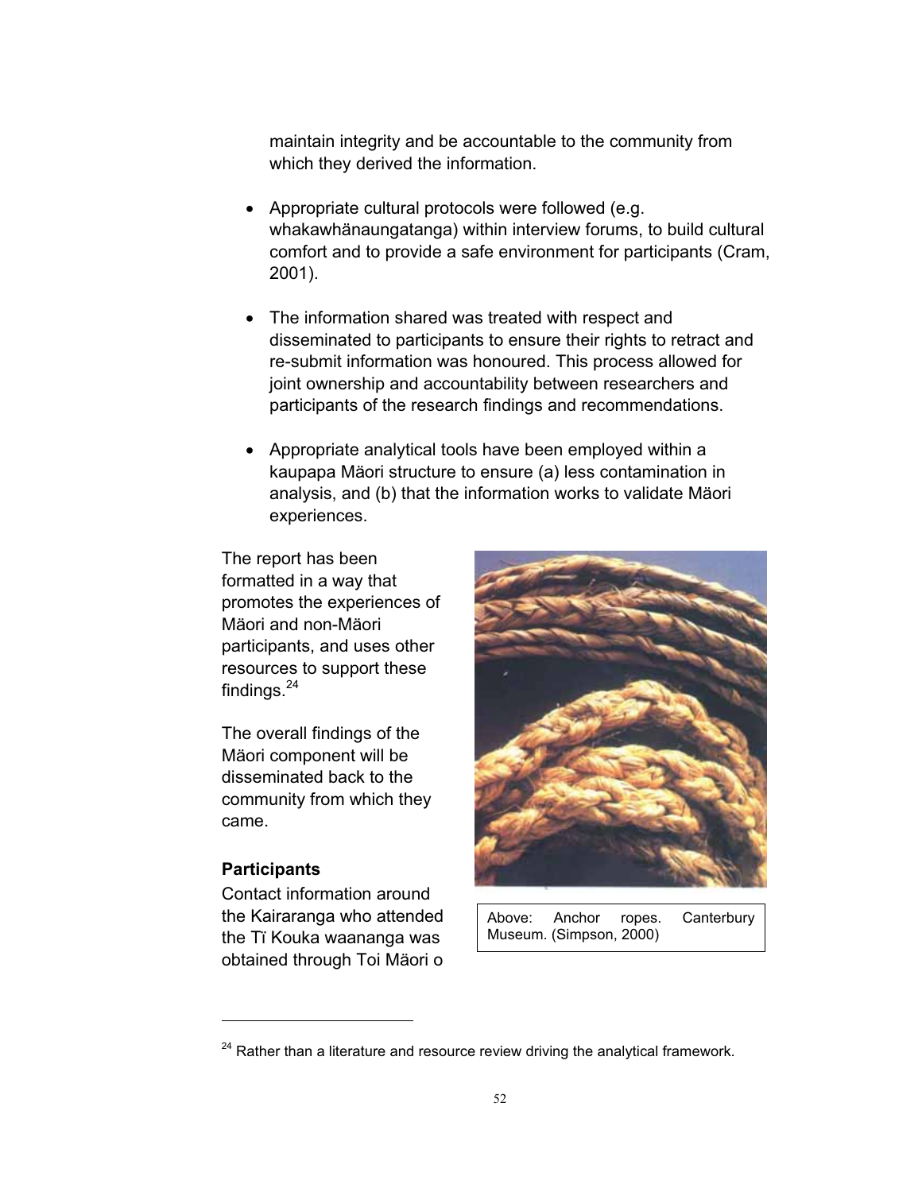maintain integrity and be accountable to the community from which they derived the information.

- Appropriate cultural protocols were followed (e.g. whakawhänaungatanga) within interview forums, to build cultural comfort and to provide a safe environment for participants (Cram, 2001).

- The information shared was treated with respect and disseminated to participants to ensure their rights to retract and re-submit information was honoured. This process allowed for joint ownership and accountability between researchers and participants of the research findings and recommendations.

- Appropriate analytical tools have been employed within a kaupapa Mäori structure to ensure (a) less contamination in analysis, and (b) that the information works to validate Mäori experiences.

The report has been formatted in a way that promotes the experiences of Mäori and non-Mäori participants, and uses other resources to support these findings.[24]

The overall findings of the Mäori component will be disseminated back to the community from which they came.

Above: Anchor ropes. Canterbury Museum. (Simpson, 2000)

**Participants**

Contact information around the Kairaranga who attended the Tï Kouka waananga was obtained through Toi Mäori o

[24] Rather than a literature and resource review driving the analytical framework.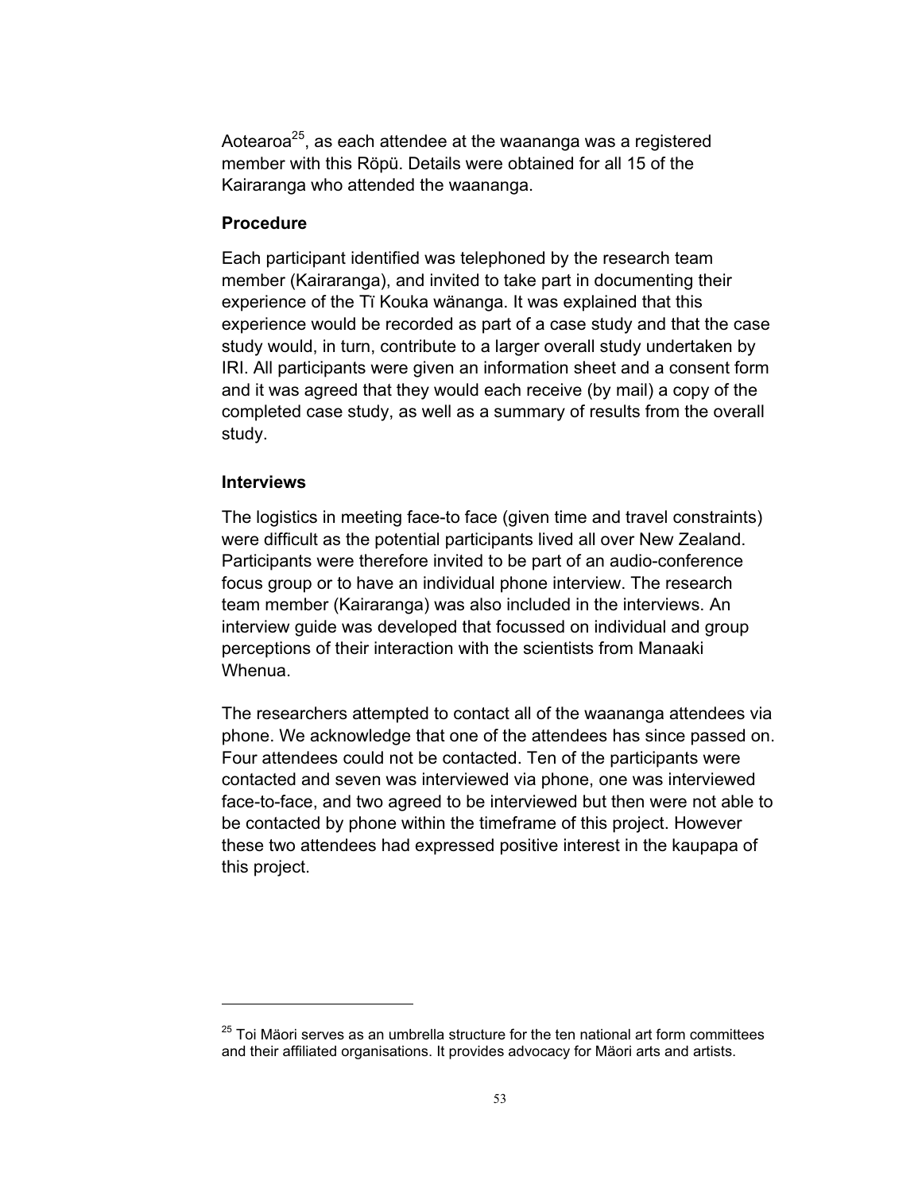Aotearoa[25], as each attendee at the waananga was a registered member with this Röpü. Details were obtained for all 15 of the Kairaranga who attended the waananga.

### Procedure

Each participant identified was telephoned by the research team member (Kairaranga), and invited to take part in documenting their experience of the Tï Kouka wänanga. It was explained that this experience would be recorded as part of a case study and that the case study would, in turn, contribute to a larger overall study undertaken by IRI. All participants were given an information sheet and a consent form and it was agreed that they would each receive (by mail) a copy of the completed case study, as well as a summary of results from the overall study.

### Interviews

The logistics in meeting face-to face (given time and travel constraints) were difficult as the potential participants lived all over New Zealand. Participants were therefore invited to be part of an audio-conference focus group or to have an individual phone interview. The research team member (Kairaranga) was also included in the interviews. An interview guide was developed that focussed on individual and group perceptions of their interaction with the scientists from Manaaki Whenua.

The researchers attempted to contact all of the waananga attendees via phone. We acknowledge that one of the attendees has since passed on. Four attendees could not be contacted. Ten of the participants were contacted and seven was interviewed via phone, one was interviewed face-to-face, and two agreed to be interviewed but then were not able to be contacted by phone within the timeframe of this project. However these two attendees had expressed positive interest in the kaupapa of this project.

---

[25] Toi Mäori serves as an umbrella structure for the ten national art form committees and their affiliated organisations. It provides advocacy for Mäori arts and artists.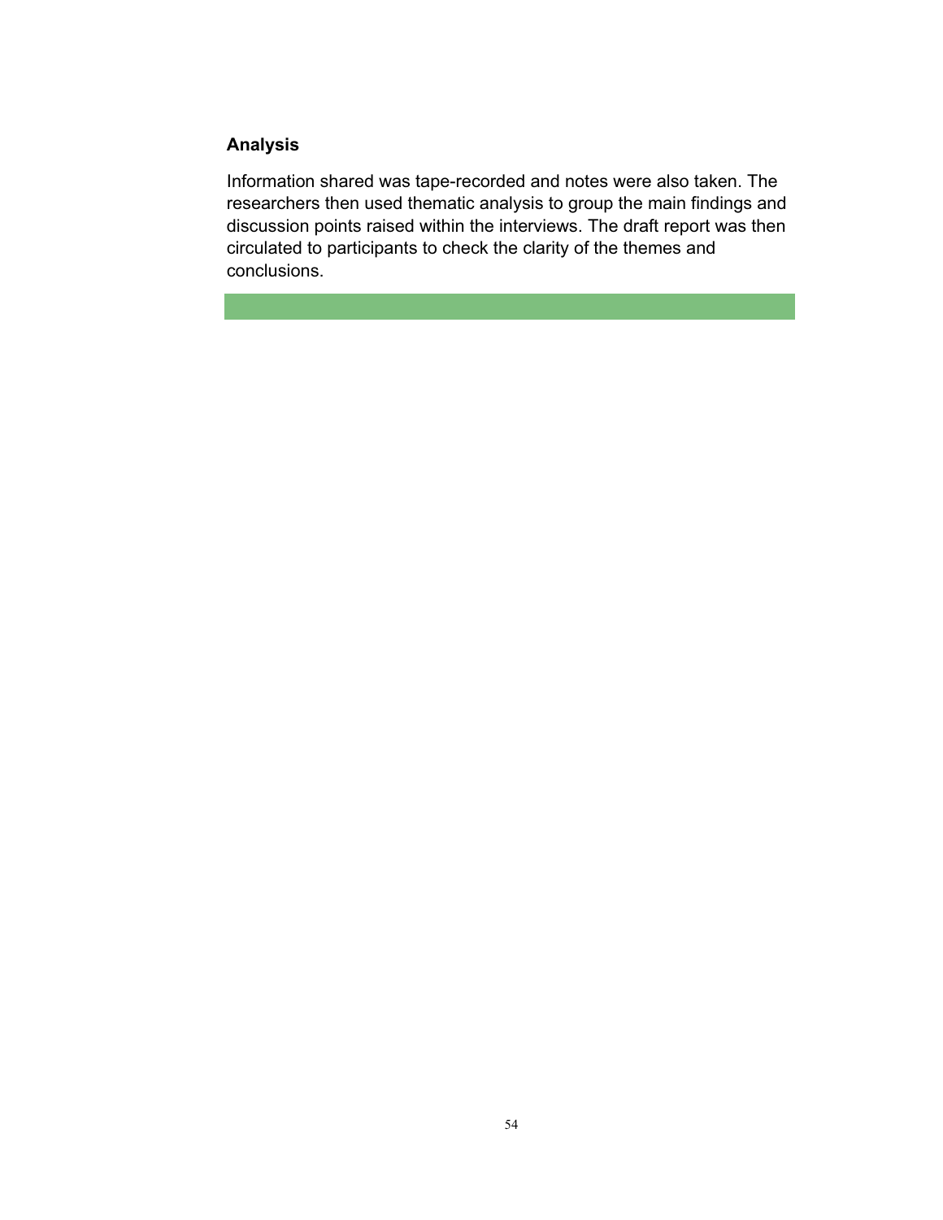### Analysis

Information shared was tape-recorded and notes were also taken. The researchers then used thematic analysis to group the main findings and discussion points raised within the interviews. The draft report was then circulated to participants to check the clarity of the themes and conclusions.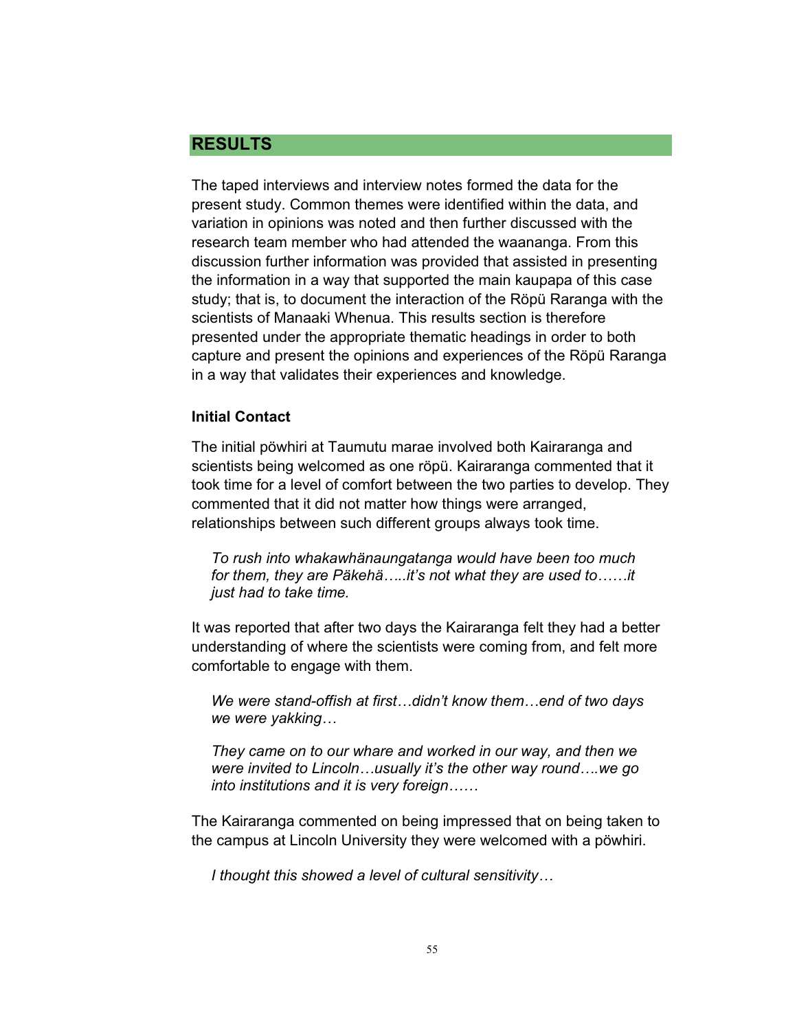# RESULTS

The taped interviews and interview notes formed the data for the present study. Common themes were identified within the data, and variation in opinions was noted and then further discussed with the research team member who had attended the waananga. From this discussion further information was provided that assisted in presenting the information in a way that supported the main kaupapa of this case study; that is, to document the interaction of the Röpü Raranga with the scientists of Manaaki Whenua. This results section is therefore presented under the appropriate thematic headings in order to both capture and present the opinions and experiences of the Röpü Raranga in a way that validates their experiences and knowledge.

**Initial Contact**

The initial pöwhiri at Taumutu marae involved both Kairaranga and scientists being welcomed as one röpü. Kairaranga commented that it took time for a level of comfort between the two parties to develop. They commented that it did not matter how things were arranged, relationships between such different groups always took time.

*To rush into whakawhänaungatanga would have been too much for them, they are Päkehä…..it's not what they are used to……it just had to take time.*

It was reported that after two days the Kairaranga felt they had a better understanding of where the scientists were coming from, and felt more comfortable to engage with them.

*We were stand-offish at first…didn't know them…end of two days we were yakking…*

*They came on to our whare and worked in our way, and then we were invited to Lincoln…usually it's the other way round….we go into institutions and it is very foreign……*

The Kairaranga commented on being impressed that on being taken to the campus at Lincoln University they were welcomed with a pöwhiri.

*I thought this showed a level of cultural sensitivity…*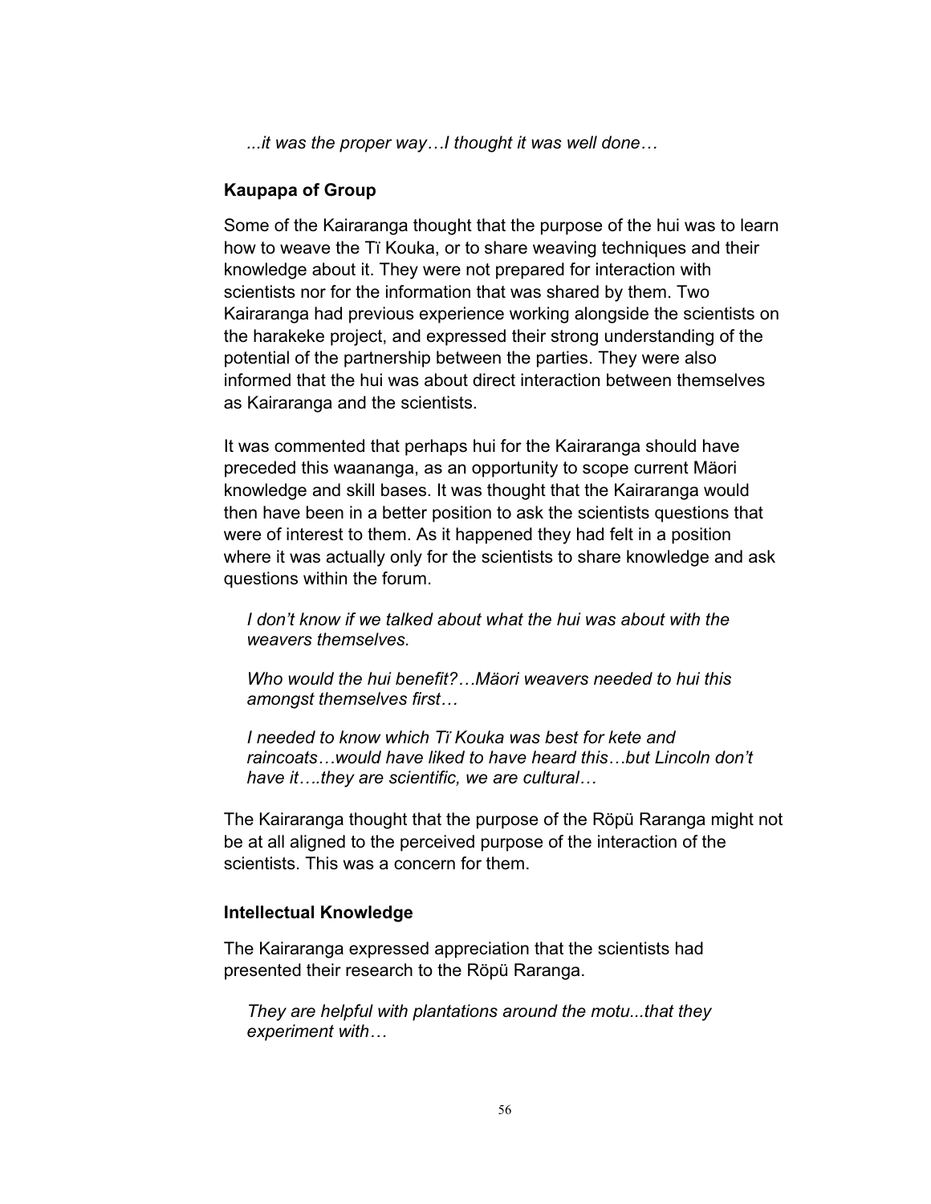*...it was the proper way…I thought it was well done…*

### Kaupapa of Group

Some of the Kairaranga thought that the purpose of the hui was to learn how to weave the Tï Kouka, or to share weaving techniques and their knowledge about it. They were not prepared for interaction with scientists nor for the information that was shared by them. Two Kairaranga had previous experience working alongside the scientists on the harakeke project, and expressed their strong understanding of the potential of the partnership between the parties. They were also informed that the hui was about direct interaction between themselves as Kairaranga and the scientists.

It was commented that perhaps hui for the Kairaranga should have preceded this waananga, as an opportunity to scope current Mäori knowledge and skill bases. It was thought that the Kairaranga would then have been in a better position to ask the scientists questions that were of interest to them. As it happened they had felt in a position where it was actually only for the scientists to share knowledge and ask questions within the forum.

*I don't know if we talked about what the hui was about with the weavers themselves.*

*Who would the hui benefit?…Mäori weavers needed to hui this amongst themselves first…*

*I needed to know which Tï Kouka was best for kete and raincoats…would have liked to have heard this…but Lincoln don't have it….they are scientific, we are cultural…*

The Kairaranga thought that the purpose of the Röpü Raranga might not be at all aligned to the perceived purpose of the interaction of the scientists. This was a concern for them.

### Intellectual Knowledge

The Kairaranga expressed appreciation that the scientists had presented their research to the Röpü Raranga.

*They are helpful with plantations around the motu...that they experiment with…*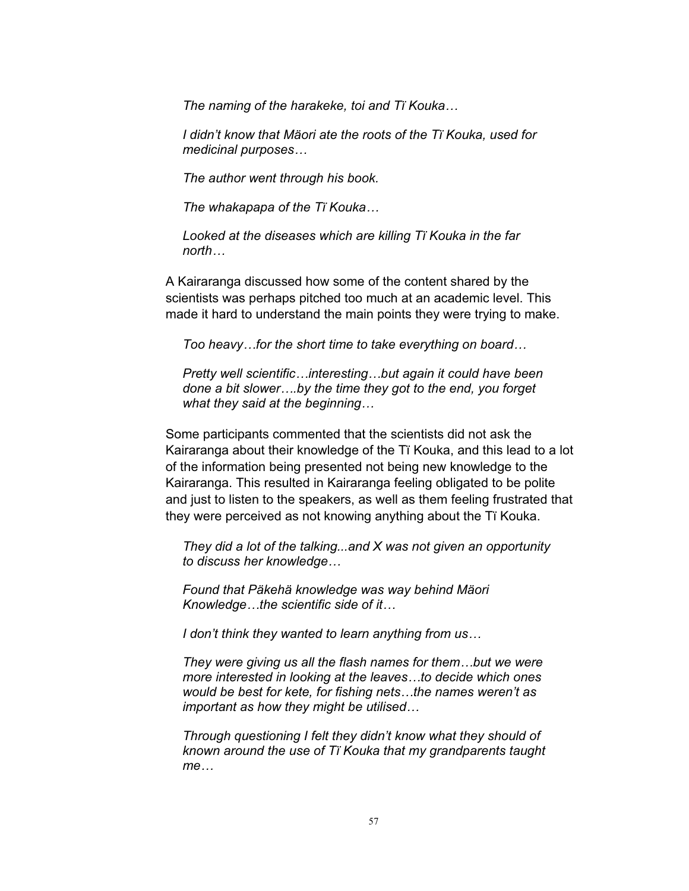*The naming of the harakeke, toi and Tï Kouka…*

*I didn't know that Mäori ate the roots of the Tï Kouka, used for medicinal purposes…*

*The author went through his book.*

*The whakapapa of the Tï Kouka…*

*Looked at the diseases which are killing Tï Kouka in the far north…*

A Kairaranga discussed how some of the content shared by the scientists was perhaps pitched too much at an academic level. This made it hard to understand the main points they were trying to make.

*Too heavy…for the short time to take everything on board…*

*Pretty well scientific…interesting…but again it could have been done a bit slower….by the time they got to the end, you forget what they said at the beginning…*

Some participants commented that the scientists did not ask the Kairaranga about their knowledge of the Tï Kouka, and this lead to a lot of the information being presented not being new knowledge to the Kairaranga. This resulted in Kairaranga feeling obligated to be polite and just to listen to the speakers, as well as them feeling frustrated that they were perceived as not knowing anything about the Tï Kouka.

*They did a lot of the talking...and X was not given an opportunity to discuss her knowledge…*

*Found that Päkehä knowledge was way behind Mäori Knowledge…the scientific side of it…*

*I don't think they wanted to learn anything from us…*

*They were giving us all the flash names for them…but we were more interested in looking at the leaves…to decide which ones would be best for kete, for fishing nets…the names weren't as important as how they might be utilised…*

*Through questioning I felt they didn't know what they should of known around the use of Tï Kouka that my grandparents taught me…*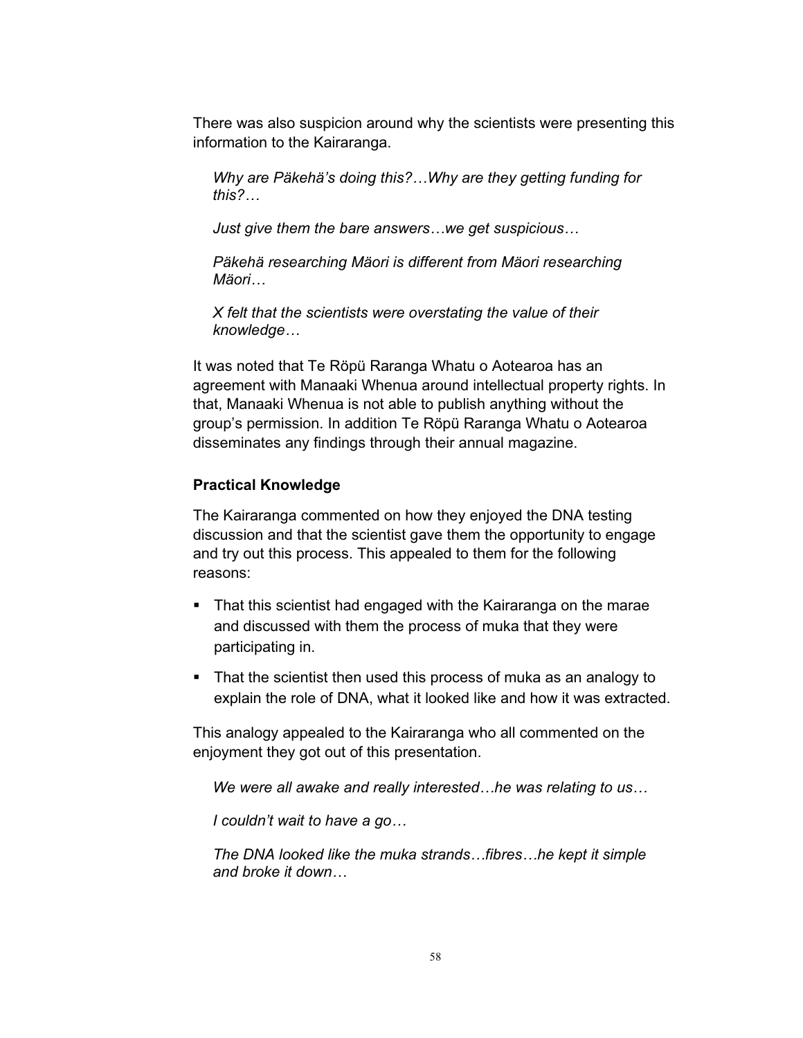There was also suspicion around why the scientists were presenting this information to the Kairaranga.

> *Why are Päkehä's doing this?…Why are they getting funding for this?…*
>
> *Just give them the bare answers…we get suspicious…*
>
> *Päkehä researching Mäori is different from Mäori researching Mäori…*
>
> *X felt that the scientists were overstating the value of their knowledge…*

It was noted that Te Röpü Raranga Whatu o Aotearoa has an agreement with Manaaki Whenua around intellectual property rights. In that, Manaaki Whenua is not able to publish anything without the group's permission. In addition Te Röpü Raranga Whatu o Aotearoa disseminates any findings through their annual magazine.

**Practical Knowledge**

The Kairaranga commented on how they enjoyed the DNA testing discussion and that the scientist gave them the opportunity to engage and try out this process. This appealed to them for the following reasons:

- That this scientist had engaged with the Kairaranga on the marae and discussed with them the process of muka that they were participating in.
- That the scientist then used this process of muka as an analogy to explain the role of DNA, what it looked like and how it was extracted.

This analogy appealed to the Kairaranga who all commented on the enjoyment they got out of this presentation.

> *We were all awake and really interested…he was relating to us…*
>
> *I couldn't wait to have a go…*
>
> *The DNA looked like the muka strands…fibres…he kept it simple and broke it down…*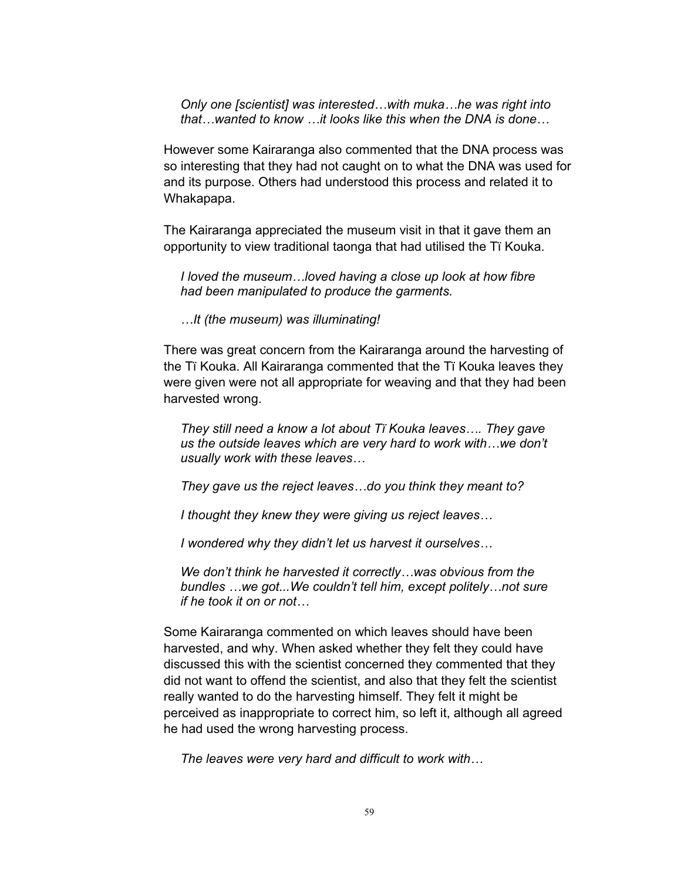*Only one [scientist] was interested…with muka…he was right into that…wanted to know …it looks like this when the DNA is done…*

However some Kairaranga also commented that the DNA process was so interesting that they had not caught on to what the DNA was used for and its purpose. Others had understood this process and related it to Whakapapa.

The Kairaranga appreciated the museum visit in that it gave them an opportunity to view traditional taonga that had utilised the Tï Kouka.

*I loved the museum…loved having a close up look at how fibre had been manipulated to produce the garments.*

*…It (the museum) was illuminating!*

There was great concern from the Kairaranga around the harvesting of the Tï Kouka. All Kairaranga commented that the Tï Kouka leaves they were given were not all appropriate for weaving and that they had been harvested wrong.

*They still need a know a lot about Tï Kouka leaves…. They gave us the outside leaves which are very hard to work with…we don't usually work with these leaves…*

*They gave us the reject leaves…do you think they meant to?*

*I thought they knew they were giving us reject leaves…*

*I wondered why they didn't let us harvest it ourselves…*

*We don't think he harvested it correctly…was obvious from the bundles …we got...We couldn't tell him, except politely…not sure if he took it on or not…*

Some Kairaranga commented on which leaves should have been harvested, and why. When asked whether they felt they could have discussed this with the scientist concerned they commented that they did not want to offend the scientist, and also that they felt the scientist really wanted to do the harvesting himself. They felt it might be perceived as inappropriate to correct him, so left it, although all agreed he had used the wrong harvesting process.

*The leaves were very hard and difficult to work with…*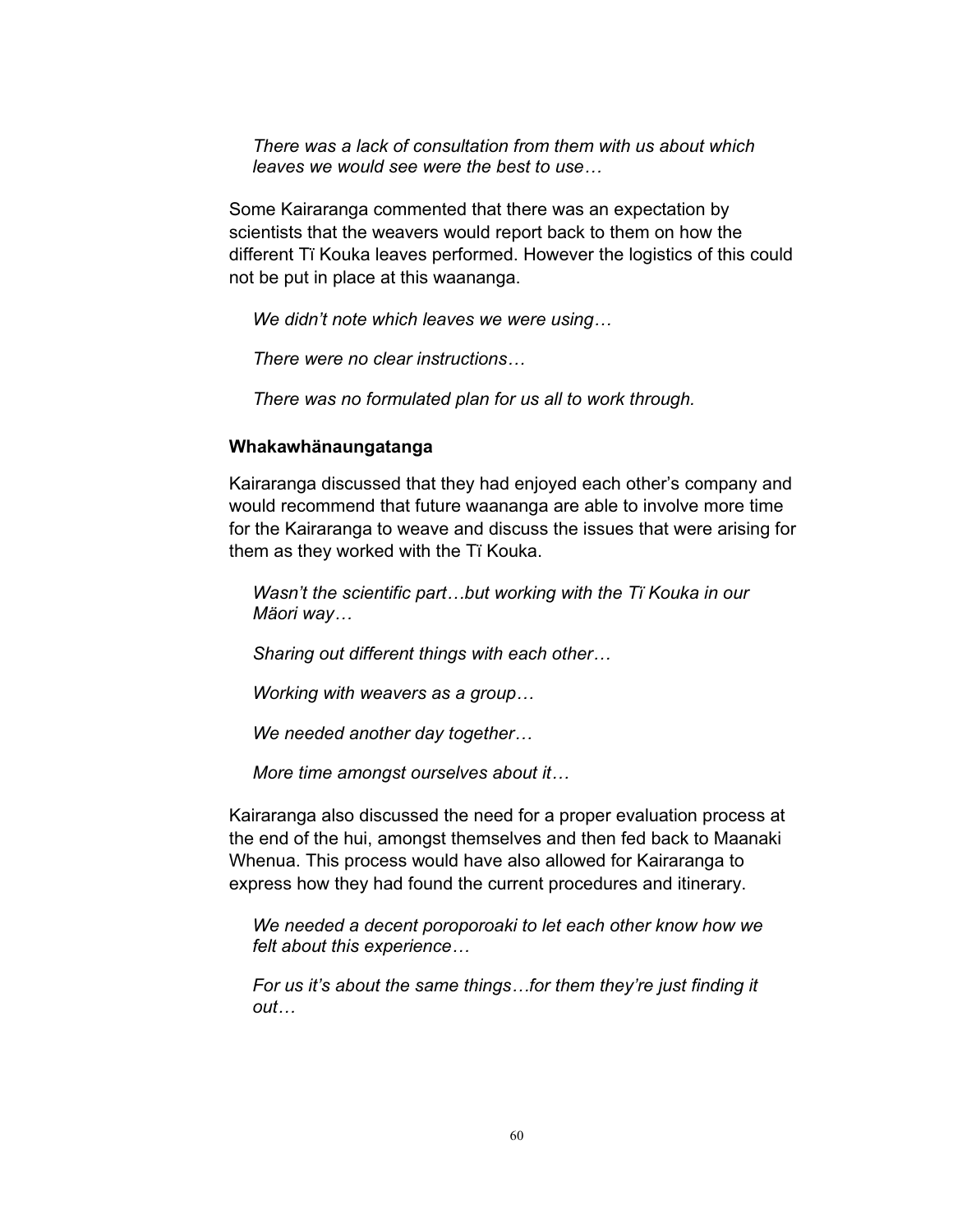*There was a lack of consultation from them with us about which leaves we would see were the best to use…*

Some Kairaranga commented that there was an expectation by scientists that the weavers would report back to them on how the different Tï Kouka leaves performed. However the logistics of this could not be put in place at this waananga.

*We didn't note which leaves we were using…*

*There were no clear instructions…*

*There was no formulated plan for us all to work through.*

**Whakawhänaungatanga**

Kairaranga discussed that they had enjoyed each other's company and would recommend that future waananga are able to involve more time for the Kairaranga to weave and discuss the issues that were arising for them as they worked with the Tï Kouka.

*Wasn't the scientific part…but working with the Tï Kouka in our Mäori way…*

*Sharing out different things with each other…*

*Working with weavers as a group…*

*We needed another day together…*

*More time amongst ourselves about it…*

Kairaranga also discussed the need for a proper evaluation process at the end of the hui, amongst themselves and then fed back to Maanaki Whenua. This process would have also allowed for Kairaranga to express how they had found the current procedures and itinerary.

*We needed a decent poroporoaki to let each other know how we felt about this experience…*

*For us it's about the same things…for them they're just finding it out…*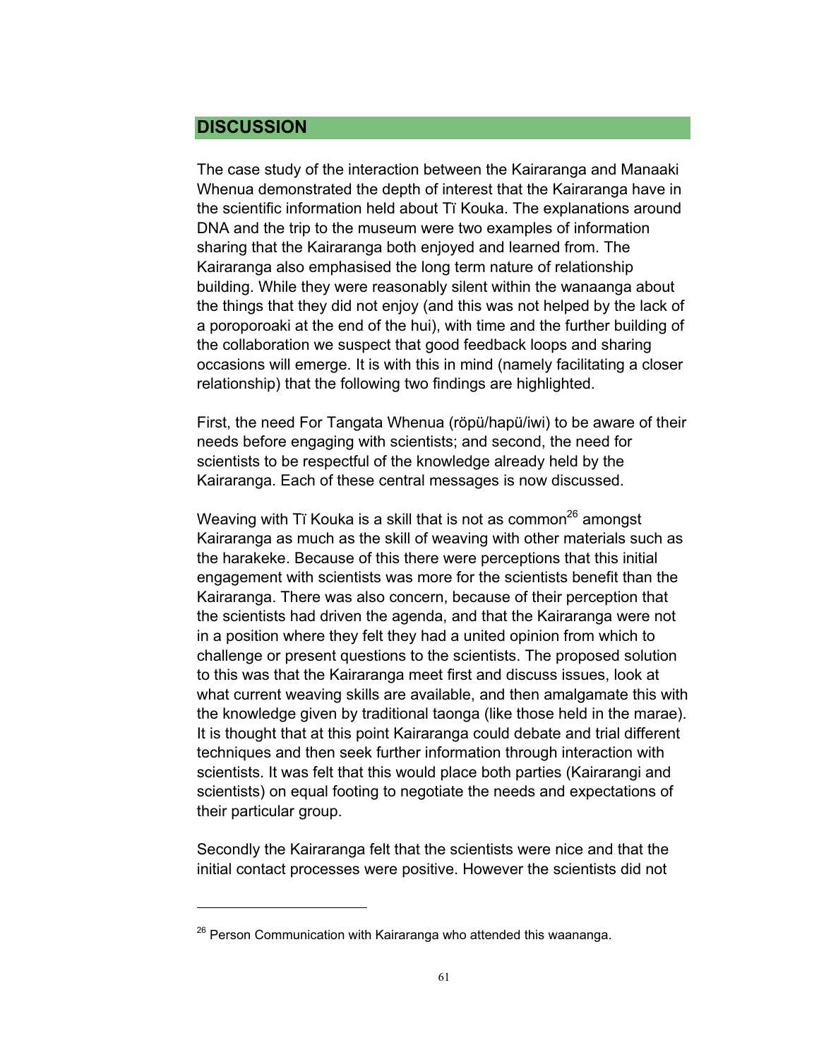## DISCUSSION

The case study of the interaction between the Kairaranga and Manaaki Whenua demonstrated the depth of interest that the Kairaranga have in the scientific information held about Tī Kouka. The explanations around DNA and the trip to the museum were two examples of information sharing that the Kairaranga both enjoyed and learned from. The Kairaranga also emphasised the long term nature of relationship building. While they were reasonably silent within the wanaanga about the things that they did not enjoy (and this was not helped by the lack of a poroporoaki at the end of the hui), with time and the further building of the collaboration we suspect that good feedback loops and sharing occasions will emerge. It is with this in mind (namely facilitating a closer relationship) that the following two findings are highlighted.

First, the need For Tangata Whenua (röpü/hapü/iwi) to be aware of their needs before engaging with scientists; and second, the need for scientists to be respectful of the knowledge already held by the Kairaranga. Each of these central messages is now discussed.

Weaving with Tī Kouka is a skill that is not as common[26] amongst Kairaranga as much as the skill of weaving with other materials such as the harakeke. Because of this there were perceptions that this initial engagement with scientists was more for the scientists benefit than the Kairaranga. There was also concern, because of their perception that the scientists had driven the agenda, and that the Kairaranga were not in a position where they felt they had a united opinion from which to challenge or present questions to the scientists. The proposed solution to this was that the Kairaranga meet first and discuss issues, look at what current weaving skills are available, and then amalgamate this with the knowledge given by traditional taonga (like those held in the marae). It is thought that at this point Kairaranga could debate and trial different techniques and then seek further information through interaction with scientists. It was felt that this would place both parties (Kairarangi and scientists) on equal footing to negotiate the needs and expectations of their particular group.

Secondly the Kairaranga felt that the scientists were nice and that the initial contact processes were positive. However the scientists did not

---

[26] Person Communication with Kairaranga who attended this waananga.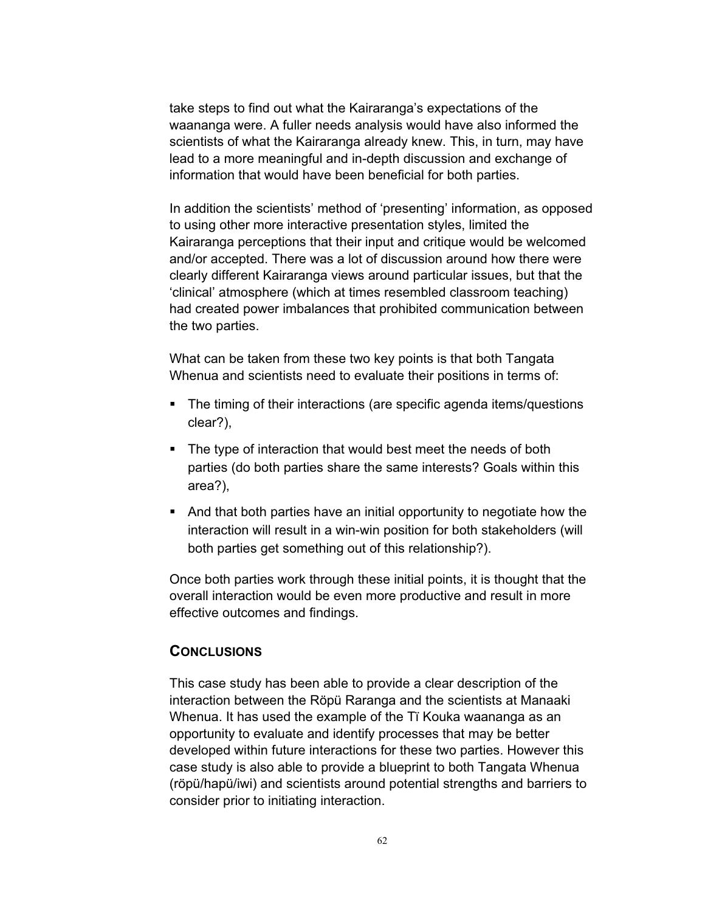take steps to find out what the Kairaranga's expectations of the waananga were. A fuller needs analysis would have also informed the scientists of what the Kairaranga already knew. This, in turn, may have lead to a more meaningful and in-depth discussion and exchange of information that would have been beneficial for both parties.

In addition the scientists' method of 'presenting' information, as opposed to using other more interactive presentation styles, limited the Kairaranga perceptions that their input and critique would be welcomed and/or accepted. There was a lot of discussion around how there were clearly different Kairaranga views around particular issues, but that the 'clinical' atmosphere (which at times resembled classroom teaching) had created power imbalances that prohibited communication between the two parties.

What can be taken from these two key points is that both Tangata Whenua and scientists need to evaluate their positions in terms of:

- The timing of their interactions (are specific agenda items/questions clear?),
- The type of interaction that would best meet the needs of both parties (do both parties share the same interests? Goals within this area?),
- And that both parties have an initial opportunity to negotiate how the interaction will result in a win-win position for both stakeholders (will both parties get something out of this relationship?).

Once both parties work through these initial points, it is thought that the overall interaction would be even more productive and result in more effective outcomes and findings.

## CONCLUSIONS

This case study has been able to provide a clear description of the interaction between the Röpü Raranga and the scientists at Manaaki Whenua. It has used the example of the Tï Kouka waananga as an opportunity to evaluate and identify processes that may be better developed within future interactions for these two parties. However this case study is also able to provide a blueprint to both Tangata Whenua (röpü/hapü/iwi) and scientists around potential strengths and barriers to consider prior to initiating interaction.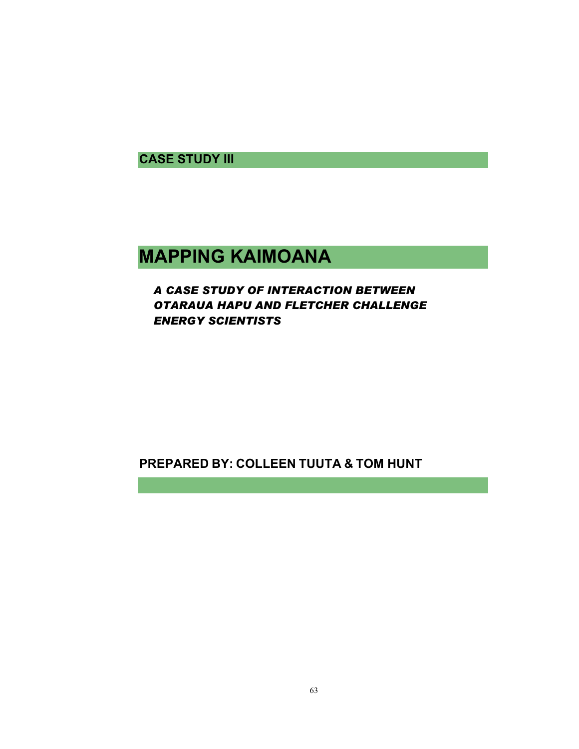**CASE STUDY III**

# MAPPING KAIMOANA

*A CASE STUDY OF INTERACTION BETWEEN OTARAUA HAPU AND FLETCHER CHALLENGE ENERGY SCIENTISTS*

**PREPARED BY: COLLEEN TUUTA & TOM HUNT**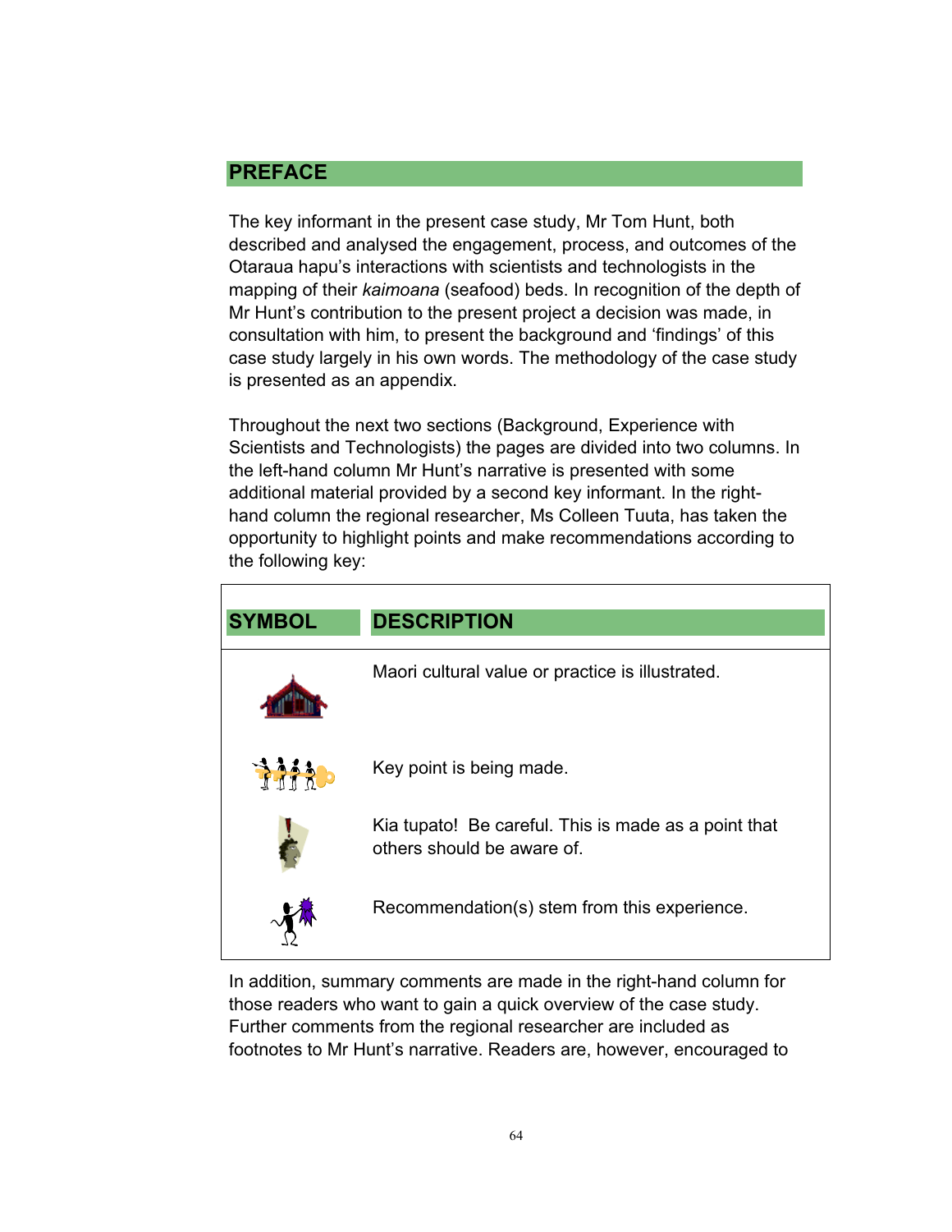## PREFACE

The key informant in the present case study, Mr Tom Hunt, both described and analysed the engagement, process, and outcomes of the Otaraua hapu's interactions with scientists and technologists in the mapping of their *kaimoana* (seafood) beds. In recognition of the depth of Mr Hunt's contribution to the present project a decision was made, in consultation with him, to present the background and 'findings' of this case study largely in his own words. The methodology of the case study is presented as an appendix.

Throughout the next two sections (Background, Experience with Scientists and Technologists) the pages are divided into two columns. In the left-hand column Mr Hunt's narrative is presented with some additional material provided by a second key informant. In the right-hand column the regional researcher, Ms Colleen Tuuta, has taken the opportunity to highlight points and make recommendations according to the following key:

| SYMBOL | DESCRIPTION |
| --- | --- |
| | Maori cultural value or practice is illustrated. |
| | Key point is being made. |
| | Kia tupato! Be careful. This is made as a point that others should be aware of. |
| | Recommendation(s) stem from this experience. |

In addition, summary comments are made in the right-hand column for those readers who want to gain a quick overview of the case study. Further comments from the regional researcher are included as footnotes to Mr Hunt's narrative. Readers are, however, encouraged to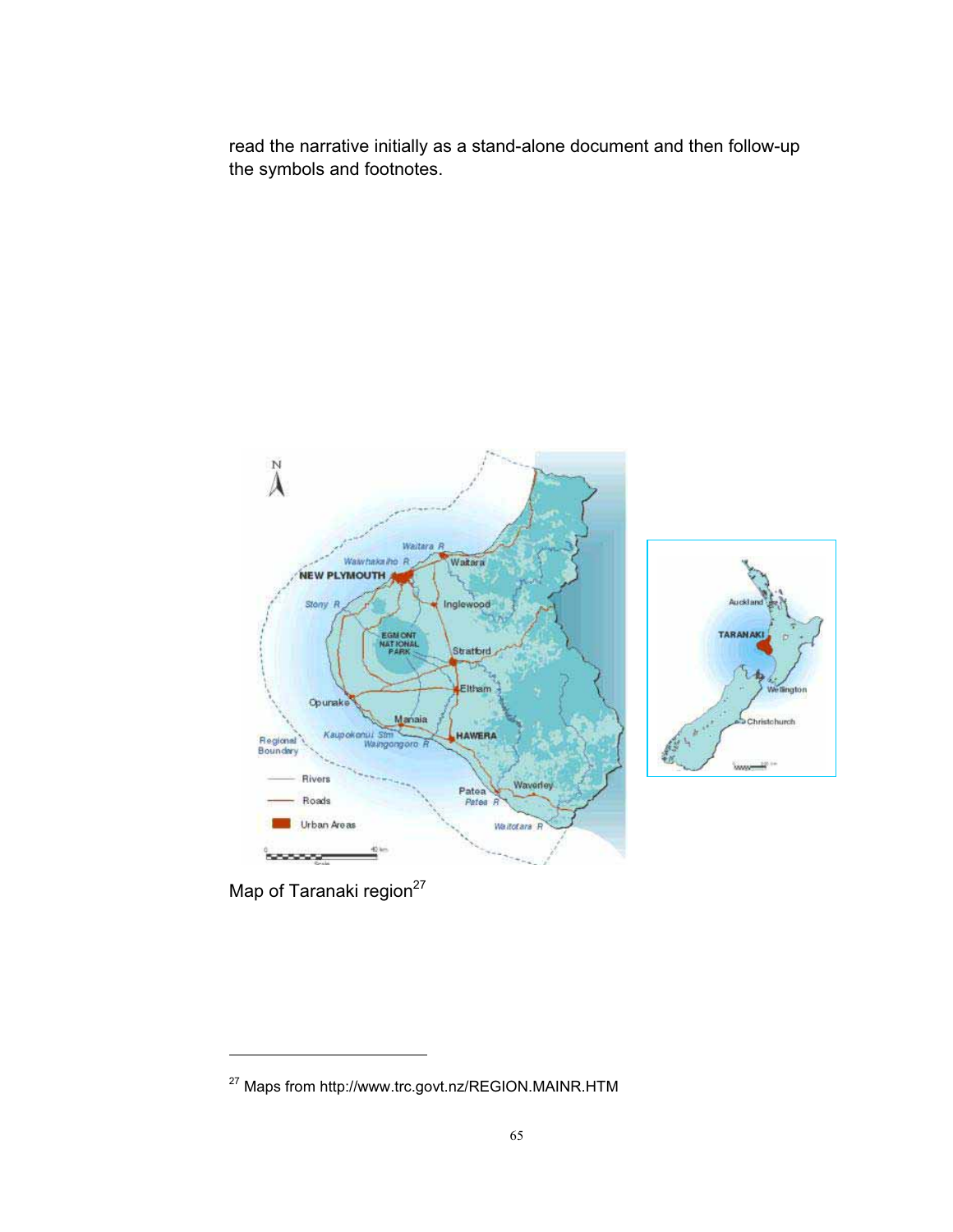read the narrative initially as a stand-alone document and then follow-up the symbols and footnotes.

Map of Taranaki region[27]

---

[27] Maps from http://www.trc.govt.nz/REGION.MAINR.HTM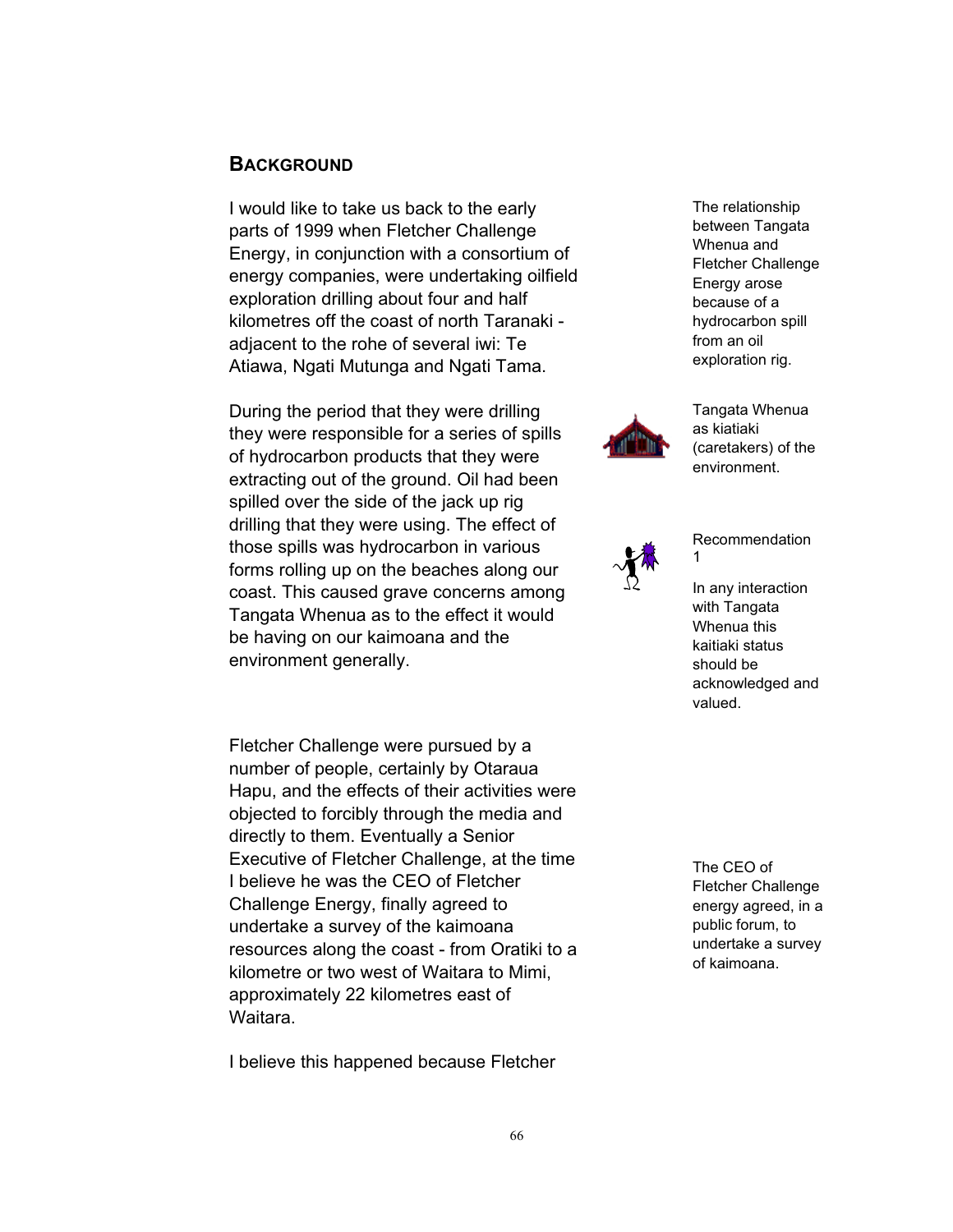## BACKGROUND

I would like to take us back to the early parts of 1999 when Fletcher Challenge Energy, in conjunction with a consortium of energy companies, were undertaking oilfield exploration drilling about four and half kilometres off the coast of north Taranaki - adjacent to the rohe of several iwi: Te Atiawa, Ngati Mutunga and Ngati Tama.

The relationship between Tangata Whenua and Fletcher Challenge Energy arose because of a hydrocarbon spill from an oil exploration rig.

During the period that they were drilling they were responsible for a series of spills of hydrocarbon products that they were extracting out of the ground. Oil had been spilled over the side of the jack up rig drilling that they were using. The effect of those spills was hydrocarbon in various forms rolling up on the beaches along our coast. This caused grave concerns among Tangata Whenua as to the effect it would be having on our kaimoana and the environment generally.

Tangata Whenua as kiatiaki (caretakers) of the environment.

Recommendation 1

In any interaction with Tangata Whenua this kaitiaki status should be acknowledged and valued.

Fletcher Challenge were pursued by a number of people, certainly by Otaraua Hapu, and the effects of their activities were objected to forcibly through the media and directly to them. Eventually a Senior Executive of Fletcher Challenge, at the time I believe he was the CEO of Fletcher Challenge Energy, finally agreed to undertake a survey of the kaimoana resources along the coast - from Oratiki to a kilometre or two west of Waitara to Mimi, approximately 22 kilometres east of Waitara.

The CEO of Fletcher Challenge energy agreed, in a public forum, to undertake a survey of kaimoana.

I believe this happened because Fletcher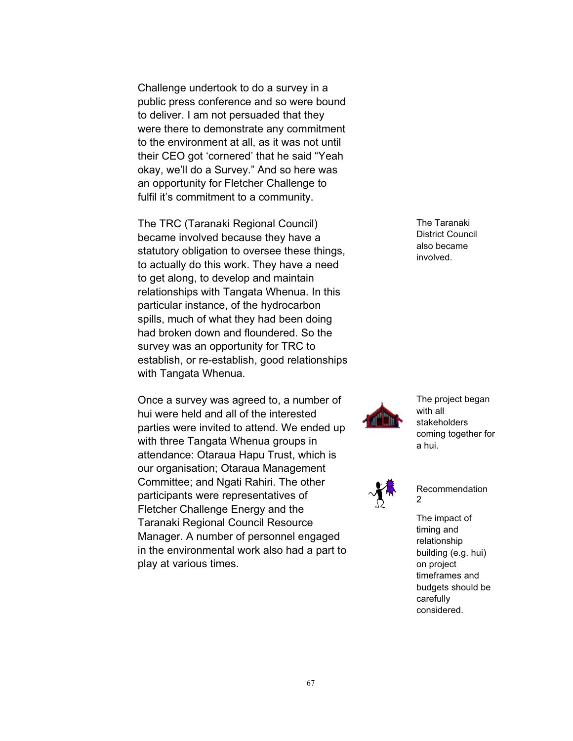Challenge undertook to do a survey in a public press conference and so were bound to deliver. I am not persuaded that they were there to demonstrate any commitment to the environment at all, as it was not until their CEO got 'cornered' that he said "Yeah okay, we'll do a Survey." And so here was an opportunity for Fletcher Challenge to fulfil it's commitment to a community.

The TRC (Taranaki Regional Council) became involved because they have a statutory obligation to oversee these things, to actually do this work. They have a need to get along, to develop and maintain relationships with Tangata Whenua. In this particular instance, of the hydrocarbon spills, much of what they had been doing had broken down and floundered. So the survey was an opportunity for TRC to establish, or re-establish, good relationships with Tangata Whenua.

The Taranaki District Council also became involved.

Once a survey was agreed to, a number of hui were held and all of the interested parties were invited to attend. We ended up with three Tangata Whenua groups in attendance: Otaraua Hapu Trust, which is our organisation; Otaraua Management Committee; and Ngati Rahiri. The other participants were representatives of Fletcher Challenge Energy and the Taranaki Regional Council Resource Manager. A number of personnel engaged in the environmental work also had a part to play at various times.

The project began with all stakeholders coming together for a hui.

Recommendation 2

The impact of timing and relationship building (e.g. hui) on project timeframes and budgets should be carefully considered.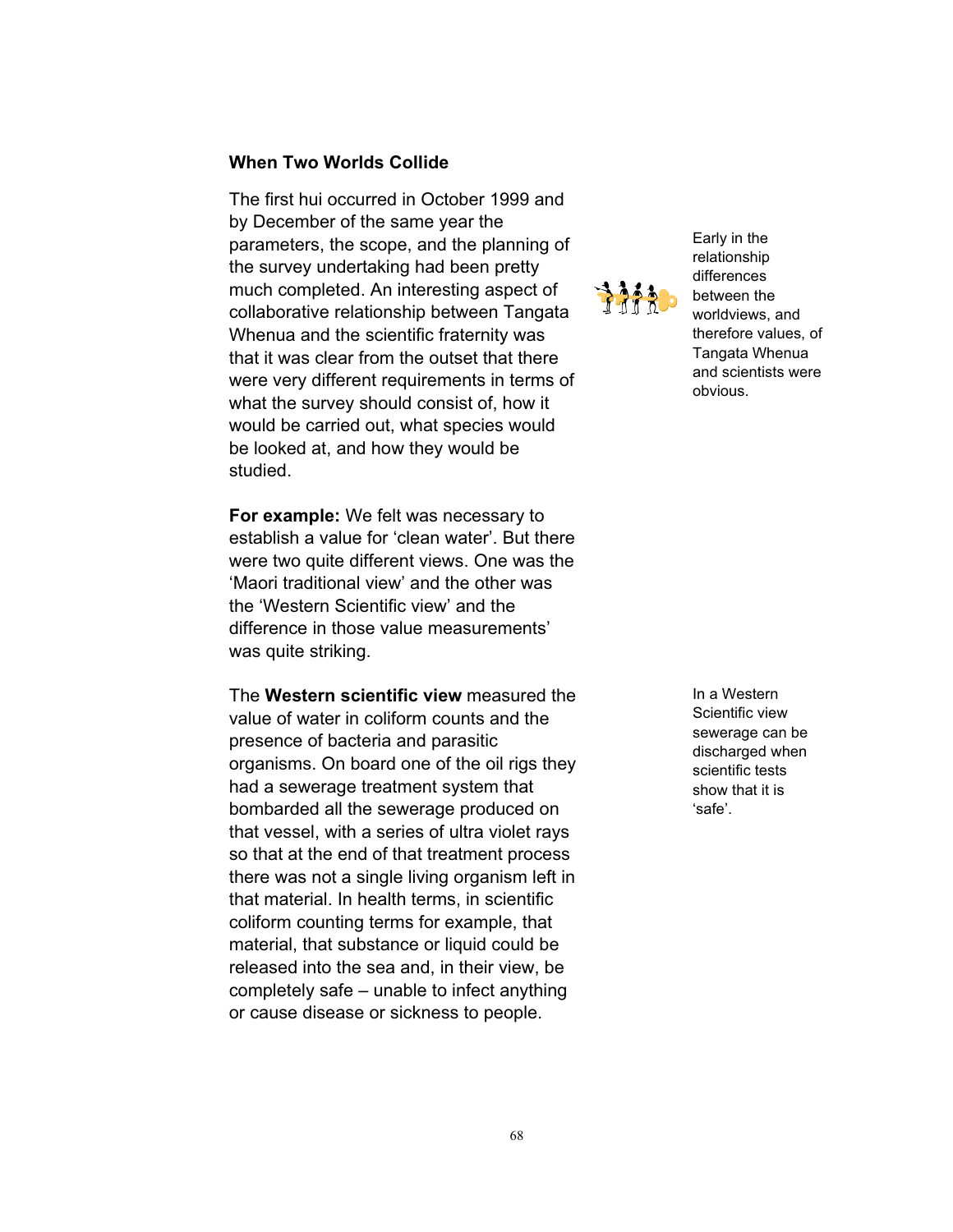### When Two Worlds Collide

The first hui occurred in October 1999 and by December of the same year the parameters, the scope, and the planning of the survey undertaking had been pretty much completed. An interesting aspect of collaborative relationship between Tangata Whenua and the scientific fraternity was that it was clear from the outset that there were very different requirements in terms of what the survey should consist of, how it would be carried out, what species would be looked at, and how they would be studied.

Early in the relationship differences between the worldviews, and therefore values, of Tangata Whenua and scientists were obvious.

**For example:** We felt was necessary to establish a value for 'clean water'. But there were two quite different views. One was the 'Maori traditional view' and the other was the 'Western Scientific view' and the difference in those value measurements' was quite striking.

The **Western scientific view** measured the value of water in coliform counts and the presence of bacteria and parasitic organisms. On board one of the oil rigs they had a sewerage treatment system that bombarded all the sewerage produced on that vessel, with a series of ultra violet rays so that at the end of that treatment process there was not a single living organism left in that material. In health terms, in scientific coliform counting terms for example, that material, that substance or liquid could be released into the sea and, in their view, be completely safe – unable to infect anything or cause disease or sickness to people.

In a Western Scientific view sewerage can be discharged when scientific tests show that it is 'safe'.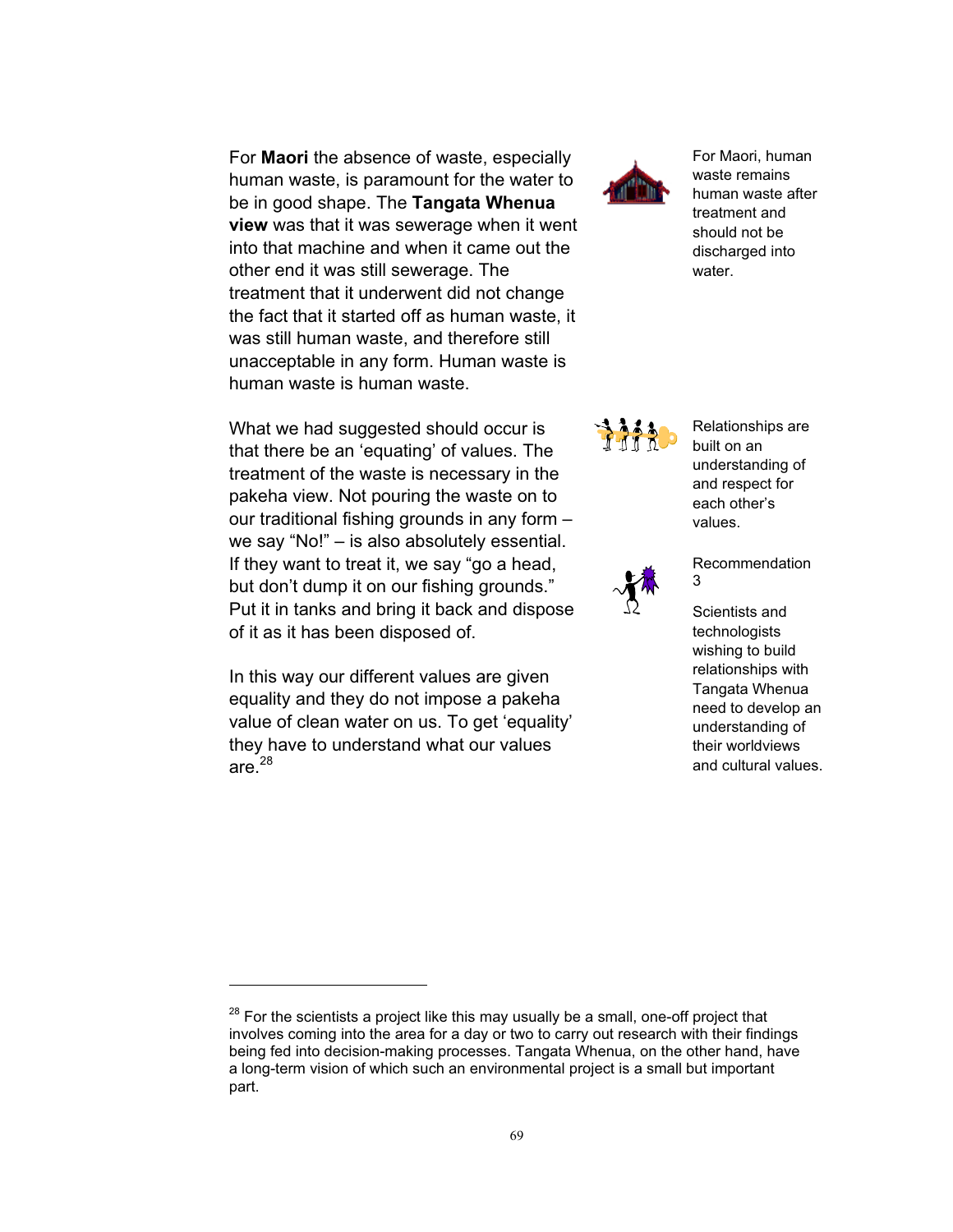For **Maori** the absence of waste, especially human waste, is paramount for the water to be in good shape. The **Tangata Whenua view** was that it was sewerage when it went into that machine and when it came out the other end it was still sewerage. The treatment that it underwent did not change the fact that it started off as human waste, it was still human waste, and therefore still unacceptable in any form. Human waste is human waste is human waste.

For Maori, human waste remains human waste after treatment and should not be discharged into water.

What we had suggested should occur is that there be an 'equating' of values. The treatment of the waste is necessary in the pakeha view. Not pouring the waste on to our traditional fishing grounds in any form – we say "No!" – is also absolutely essential. If they want to treat it, we say "go a head, but don't dump it on our fishing grounds." Put it in tanks and bring it back and dispose of it as it has been disposed of.

Relationships are built on an understanding of and respect for each other's values.

Recommendation 3

Scientists and technologists wishing to build relationships with Tangata Whenua need to develop an understanding of their worldviews and cultural values.

In this way our different values are given equality and they do not impose a pakeha value of clean water on us. To get 'equality' they have to understand what our values are.[28]

---

[28] For the scientists a project like this may usually be a small, one-off project that involves coming into the area for a day or two to carry out research with their findings being fed into decision-making processes. Tangata Whenua, on the other hand, have a long-term vision of which such an environmental project is a small but important part.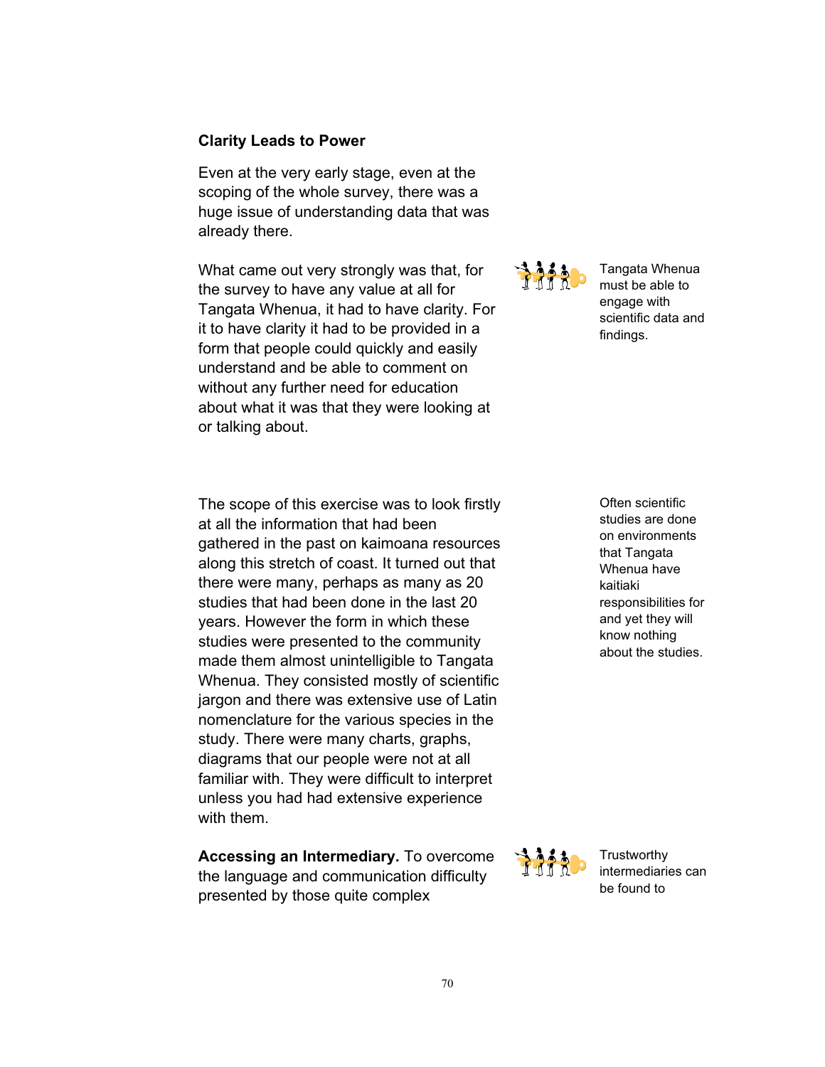### Clarity Leads to Power

Even at the very early stage, even at the scoping of the whole survey, there was a huge issue of understanding data that was already there.

What came out very strongly was that, for the survey to have any value at all for Tangata Whenua, it had to have clarity. For it to have clarity it had to be provided in a form that people could quickly and easily understand and be able to comment on without any further need for education about what it was that they were looking at or talking about.

Tangata Whenua must be able to engage with scientific data and findings.

The scope of this exercise was to look firstly at all the information that had been gathered in the past on kaimoana resources along this stretch of coast. It turned out that there were many, perhaps as many as 20 studies that had been done in the last 20 years. However the form in which these studies were presented to the community made them almost unintelligible to Tangata Whenua. They consisted mostly of scientific jargon and there was extensive use of Latin nomenclature for the various species in the study. There were many charts, graphs, diagrams that our people were not at all familiar with. They were difficult to interpret unless you had had extensive experience with them.

Often scientific studies are done on environments that Tangata Whenua have kaitiaki responsibilities for and yet they will know nothing about the studies.

**Accessing an Intermediary.** To overcome the language and communication difficulty presented by those quite complex

Trustworthy intermediaries can be found to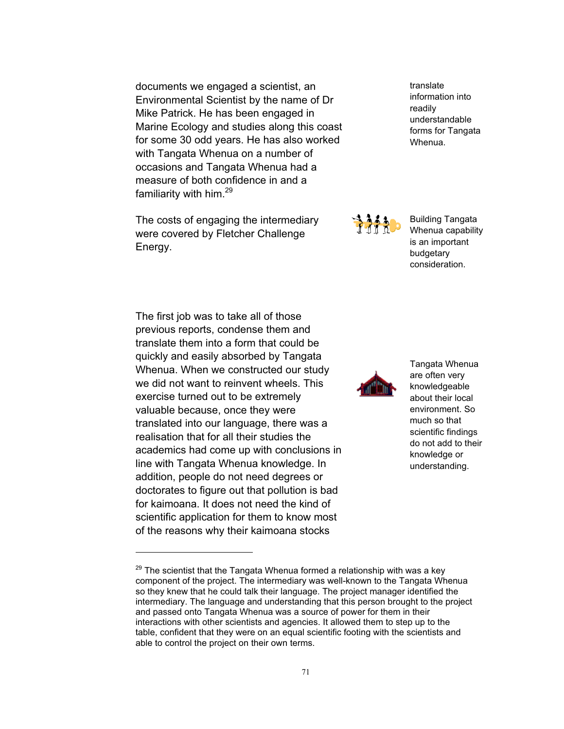documents we engaged a scientist, an Environmental Scientist by the name of Dr Mike Patrick. He has been engaged in Marine Ecology and studies along this coast for some 30 odd years. He has also worked with Tangata Whenua on a number of occasions and Tangata Whenua had a measure of both confidence in and a familiarity with him.[29]

translate information into readily understandable forms for Tangata Whenua.

The costs of engaging the intermediary were covered by Fletcher Challenge Energy.

Building Tangata Whenua capability is an important budgetary consideration.

The first job was to take all of those previous reports, condense them and translate them into a form that could be quickly and easily absorbed by Tangata Whenua. When we constructed our study we did not want to reinvent wheels. This exercise turned out to be extremely valuable because, once they were translated into our language, there was a realisation that for all their studies the academics had come up with conclusions in line with Tangata Whenua knowledge. In addition, people do not need degrees or doctorates to figure out that pollution is bad for kaimoana. It does not need the kind of scientific application for them to know most of the reasons why their kaimoana stocks

Tangata Whenua are often very knowledgeable about their local environment. So much so that scientific findings do not add to their knowledge or understanding.

[29] The scientist that the Tangata Whenua formed a relationship with was a key component of the project. The intermediary was well-known to the Tangata Whenua so they knew that he could talk their language. The project manager identified the intermediary. The language and understanding that this person brought to the project and passed onto Tangata Whenua was a source of power for them in their interactions with other scientists and agencies. It allowed them to step up to the table, confident that they were on an equal scientific footing with the scientists and able to control the project on their own terms.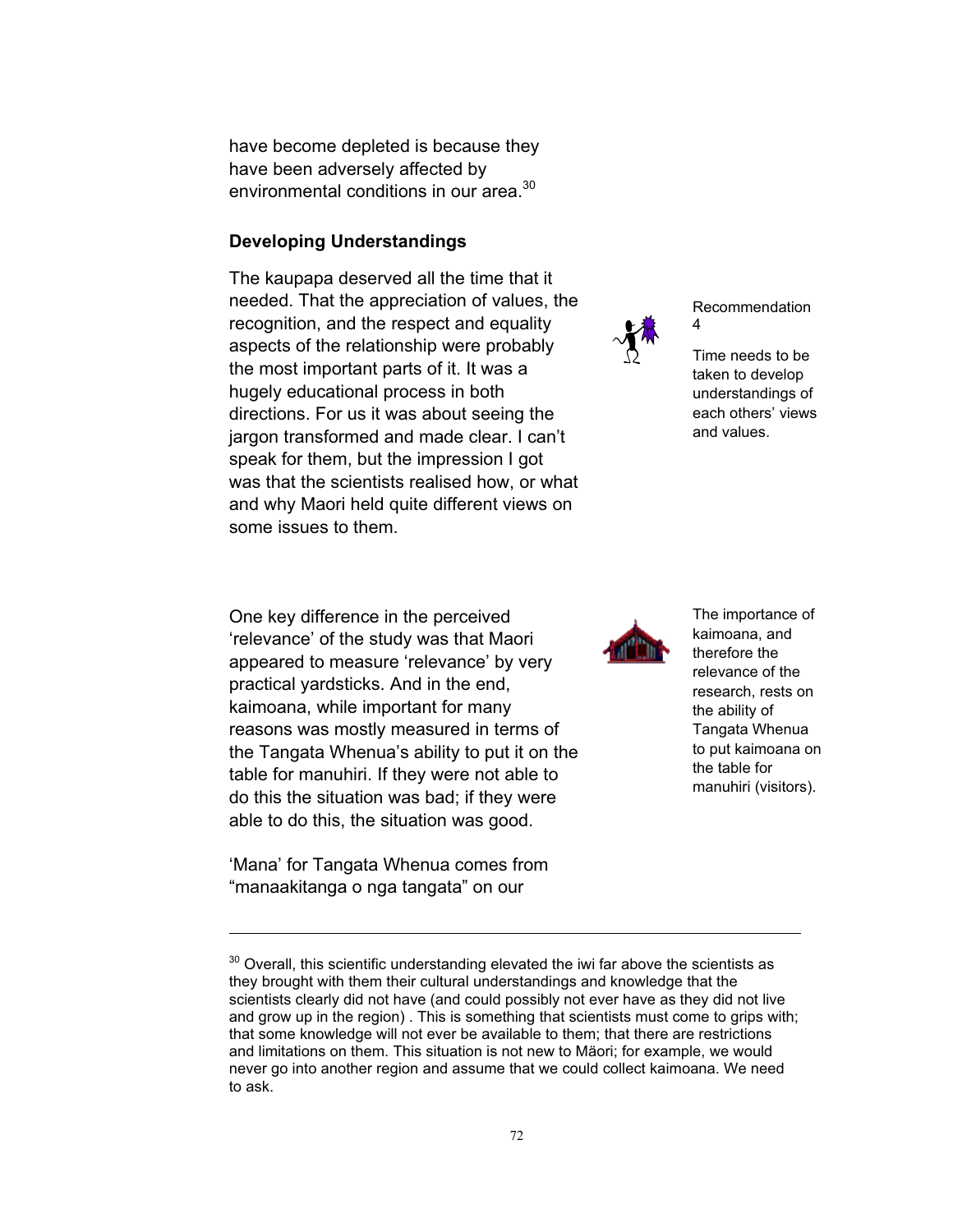have become depleted is because they have been adversely affected by environmental conditions in our area.[30]

### Developing Understandings

The kaupapa deserved all the time that it needed. That the appreciation of values, the recognition, and the respect and equality aspects of the relationship were probably the most important parts of it. It was a hugely educational process in both directions. For us it was about seeing the jargon transformed and made clear. I can't speak for them, but the impression I got was that the scientists realised how, or what and why Maori held quite different views on some issues to them.

Recommendation 4

Time needs to be taken to develop understandings of each others' views and values.

One key difference in the perceived 'relevance' of the study was that Maori appeared to measure 'relevance' by very practical yardsticks. And in the end, kaimoana, while important for many reasons was mostly measured in terms of the Tangata Whenua's ability to put it on the table for manuhiri. If they were not able to do this the situation was bad; if they were able to do this, the situation was good.

The importance of kaimoana, and therefore the relevance of the research, rests on the ability of Tangata Whenua to put kaimoana on the table for manuhiri (visitors).

'Mana' for Tangata Whenua comes from "manaakitanga o nga tangata" on our

---

[30] Overall, this scientific understanding elevated the iwi far above the scientists as they brought with them their cultural understandings and knowledge that the scientists clearly did not have (and could possibly not ever have as they did not live and grow up in the region) . This is something that scientists must come to grips with; that some knowledge will not ever be available to them; that there are restrictions and limitations on them. This situation is not new to Mäori; for example, we would never go into another region and assume that we could collect kaimoana. We need to ask.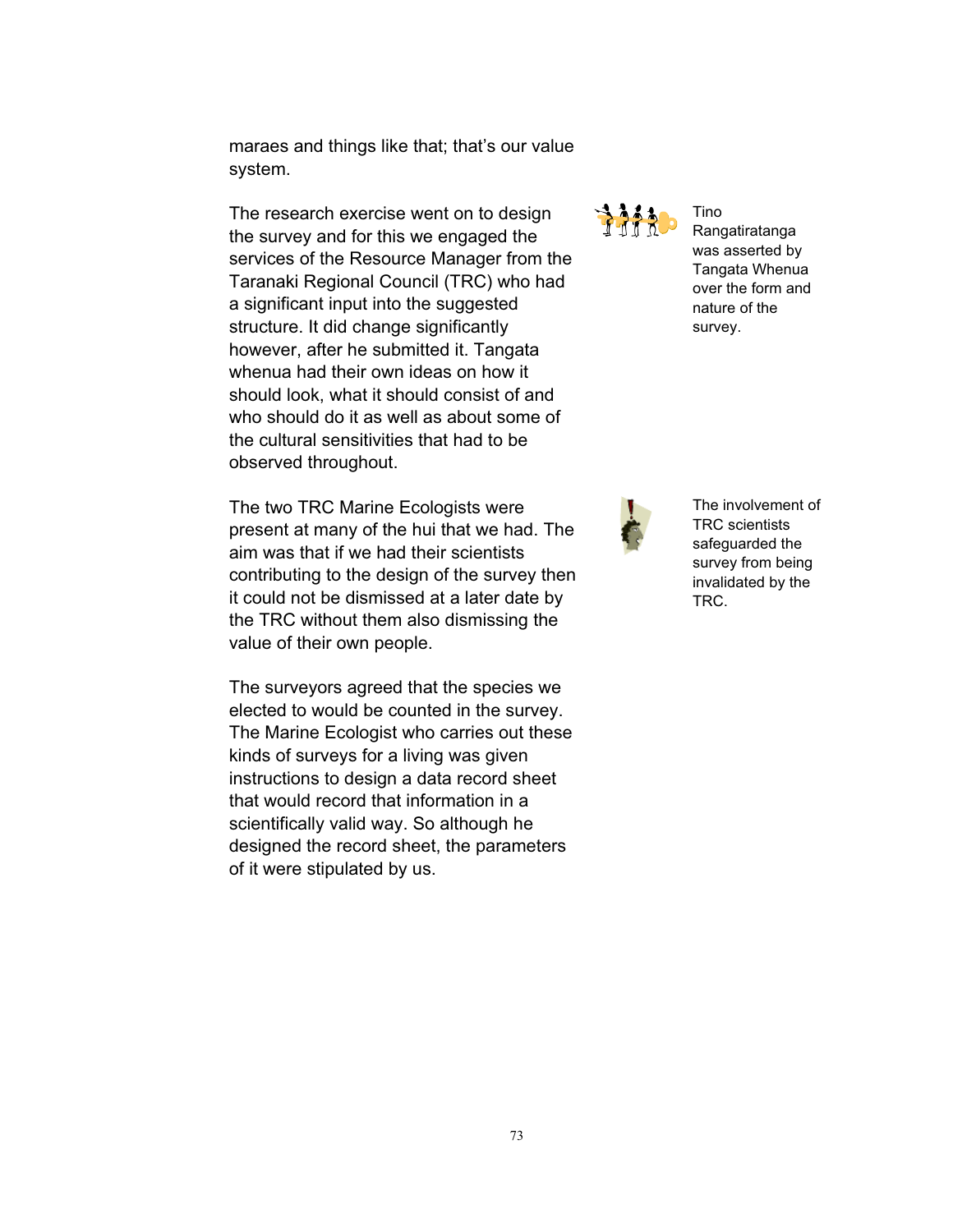maraes and things like that; that's our value system.

The research exercise went on to design the survey and for this we engaged the services of the Resource Manager from the Taranaki Regional Council (TRC) who had a significant input into the suggested structure. It did change significantly however, after he submitted it. Tangata whenua had their own ideas on how it should look, what it should consist of and who should do it as well as about some of the cultural sensitivities that had to be observed throughout.

> Tino Rangatiratanga was asserted by Tangata Whenua over the form and nature of the survey.

The two TRC Marine Ecologists were present at many of the hui that we had. The aim was that if we had their scientists contributing to the design of the survey then it could not be dismissed at a later date by the TRC without them also dismissing the value of their own people.

> The involvement of TRC scientists safeguarded the survey from being invalidated by the TRC.

The surveyors agreed that the species we elected to would be counted in the survey. The Marine Ecologist who carries out these kinds of surveys for a living was given instructions to design a data record sheet that would record that information in a scientifically valid way. So although he designed the record sheet, the parameters of it were stipulated by us.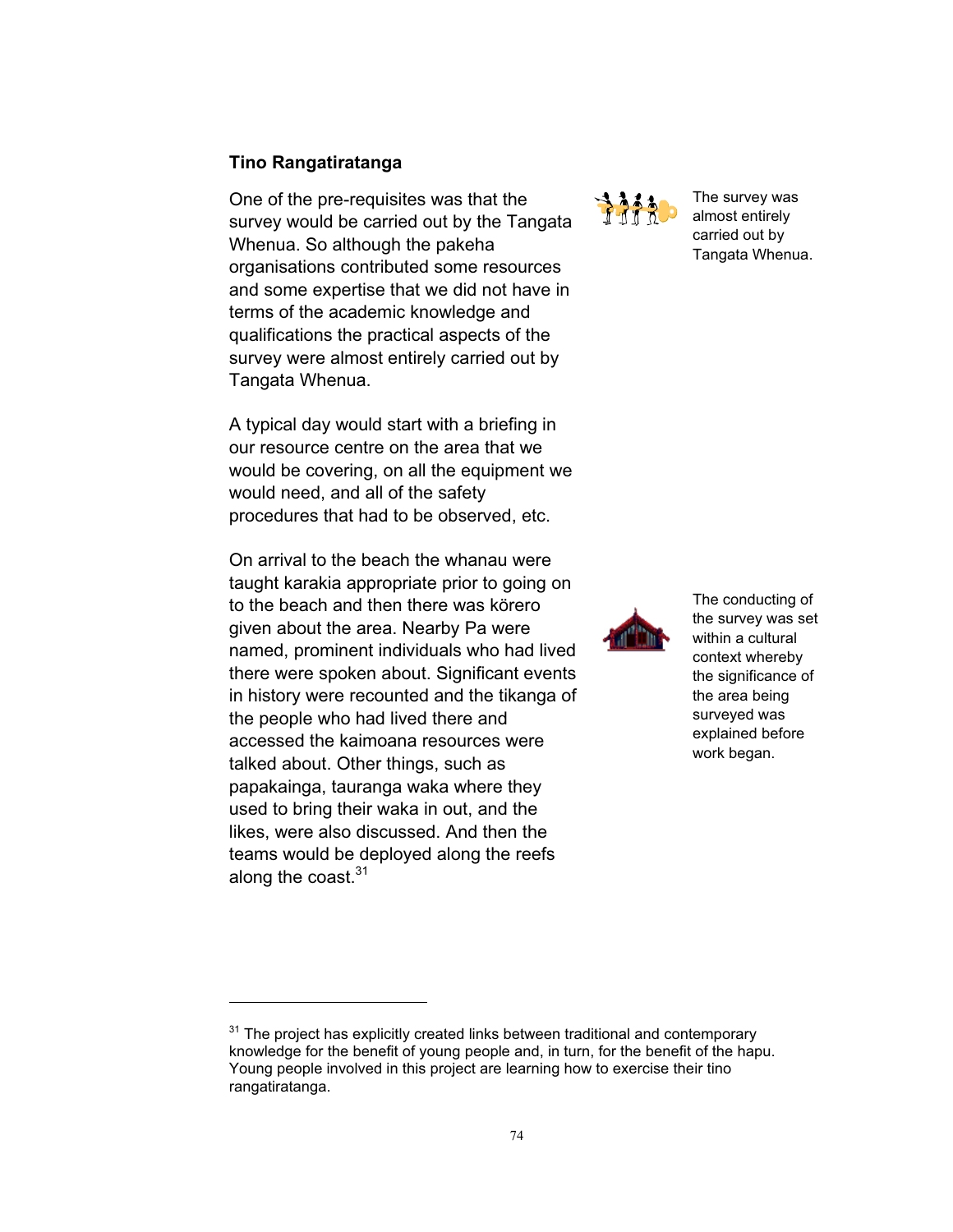## Tino Rangatiratanga

One of the pre-requisites was that the survey would be carried out by the Tangata Whenua. So although the pakeha organisations contributed some resources and some expertise that we did not have in terms of the academic knowledge and qualifications the practical aspects of the survey were almost entirely carried out by Tangata Whenua.

The survey was almost entirely carried out by Tangata Whenua.

A typical day would start with a briefing in our resource centre on the area that we would be covering, on all the equipment we would need, and all of the safety procedures that had to be observed, etc.

On arrival to the beach the whanau were taught karakia appropriate prior to going on to the beach and then there was körero given about the area. Nearby Pa were named, prominent individuals who had lived there were spoken about. Significant events in history were recounted and the tikanga of the people who had lived there and accessed the kaimoana resources were talked about. Other things, such as papakainga, tauranga waka where they used to bring their waka in out, and the likes, were also discussed. And then the teams would be deployed along the reefs along the coast.[31]

The conducting of the survey was set within a cultural context whereby the significance of the area being surveyed was explained before work began.

---

[31] The project has explicitly created links between traditional and contemporary knowledge for the benefit of young people and, in turn, for the benefit of the hapu. Young people involved in this project are learning how to exercise their tino rangatiratanga.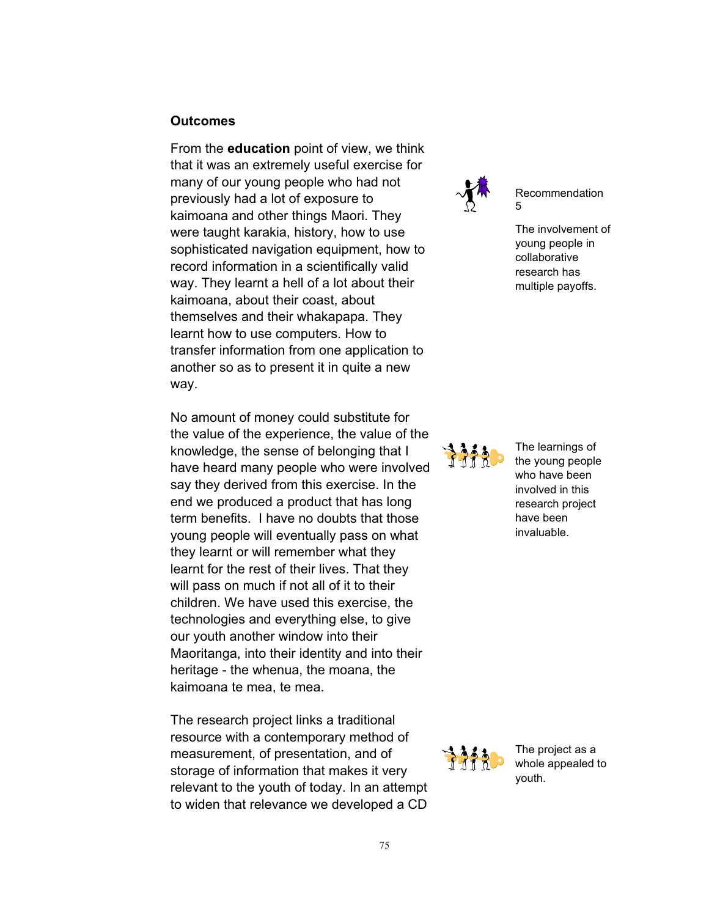### Outcomes

From the **education** point of view, we think that it was an extremely useful exercise for many of our young people who had not previously had a lot of exposure to kaimoana and other things Maori. They were taught karakia, history, how to use sophisticated navigation equipment, how to record information in a scientifically valid way. They learnt a hell of a lot about their kaimoana, about their coast, about themselves and their whakapapa. They learnt how to use computers. How to transfer information from one application to another so as to present it in quite a new way.

Recommendation 5

The involvement of young people in collaborative research has multiple payoffs.

No amount of money could substitute for the value of the experience, the value of the knowledge, the sense of belonging that I have heard many people who were involved say they derived from this exercise. In the end we produced a product that has long term benefits. I have no doubts that those young people will eventually pass on what they learnt or will remember what they learnt for the rest of their lives. That they will pass on much if not all of it to their children. We have used this exercise, the technologies and everything else, to give our youth another window into their Maoritanga, into their identity and into their heritage - the whenua, the moana, the kaimoana te mea, te mea.

The learnings of the young people who have been involved in this research project have been invaluable.

The research project links a traditional resource with a contemporary method of measurement, of presentation, and of storage of information that makes it very relevant to the youth of today. In an attempt to widen that relevance we developed a CD

The project as a whole appealed to youth.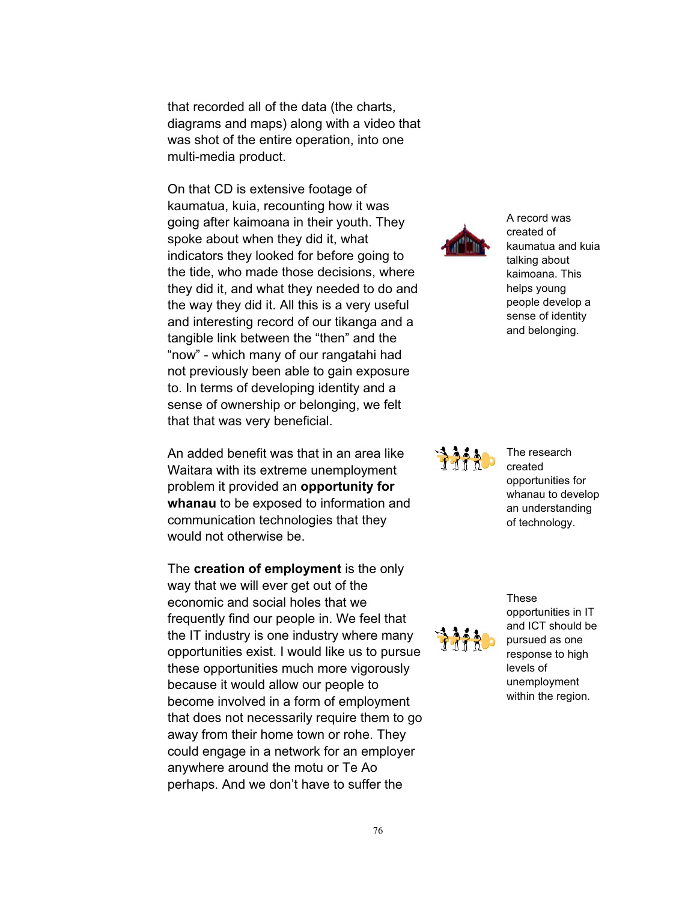that recorded all of the data (the charts, diagrams and maps) along with a video that was shot of the entire operation, into one multi-media product.

On that CD is extensive footage of kaumatua, kuia, recounting how it was going after kaimoana in their youth. They spoke about when they did it, what indicators they looked for before going to the tide, who made those decisions, where they did it, and what they needed to do and the way they did it. All this is a very useful and interesting record of our tikanga and a tangible link between the "then" and the "now" - which many of our rangatahi had not previously been able to gain exposure to. In terms of developing identity and a sense of ownership or belonging, we felt that that was very beneficial.

A record was created of kaumatua and kuia talking about kaimoana. This helps young people develop a sense of identity and belonging.

An added benefit was that in an area like Waitara with its extreme unemployment problem it provided an **opportunity for whanau** to be exposed to information and communication technologies that they would not otherwise be.

The research created opportunities for whanau to develop an understanding of technology.

The **creation of employment** is the only way that we will ever get out of the economic and social holes that we frequently find our people in. We feel that the IT industry is one industry where many opportunities exist. I would like us to pursue these opportunities much more vigorously because it would allow our people to become involved in a form of employment that does not necessarily require them to go away from their home town or rohe. They could engage in a network for an employer anywhere around the motu or Te Ao perhaps. And we don't have to suffer the

These opportunities in IT and ICT should be pursued as one response to high levels of unemployment within the region.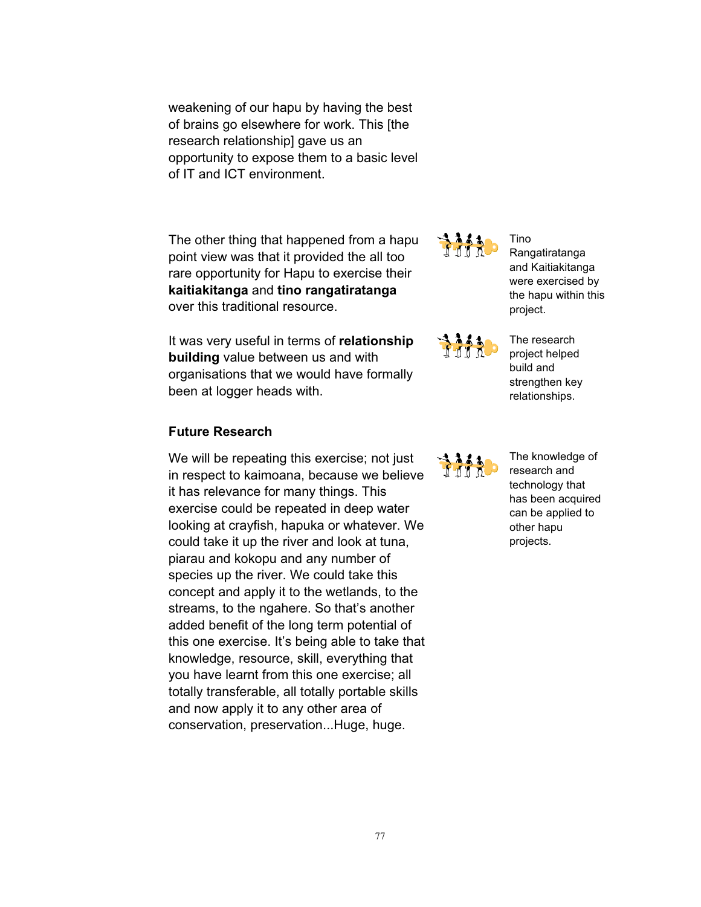weakening of our hapu by having the best of brains go elsewhere for work. This [the research relationship] gave us an opportunity to expose them to a basic level of IT and ICT environment.

The other thing that happened from a hapu point view was that it provided the all too rare opportunity for Hapu to exercise their **kaitiakitanga** and **tino rangatiratanga** over this traditional resource.

Tino Rangatiratanga and Kaitiakitanga were exercised by the hapu within this project.

It was very useful in terms of **relationship building** value between us and with organisations that we would have formally been at logger heads with.

The research project helped build and strengthen key relationships.

**Future Research**

We will be repeating this exercise; not just in respect to kaimoana, because we believe it has relevance for many things. This exercise could be repeated in deep water looking at crayfish, hapuka or whatever. We could take it up the river and look at tuna, piarau and kokopu and any number of species up the river. We could take this concept and apply it to the wetlands, to the streams, to the ngahere. So that's another added benefit of the long term potential of this one exercise. It's being able to take that knowledge, resource, skill, everything that you have learnt from this one exercise; all totally transferable, all totally portable skills and now apply it to any other area of conservation, preservation...Huge, huge.

The knowledge of research and technology that has been acquired can be applied to other hapu projects.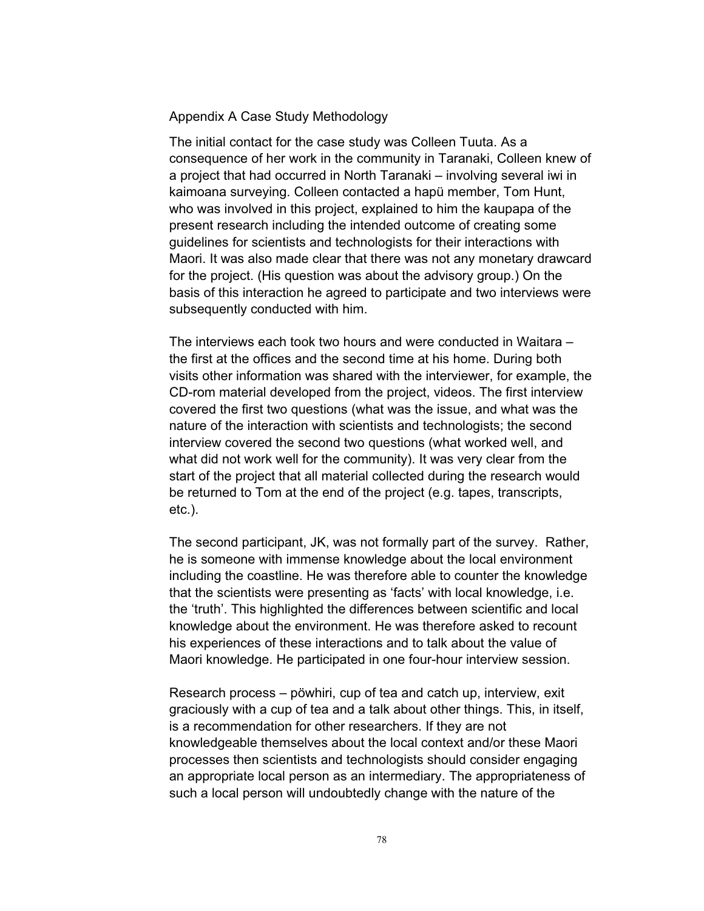## Appendix A Case Study Methodology

The initial contact for the case study was Colleen Tuuta. As a consequence of her work in the community in Taranaki, Colleen knew of a project that had occurred in North Taranaki – involving several iwi in kaimoana surveying. Colleen contacted a hapü member, Tom Hunt, who was involved in this project, explained to him the kaupapa of the present research including the intended outcome of creating some guidelines for scientists and technologists for their interactions with Maori. It was also made clear that there was not any monetary drawcard for the project. (His question was about the advisory group.) On the basis of this interaction he agreed to participate and two interviews were subsequently conducted with him.

The interviews each took two hours and were conducted in Waitara – the first at the offices and the second time at his home. During both visits other information was shared with the interviewer, for example, the CD-rom material developed from the project, videos. The first interview covered the first two questions (what was the issue, and what was the nature of the interaction with scientists and technologists; the second interview covered the second two questions (what worked well, and what did not work well for the community). It was very clear from the start of the project that all material collected during the research would be returned to Tom at the end of the project (e.g. tapes, transcripts, etc.).

The second participant, JK, was not formally part of the survey. Rather, he is someone with immense knowledge about the local environment including the coastline. He was therefore able to counter the knowledge that the scientists were presenting as 'facts' with local knowledge, i.e. the 'truth'. This highlighted the differences between scientific and local knowledge about the environment. He was therefore asked to recount his experiences of these interactions and to talk about the value of Maori knowledge. He participated in one four-hour interview session.

Research process – pöwhiri, cup of tea and catch up, interview, exit graciously with a cup of tea and a talk about other things. This, in itself, is a recommendation for other researchers. If they are not knowledgeable themselves about the local context and/or these Maori processes then scientists and technologists should consider engaging an appropriate local person as an intermediary. The appropriateness of such a local person will undoubtedly change with the nature of the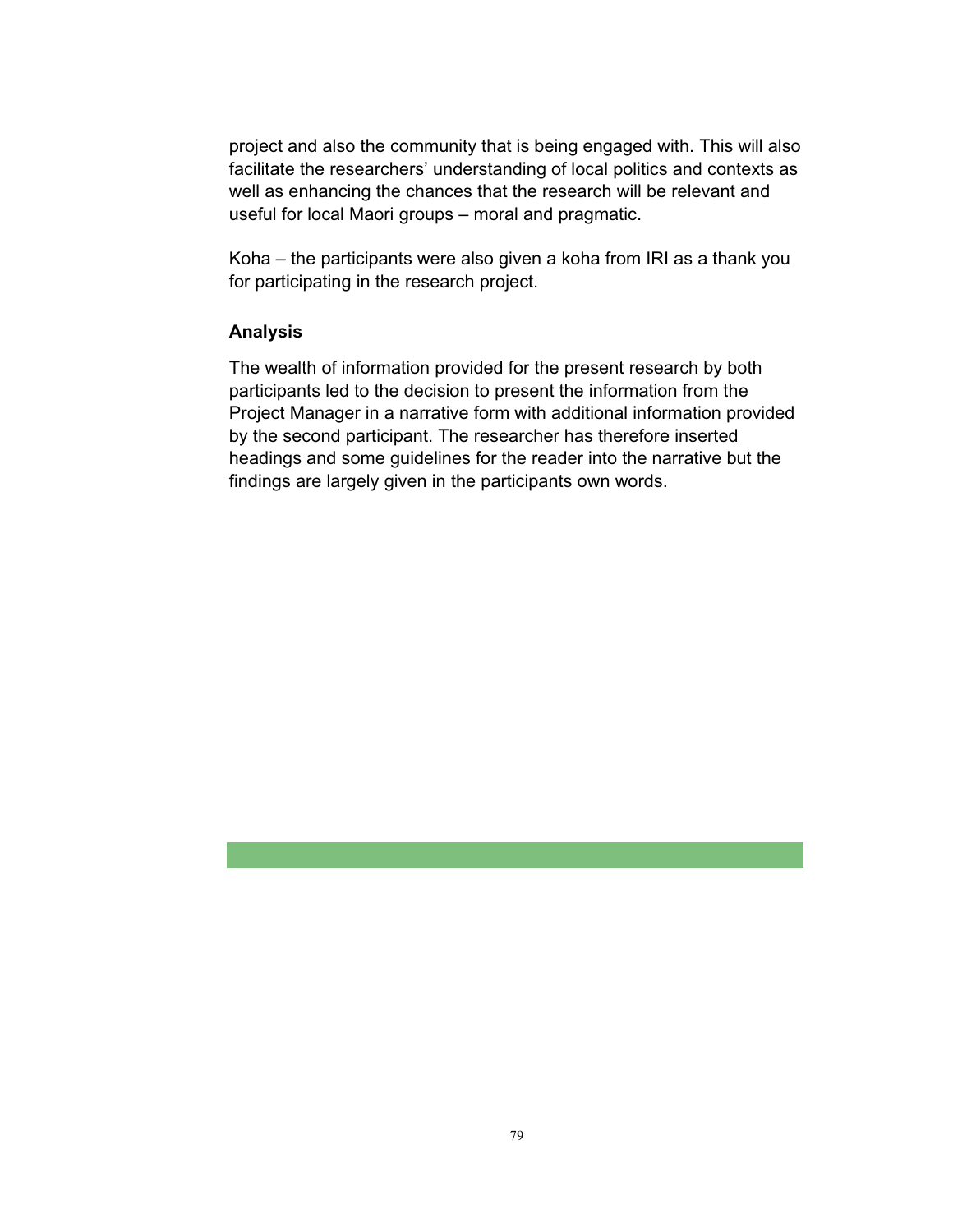project and also the community that is being engaged with. This will also facilitate the researchers' understanding of local politics and contexts as well as enhancing the chances that the research will be relevant and useful for local Maori groups – moral and pragmatic.

Koha – the participants were also given a koha from IRI as a thank you for participating in the research project.

**Analysis**

The wealth of information provided for the present research by both participants led to the decision to present the information from the Project Manager in a narrative form with additional information provided by the second participant. The researcher has therefore inserted headings and some guidelines for the reader into the narrative but the findings are largely given in the participants own words.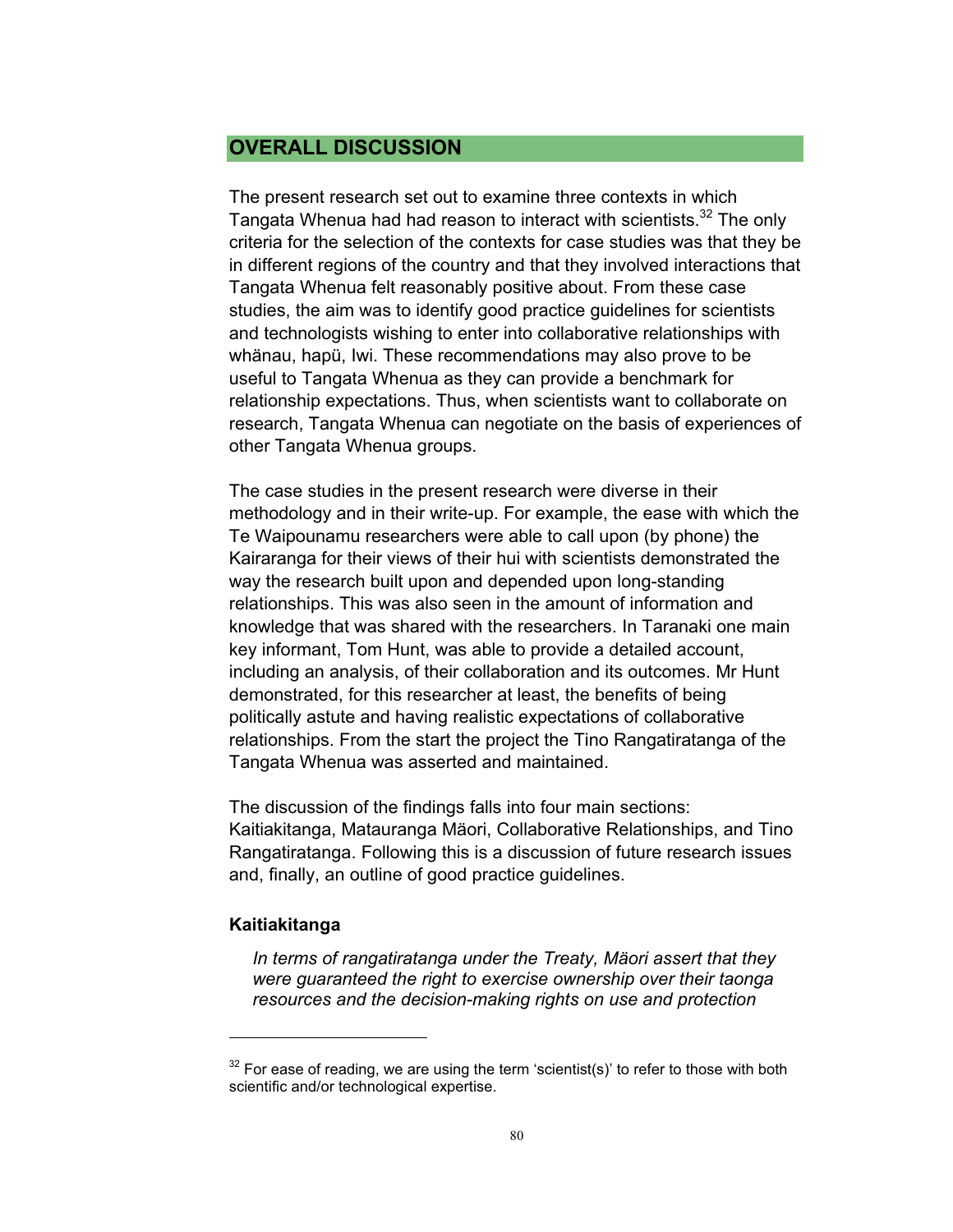## OVERALL DISCUSSION

The present research set out to examine three contexts in which Tangata Whenua had had reason to interact with scientists.[32] The only criteria for the selection of the contexts for case studies was that they be in different regions of the country and that they involved interactions that Tangata Whenua felt reasonably positive about. From these case studies, the aim was to identify good practice guidelines for scientists and technologists wishing to enter into collaborative relationships with whänau, hapü, Iwi. These recommendations may also prove to be useful to Tangata Whenua as they can provide a benchmark for relationship expectations. Thus, when scientists want to collaborate on research, Tangata Whenua can negotiate on the basis of experiences of other Tangata Whenua groups.

The case studies in the present research were diverse in their methodology and in their write-up. For example, the ease with which the Te Waipounamu researchers were able to call upon (by phone) the Kairaranga for their views of their hui with scientists demonstrated the way the research built upon and depended upon long-standing relationships. This was also seen in the amount of information and knowledge that was shared with the researchers. In Taranaki one main key informant, Tom Hunt, was able to provide a detailed account, including an analysis, of their collaboration and its outcomes. Mr Hunt demonstrated, for this researcher at least, the benefits of being politically astute and having realistic expectations of collaborative relationships. From the start the project the Tino Rangatiratanga of the Tangata Whenua was asserted and maintained.

The discussion of the findings falls into four main sections: Kaitiakitanga, Matauranga Mäori, Collaborative Relationships, and Tino Rangatiratanga. Following this is a discussion of future research issues and, finally, an outline of good practice guidelines.

### Kaitiakitanga

> *In terms of rangatiratanga under the Treaty, Mäori assert that they were guaranteed the right to exercise ownership over their taonga resources and the decision-making rights on use and protection*

---

[32] For ease of reading, we are using the term 'scientist(s)' to refer to those with both scientific and/or technological expertise.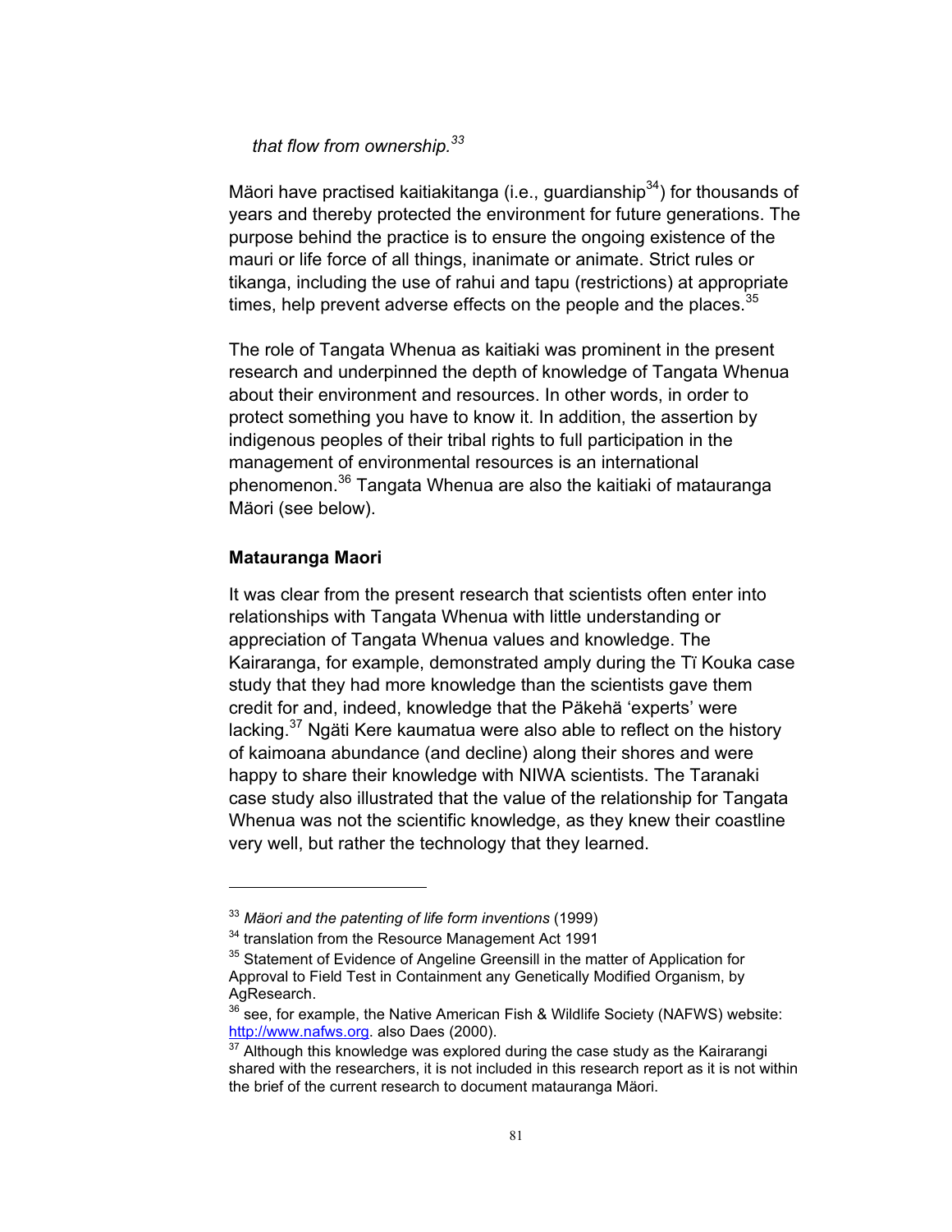*that flow from ownership.*[33]

Mäori have practised kaitiakitanga (i.e., guardianship[34]) for thousands of years and thereby protected the environment for future generations. The purpose behind the practice is to ensure the ongoing existence of the mauri or life force of all things, inanimate or animate. Strict rules or tikanga, including the use of rahui and tapu (restrictions) at appropriate times, help prevent adverse effects on the people and the places.[35]

The role of Tangata Whenua as kaitiaki was prominent in the present research and underpinned the depth of knowledge of Tangata Whenua about their environment and resources. In other words, in order to protect something you have to know it. In addition, the assertion by indigenous peoples of their tribal rights to full participation in the management of environmental resources is an international phenomenon.[36] Tangata Whenua are also the kaitiaki of matauranga Mäori (see below).

**Matauranga Maori**

It was clear from the present research that scientists often enter into relationships with Tangata Whenua with little understanding or appreciation of Tangata Whenua values and knowledge. The Kairaranga, for example, demonstrated amply during the Tï Kouka case study that they had more knowledge than the scientists gave them credit for and, indeed, knowledge that the Päkehä 'experts' were lacking.[37] Ngäti Kere kaumatua were also able to reflect on the history of kaimoana abundance (and decline) along their shores and were happy to share their knowledge with NIWA scientists. The Taranaki case study also illustrated that the value of the relationship for Tangata Whenua was not the scientific knowledge, as they knew their coastline very well, but rather the technology that they learned.

---

[33] *Mäori and the patenting of life form inventions* (1999)

[34] translation from the Resource Management Act 1991

[35] Statement of Evidence of Angeline Greensill in the matter of Application for Approval to Field Test in Containment any Genetically Modified Organism, by AgResearch.

[36] see, for example, the Native American Fish & Wildlife Society (NAFWS) website: http://www.nafws.org. also Daes (2000).

[37] Although this knowledge was explored during the case study as the Kairarangi shared with the researchers, it is not included in this research report as it is not within the brief of the current research to document matauranga Mäori.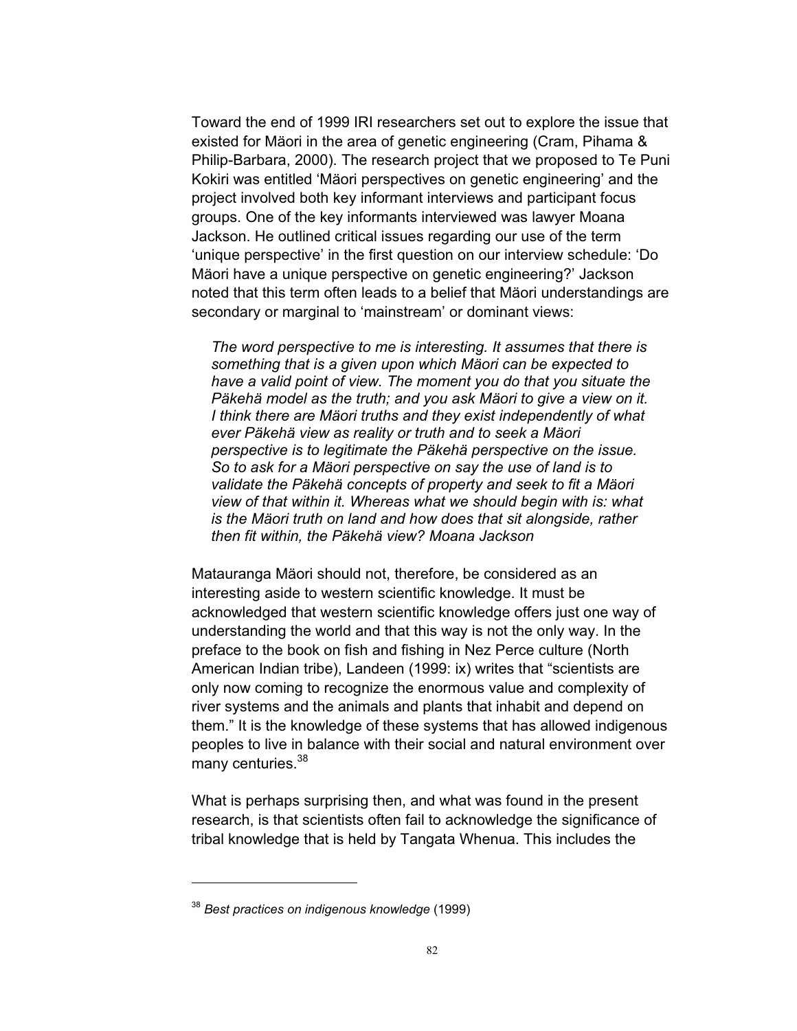Toward the end of 1999 IRI researchers set out to explore the issue that existed for Mäori in the area of genetic engineering (Cram, Pihama & Philip-Barbara, 2000). The research project that we proposed to Te Puni Kokiri was entitled 'Mäori perspectives on genetic engineering' and the project involved both key informant interviews and participant focus groups. One of the key informants interviewed was lawyer Moana Jackson. He outlined critical issues regarding our use of the term 'unique perspective' in the first question on our interview schedule: 'Do Mäori have a unique perspective on genetic engineering?' Jackson noted that this term often leads to a belief that Mäori understandings are secondary or marginal to 'mainstream' or dominant views:

> *The word perspective to me is interesting. It assumes that there is something that is a given upon which Mäori can be expected to have a valid point of view. The moment you do that you situate the Päkehä model as the truth; and you ask Mäori to give a view on it. I think there are Mäori truths and they exist independently of what ever Päkehä view as reality or truth and to seek a Mäori perspective is to legitimate the Päkehä perspective on the issue. So to ask for a Mäori perspective on say the use of land is to validate the Päkehä concepts of property and seek to fit a Mäori view of that within it. Whereas what we should begin with is: what is the Mäori truth on land and how does that sit alongside, rather then fit within, the Päkehä view? Moana Jackson*

Matauranga Mäori should not, therefore, be considered as an interesting aside to western scientific knowledge. It must be acknowledged that western scientific knowledge offers just one way of understanding the world and that this way is not the only way. In the preface to the book on fish and fishing in Nez Perce culture (North American Indian tribe), Landeen (1999: ix) writes that "scientists are only now coming to recognize the enormous value and complexity of river systems and the animals and plants that inhabit and depend on them." It is the knowledge of these systems that has allowed indigenous peoples to live in balance with their social and natural environment over many centuries.[38]

What is perhaps surprising then, and what was found in the present research, is that scientists often fail to acknowledge the significance of tribal knowledge that is held by Tangata Whenua. This includes the

---

[38] *Best practices on indigenous knowledge* (1999)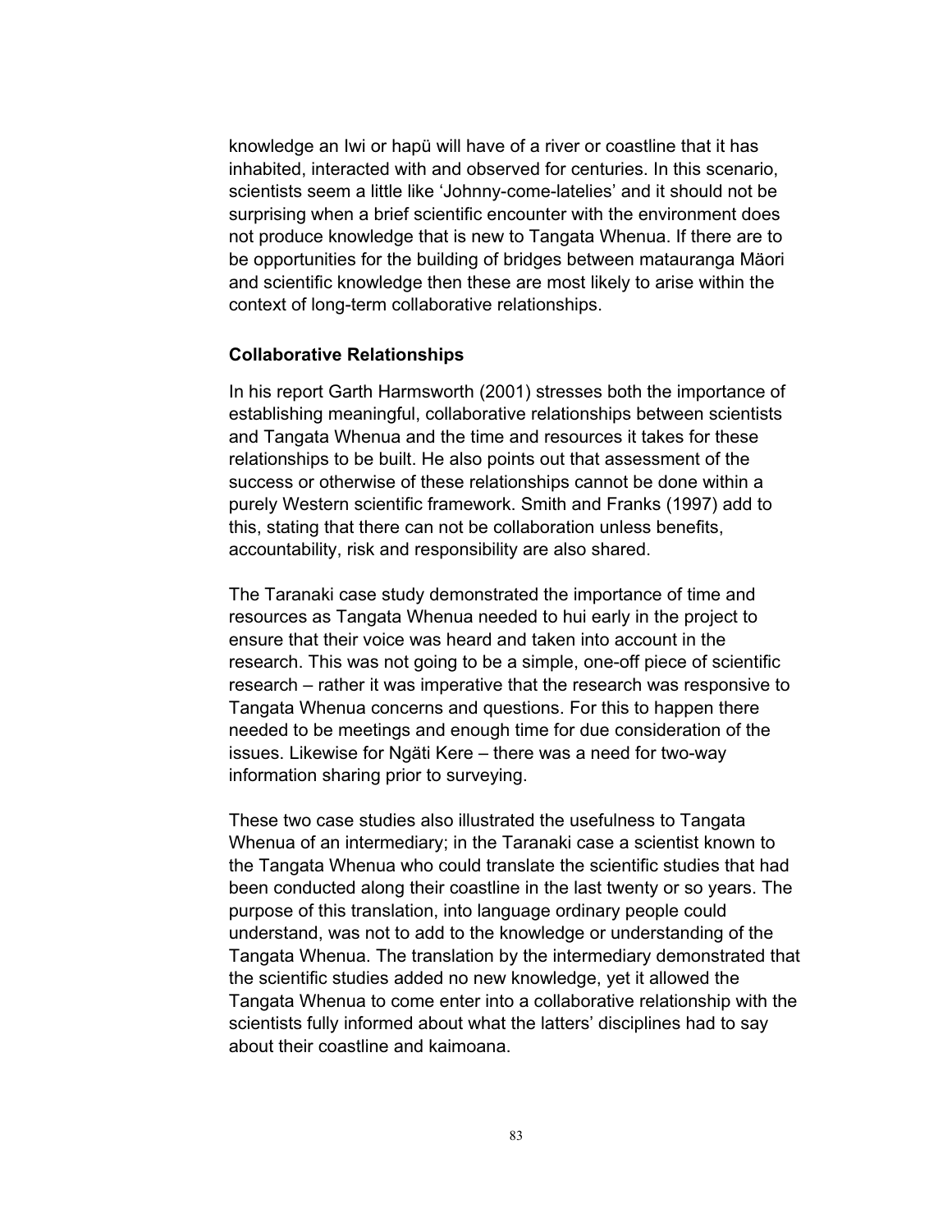knowledge an Iwi or hapü will have of a river or coastline that it has inhabited, interacted with and observed for centuries. In this scenario, scientists seem a little like 'Johnny-come-latelies' and it should not be surprising when a brief scientific encounter with the environment does not produce knowledge that is new to Tangata Whenua. If there are to be opportunities for the building of bridges between matauranga Mäori and scientific knowledge then these are most likely to arise within the context of long-term collaborative relationships.

**Collaborative Relationships**

In his report Garth Harmsworth (2001) stresses both the importance of establishing meaningful, collaborative relationships between scientists and Tangata Whenua and the time and resources it takes for these relationships to be built. He also points out that assessment of the success or otherwise of these relationships cannot be done within a purely Western scientific framework. Smith and Franks (1997) add to this, stating that there can not be collaboration unless benefits, accountability, risk and responsibility are also shared.

The Taranaki case study demonstrated the importance of time and resources as Tangata Whenua needed to hui early in the project to ensure that their voice was heard and taken into account in the research. This was not going to be a simple, one-off piece of scientific research – rather it was imperative that the research was responsive to Tangata Whenua concerns and questions. For this to happen there needed to be meetings and enough time for due consideration of the issues. Likewise for Ngäti Kere – there was a need for two-way information sharing prior to surveying.

These two case studies also illustrated the usefulness to Tangata Whenua of an intermediary; in the Taranaki case a scientist known to the Tangata Whenua who could translate the scientific studies that had been conducted along their coastline in the last twenty or so years. The purpose of this translation, into language ordinary people could understand, was not to add to the knowledge or understanding of the Tangata Whenua. The translation by the intermediary demonstrated that the scientific studies added no new knowledge, yet it allowed the Tangata Whenua to come enter into a collaborative relationship with the scientists fully informed about what the latters' disciplines had to say about their coastline and kaimoana.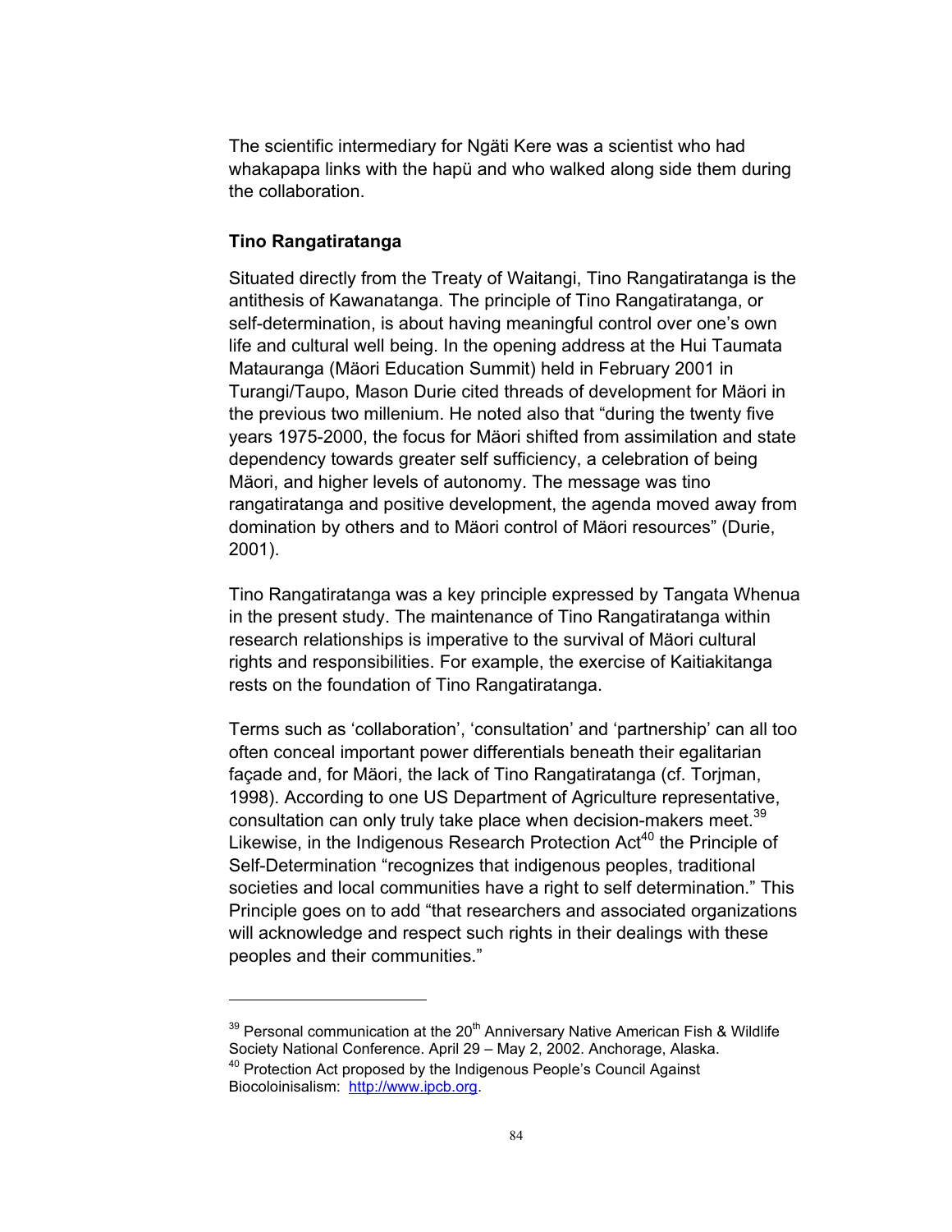The scientific intermediary for Ngäti Kere was a scientist who had whakapapa links with the hapü and who walked along side them during the collaboration.

**Tino Rangatiratanga**

Situated directly from the Treaty of Waitangi, Tino Rangatiratanga is the antithesis of Kawanatanga. The principle of Tino Rangatiratanga, or self-determination, is about having meaningful control over one's own life and cultural well being. In the opening address at the Hui Taumata Matauranga (Mäori Education Summit) held in February 2001 in Turangi/Taupo, Mason Durie cited threads of development for Mäori in the previous two millenium. He noted also that "during the twenty five years 1975-2000, the focus for Mäori shifted from assimilation and state dependency towards greater self sufficiency, a celebration of being Mäori, and higher levels of autonomy. The message was tino rangatiratanga and positive development, the agenda moved away from domination by others and to Mäori control of Mäori resources" (Durie, 2001).

Tino Rangatiratanga was a key principle expressed by Tangata Whenua in the present study. The maintenance of Tino Rangatiratanga within research relationships is imperative to the survival of Mäori cultural rights and responsibilities. For example, the exercise of Kaitiakitanga rests on the foundation of Tino Rangatiratanga.

Terms such as 'collaboration', 'consultation' and 'partnership' can all too often conceal important power differentials beneath their egalitarian façade and, for Mäori, the lack of Tino Rangatiratanga (cf. Torjman, 1998). According to one US Department of Agriculture representative, consultation can only truly take place when decision-makers meet.[39] Likewise, in the Indigenous Research Protection Act[40] the Principle of Self-Determination "recognizes that indigenous peoples, traditional societies and local communities have a right to self determination." This Principle goes on to add "that researchers and associated organizations will acknowledge and respect such rights in their dealings with these peoples and their communities."

---

[39] Personal communication at the 20th Anniversary Native American Fish & Wildlife Society National Conference. April 29 – May 2, 2002. Anchorage, Alaska.

[40] Protection Act proposed by the Indigenous People's Council Against Biocoloinisalism: http://www.ipcb.org.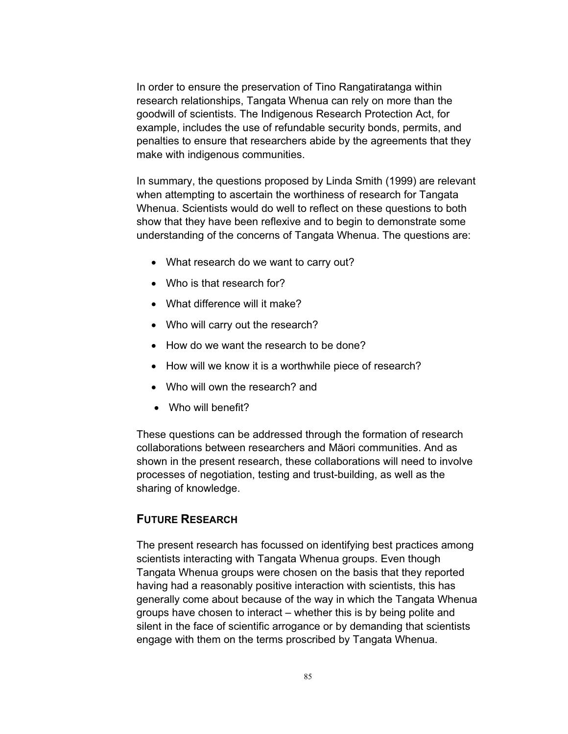In order to ensure the preservation of Tino Rangatiratanga within research relationships, Tangata Whenua can rely on more than the goodwill of scientists. The Indigenous Research Protection Act, for example, includes the use of refundable security bonds, permits, and penalties to ensure that researchers abide by the agreements that they make with indigenous communities.

In summary, the questions proposed by Linda Smith (1999) are relevant when attempting to ascertain the worthiness of research for Tangata Whenua. Scientists would do well to reflect on these questions to both show that they have been reflexive and to begin to demonstrate some understanding of the concerns of Tangata Whenua. The questions are:

- What research do we want to carry out?
- Who is that research for?
- What difference will it make?
- Who will carry out the research?
- How do we want the research to be done?
- How will we know it is a worthwhile piece of research?
- Who will own the research? and
- Who will benefit?

These questions can be addressed through the formation of research collaborations between researchers and Mäori communities. And as shown in the present research, these collaborations will need to involve processes of negotiation, testing and trust-building, as well as the sharing of knowledge.

## FUTURE RESEARCH

The present research has focussed on identifying best practices among scientists interacting with Tangata Whenua groups. Even though Tangata Whenua groups were chosen on the basis that they reported having had a reasonably positive interaction with scientists, this has generally come about because of the way in which the Tangata Whenua groups have chosen to interact – whether this is by being polite and silent in the face of scientific arrogance or by demanding that scientists engage with them on the terms proscribed by Tangata Whenua.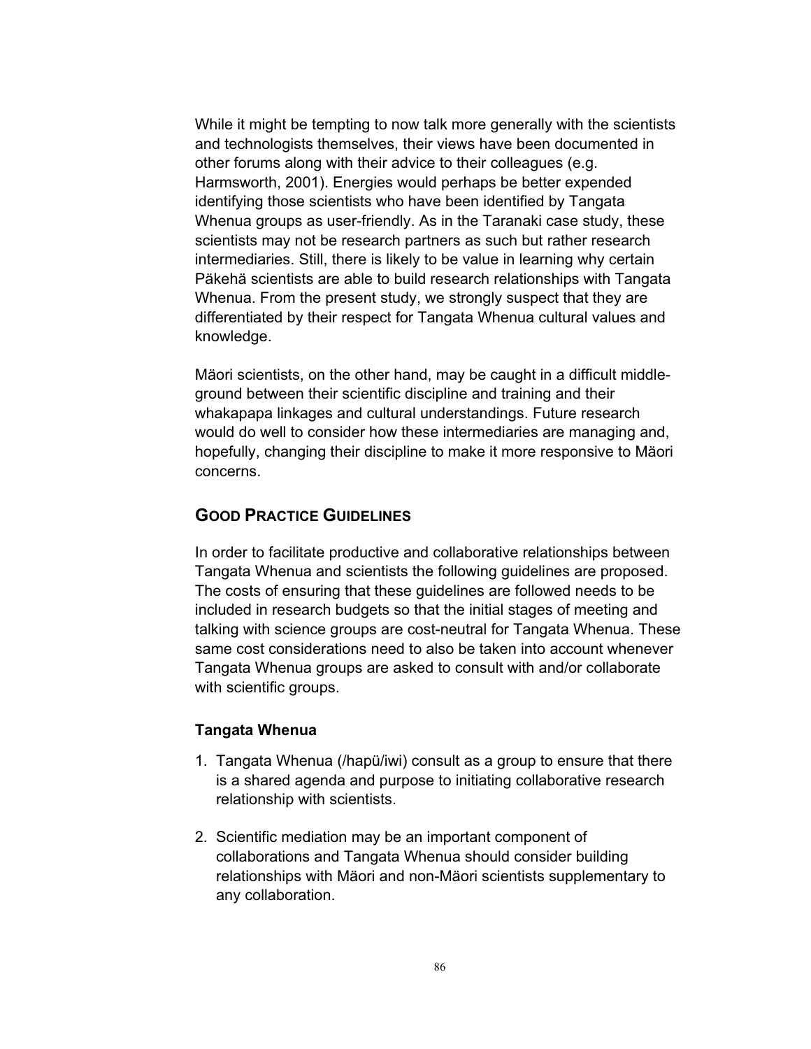While it might be tempting to now talk more generally with the scientists and technologists themselves, their views have been documented in other forums along with their advice to their colleagues (e.g. Harmsworth, 2001). Energies would perhaps be better expended identifying those scientists who have been identified by Tangata Whenua groups as user-friendly. As in the Taranaki case study, these scientists may not be research partners as such but rather research intermediaries. Still, there is likely to be value in learning why certain Päkehä scientists are able to build research relationships with Tangata Whenua. From the present study, we strongly suspect that they are differentiated by their respect for Tangata Whenua cultural values and knowledge.

Mäori scientists, on the other hand, may be caught in a difficult middle-ground between their scientific discipline and training and their whakapapa linkages and cultural understandings. Future research would do well to consider how these intermediaries are managing and, hopefully, changing their discipline to make it more responsive to Mäori concerns.

## GOOD PRACTICE GUIDELINES

In order to facilitate productive and collaborative relationships between Tangata Whenua and scientists the following guidelines are proposed. The costs of ensuring that these guidelines are followed needs to be included in research budgets so that the initial stages of meeting and talking with science groups are cost-neutral for Tangata Whenua. These same cost considerations need to also be taken into account whenever Tangata Whenua groups are asked to consult with and/or collaborate with scientific groups.

### Tangata Whenua

1. Tangata Whenua (/hapü/iwi) consult as a group to ensure that there is a shared agenda and purpose to initiating collaborative research relationship with scientists.

2. Scientific mediation may be an important component of collaborations and Tangata Whenua should consider building relationships with Mäori and non-Mäori scientists supplementary to any collaboration.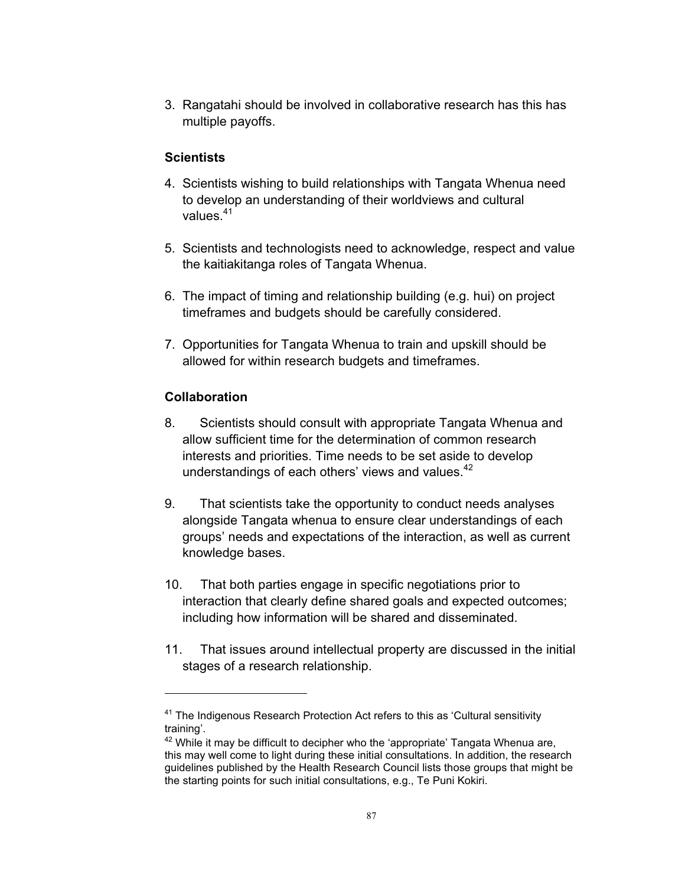3. Rangatahi should be involved in collaborative research has this has multiple payoffs.

**Scientists**

4. Scientists wishing to build relationships with Tangata Whenua need to develop an understanding of their worldviews and cultural values.[41]

5. Scientists and technologists need to acknowledge, respect and value the kaitiakitanga roles of Tangata Whenua.

6. The impact of timing and relationship building (e.g. hui) on project timeframes and budgets should be carefully considered.

7. Opportunities for Tangata Whenua to train and upskill should be allowed for within research budgets and timeframes.

**Collaboration**

8. Scientists should consult with appropriate Tangata Whenua and allow sufficient time for the determination of common research interests and priorities. Time needs to be set aside to develop understandings of each others' views and values.[42]

9. That scientists take the opportunity to conduct needs analyses alongside Tangata whenua to ensure clear understandings of each groups' needs and expectations of the interaction, as well as current knowledge bases.

10. That both parties engage in specific negotiations prior to interaction that clearly define shared goals and expected outcomes; including how information will be shared and disseminated.

11. That issues around intellectual property are discussed in the initial stages of a research relationship.

---

[41] The Indigenous Research Protection Act refers to this as 'Cultural sensitivity training'.

[42] While it may be difficult to decipher who the 'appropriate' Tangata Whenua are, this may well come to light during these initial consultations. In addition, the research guidelines published by the Health Research Council lists those groups that might be the starting points for such initial consultations, e.g., Te Puni Kokiri.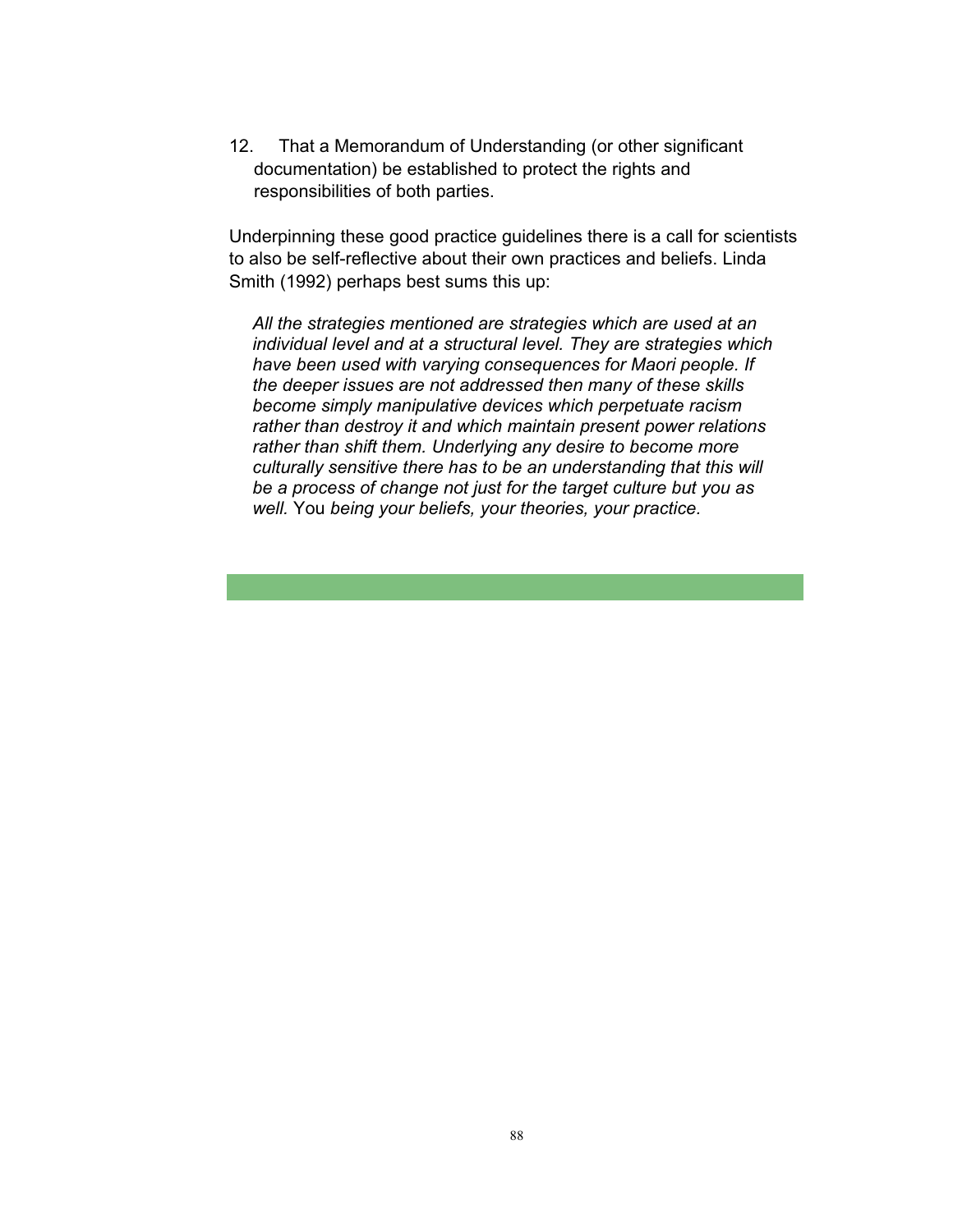12. That a Memorandum of Understanding (or other significant documentation) be established to protect the rights and responsibilities of both parties.

Underpinning these good practice guidelines there is a call for scientists to also be self-reflective about their own practices and beliefs. Linda Smith (1992) perhaps best sums this up:

> *All the strategies mentioned are strategies which are used at an individual level and at a structural level. They are strategies which have been used with varying consequences for Maori people. If the deeper issues are not addressed then many of these skills become simply manipulative devices which perpetuate racism rather than destroy it and which maintain present power relations rather than shift them. Underlying any desire to become more culturally sensitive there has to be an understanding that this will be a process of change not just for the target culture but you as well.* You *being your beliefs, your theories, your practice.*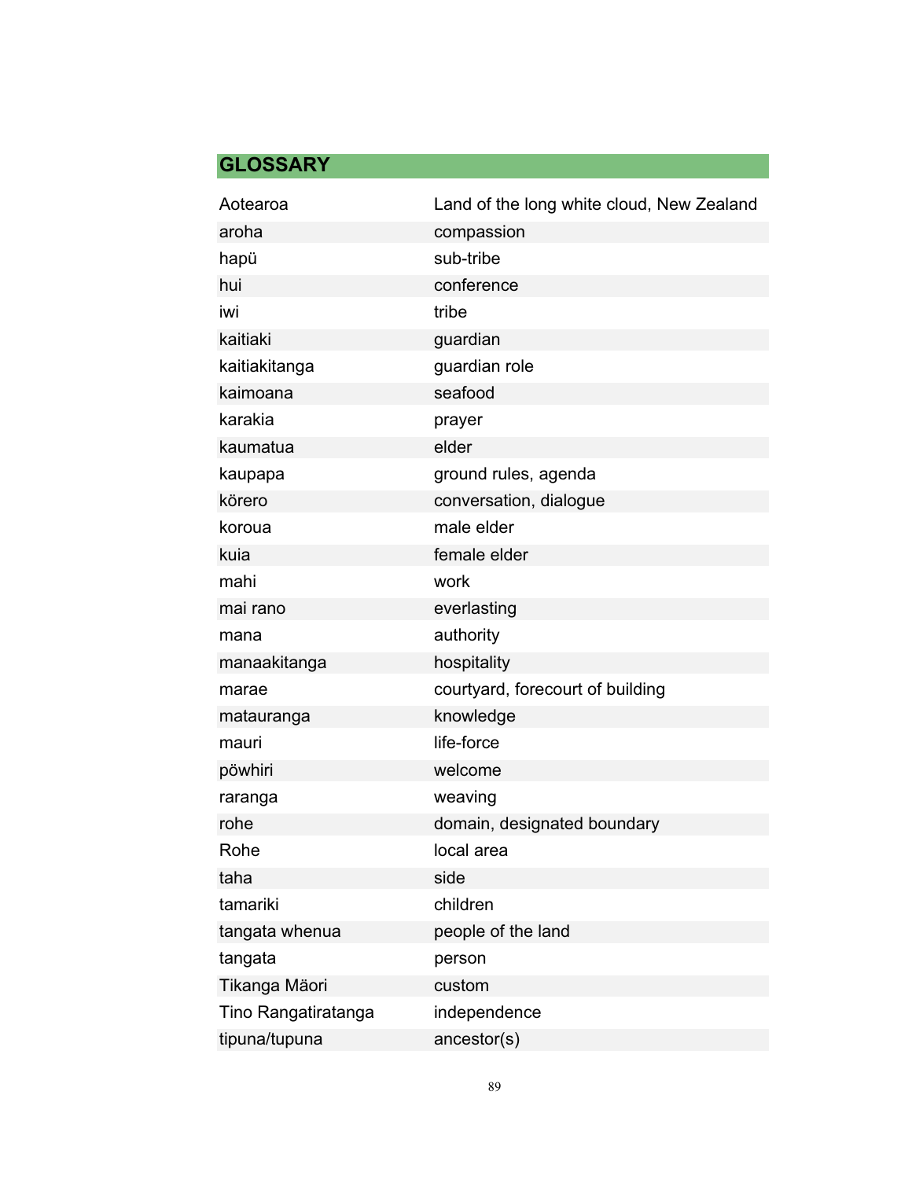## GLOSSARY

| | |
|---|---|
| Aotearoa | Land of the long white cloud, New Zealand |
| aroha | compassion |
| hapü | sub-tribe |
| hui | conference |
| iwi | tribe |
| kaitiaki | guardian |
| kaitiakitanga | guardian role |
| kaimoana | seafood |
| karakia | prayer |
| kaumatua | elder |
| kaupapa | ground rules, agenda |
| körero | conversation, dialogue |
| koroua | male elder |
| kuia | female elder |
| mahi | work |
| mai rano | everlasting |
| mana | authority |
| manaakitanga | hospitality |
| marae | courtyard, forecourt of building |
| matauranga | knowledge |
| mauri | life-force |
| pöwhiri | welcome |
| raranga | weaving |
| rohe | domain, designated boundary |
| Rohe | local area |
| taha | side |
| tamariki | children |
| tangata whenua | people of the land |
| tangata | person |
| Tikanga Mäori | custom |
| Tino Rangatiratanga | independence |
| tipuna/tupuna | ancestor(s) |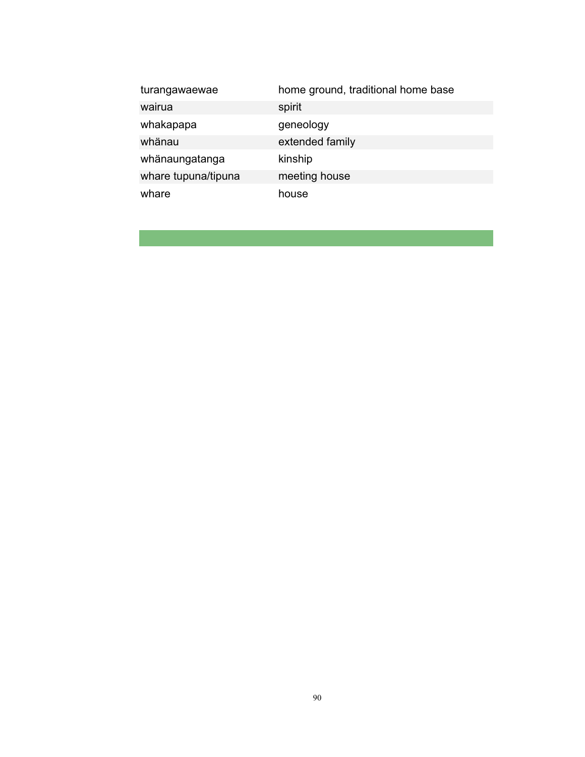| | |
|---|---|
| turangawaewae | home ground, traditional home base |
| wairua | spirit |
| whakapapa | geneology |
| whänau | extended family |
| whänaungatanga | kinship |
| whare tupuna/tipuna | meeting house |
| whare | house |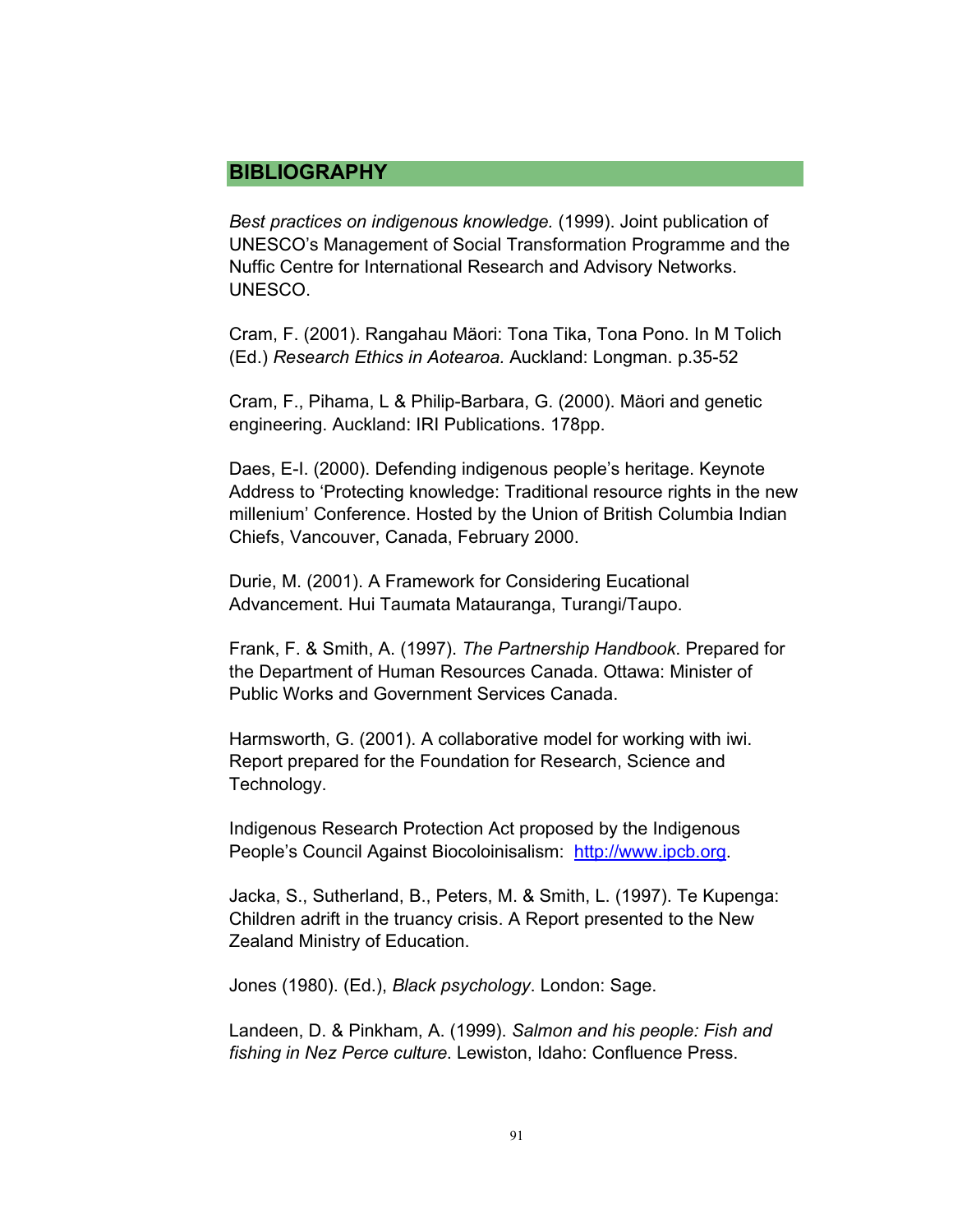## BIBLIOGRAPHY

*Best practices on indigenous knowledge.* (1999). Joint publication of UNESCO's Management of Social Transformation Programme and the Nuffic Centre for International Research and Advisory Networks. UNESCO.

Cram, F. (2001). Rangahau Mäori: Tona Tika, Tona Pono. In M Tolich (Ed.) *Research Ethics in Aotearoa.* Auckland: Longman. p.35-52

Cram, F., Pihama, L & Philip-Barbara, G. (2000). Mäori and genetic engineering. Auckland: IRI Publications. 178pp.

Daes, E-I. (2000). Defending indigenous people's heritage. Keynote Address to 'Protecting knowledge: Traditional resource rights in the new millenium' Conference. Hosted by the Union of British Columbia Indian Chiefs, Vancouver, Canada, February 2000.

Durie, M. (2001). A Framework for Considering Eucational Advancement. Hui Taumata Matauranga, Turangi/Taupo.

Frank, F. & Smith, A. (1997). *The Partnership Handbook.* Prepared for the Department of Human Resources Canada. Ottawa: Minister of Public Works and Government Services Canada.

Harmsworth, G. (2001). A collaborative model for working with iwi. Report prepared for the Foundation for Research, Science and Technology.

Indigenous Research Protection Act proposed by the Indigenous People's Council Against Biocoloinisalism: [http://www.ipcb.org](http://www.ipcb.org).

Jacka, S., Sutherland, B., Peters, M. & Smith, L. (1997). Te Kupenga: Children adrift in the truancy crisis. A Report presented to the New Zealand Ministry of Education.

Jones (1980). (Ed.), *Black psychology*. London: Sage.

Landeen, D. & Pinkham, A. (1999). *Salmon and his people: Fish and fishing in Nez Perce culture.* Lewiston, Idaho: Confluence Press.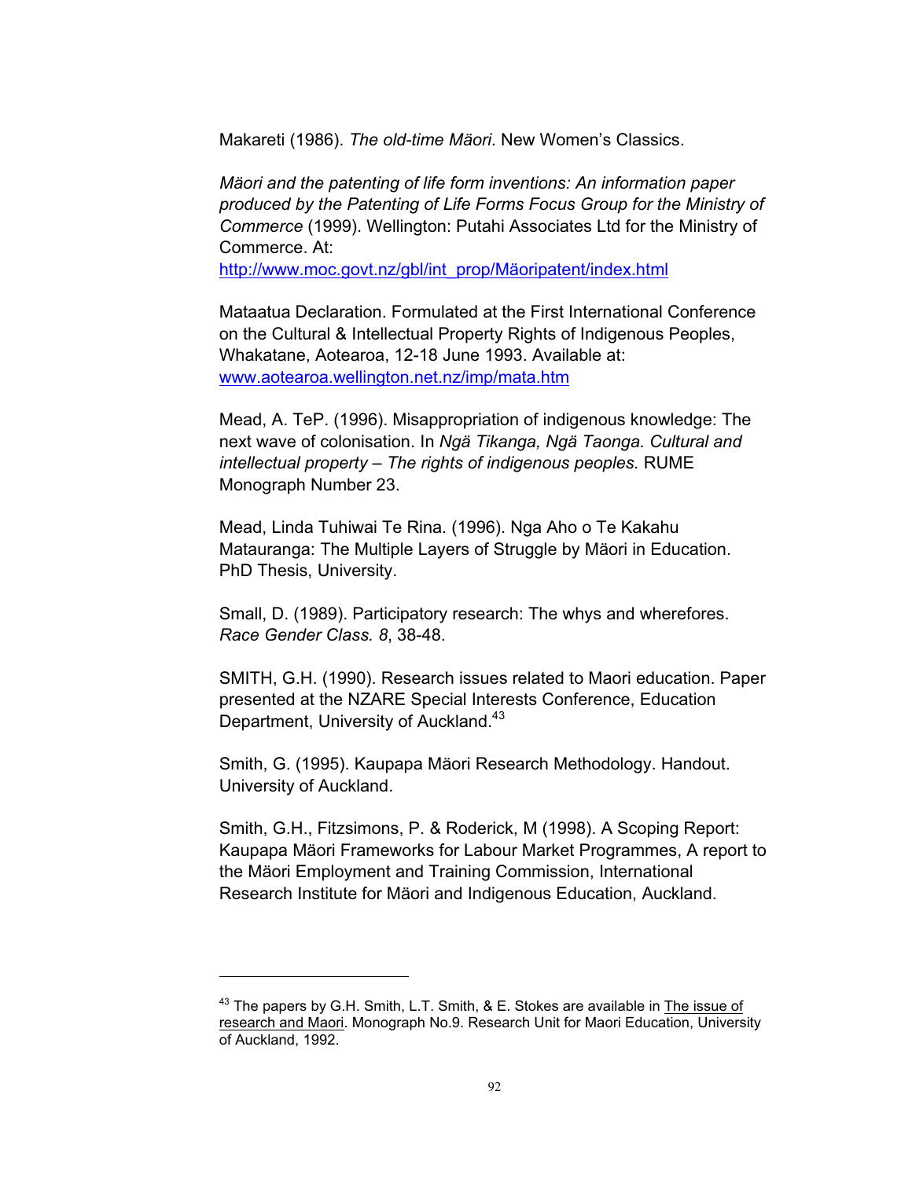Makareti (1986). *The old-time Mäori*. New Women's Classics.

*Mäori and the patenting of life form inventions: An information paper produced by the Patenting of Life Forms Focus Group for the Ministry of Commerce* (1999). Wellington: Putahi Associates Ltd for the Ministry of Commerce. At: http://www.moc.govt.nz/gbl/int_prop/Mäoripatent/index.html

Mataatua Declaration. Formulated at the First International Conference on the Cultural & Intellectual Property Rights of Indigenous Peoples, Whakatane, Aotearoa, 12-18 June 1993. Available at: www.aotearoa.wellington.net.nz/imp/mata.htm

Mead, A. TeP. (1996). Misappropriation of indigenous knowledge: The next wave of colonisation. In *Ngä Tikanga, Ngä Taonga. Cultural and intellectual property – The rights of indigenous peoples.* RUME Monograph Number 23.

Mead, Linda Tuhiwai Te Rina. (1996). Nga Aho o Te Kakahu Matauranga: The Multiple Layers of Struggle by Mäori in Education. PhD Thesis, University.

Small, D. (1989). Participatory research: The whys and wherefores. *Race Gender Class. 8*, 38-48.

SMITH, G.H. (1990). Research issues related to Maori education. Paper presented at the NZARE Special Interests Conference, Education Department, University of Auckland.[43]

Smith, G. (1995). Kaupapa Mäori Research Methodology. Handout. University of Auckland.

Smith, G.H., Fitzsimons, P. & Roderick, M (1998). A Scoping Report: Kaupapa Mäori Frameworks for Labour Market Programmes, A report to the Mäori Employment and Training Commission, International Research Institute for Mäori and Indigenous Education, Auckland.

---

[43] The papers by G.H. Smith, L.T. Smith, & E. Stokes are available in The issue of research and Maori. Monograph No.9. Research Unit for Maori Education, University of Auckland, 1992.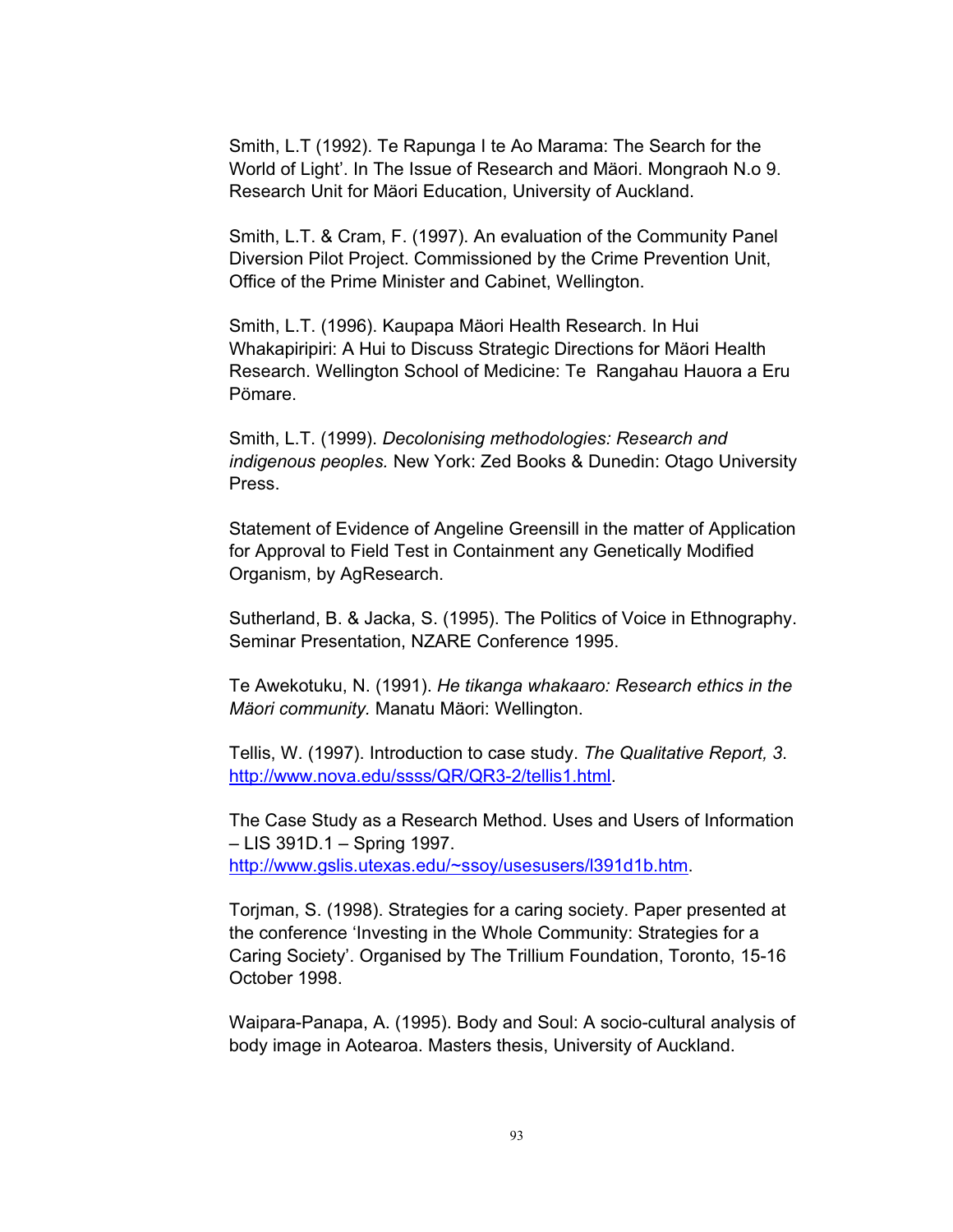Smith, L.T (1992). Te Rapunga I te Ao Marama: The Search for the World of Light'. In The Issue of Research and Mäori. Mongraoh N.o 9. Research Unit for Mäori Education, University of Auckland.

Smith, L.T. & Cram, F. (1997). An evaluation of the Community Panel Diversion Pilot Project. Commissioned by the Crime Prevention Unit, Office of the Prime Minister and Cabinet, Wellington.

Smith, L.T. (1996). Kaupapa Mäori Health Research. In Hui Whakapiripiri: A Hui to Discuss Strategic Directions for Mäori Health Research. Wellington School of Medicine: Te Rangahau Hauora a Eru Pömare.

Smith, L.T. (1999). *Decolonising methodologies: Research and indigenous peoples.* New York: Zed Books & Dunedin: Otago University Press.

Statement of Evidence of Angeline Greensill in the matter of Application for Approval to Field Test in Containment any Genetically Modified Organism, by AgResearch.

Sutherland, B. & Jacka, S. (1995). The Politics of Voice in Ethnography. Seminar Presentation, NZARE Conference 1995.

Te Awekotuku, N. (1991). *He tikanga whakaaro: Research ethics in the Mäori community.* Manatu Mäori: Wellington.

Tellis, W. (1997). Introduction to case study. *The Qualitative Report, 3.* http://www.nova.edu/ssss/QR/QR3-2/tellis1.html.

The Case Study as a Research Method. Uses and Users of Information – LIS 391D.1 – Spring 1997. http://www.gslis.utexas.edu/~ssoy/usesusers/l391d1b.htm.

Torjman, S. (1998). Strategies for a caring society. Paper presented at the conference 'Investing in the Whole Community: Strategies for a Caring Society'. Organised by The Trillium Foundation, Toronto, 15-16 October 1998.

Waipara-Panapa, A. (1995). Body and Soul: A socio-cultural analysis of body image in Aotearoa. Masters thesis, University of Auckland.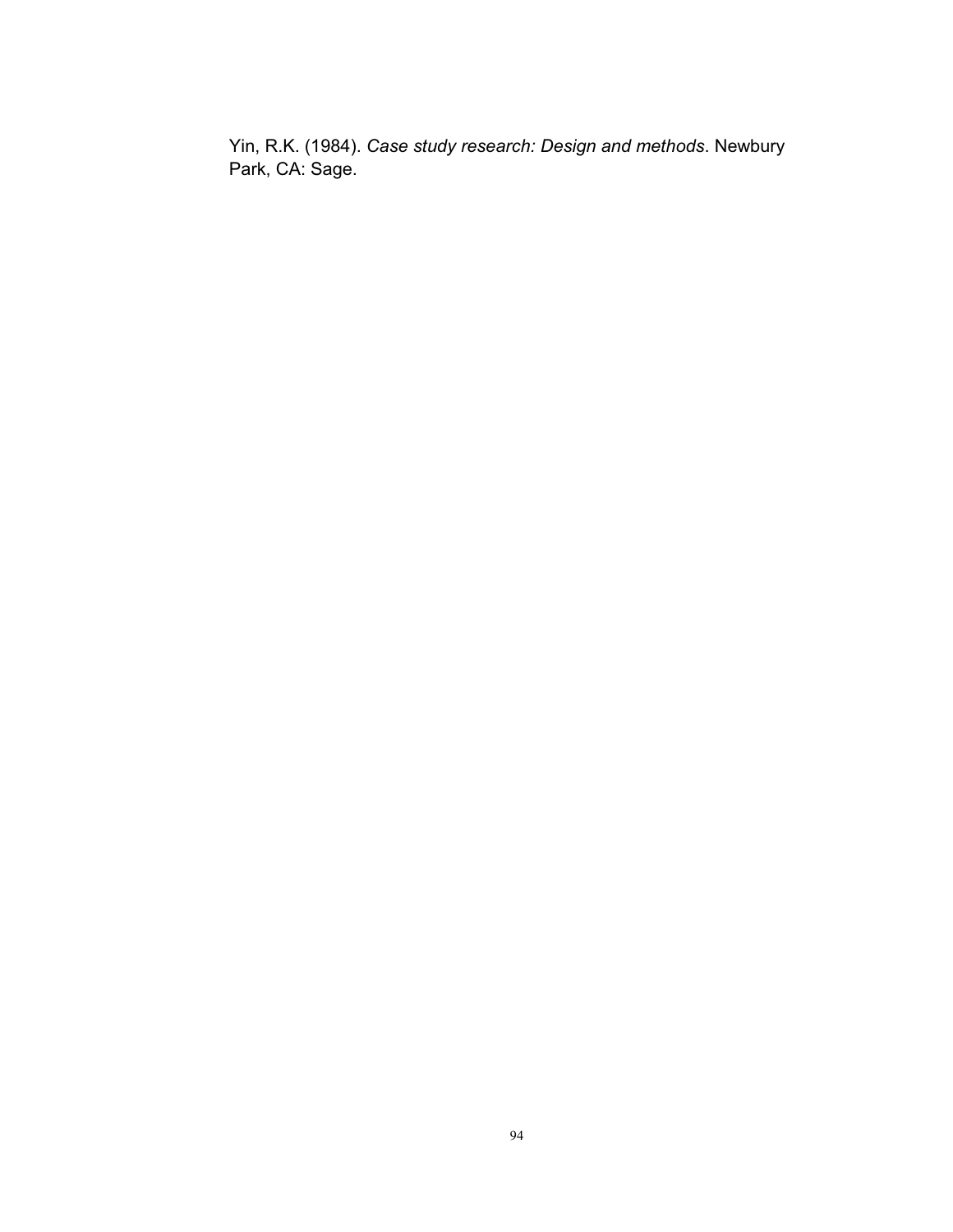Yin, R.K. (1984). *Case study research: Design and methods*. Newbury Park, CA: Sage.